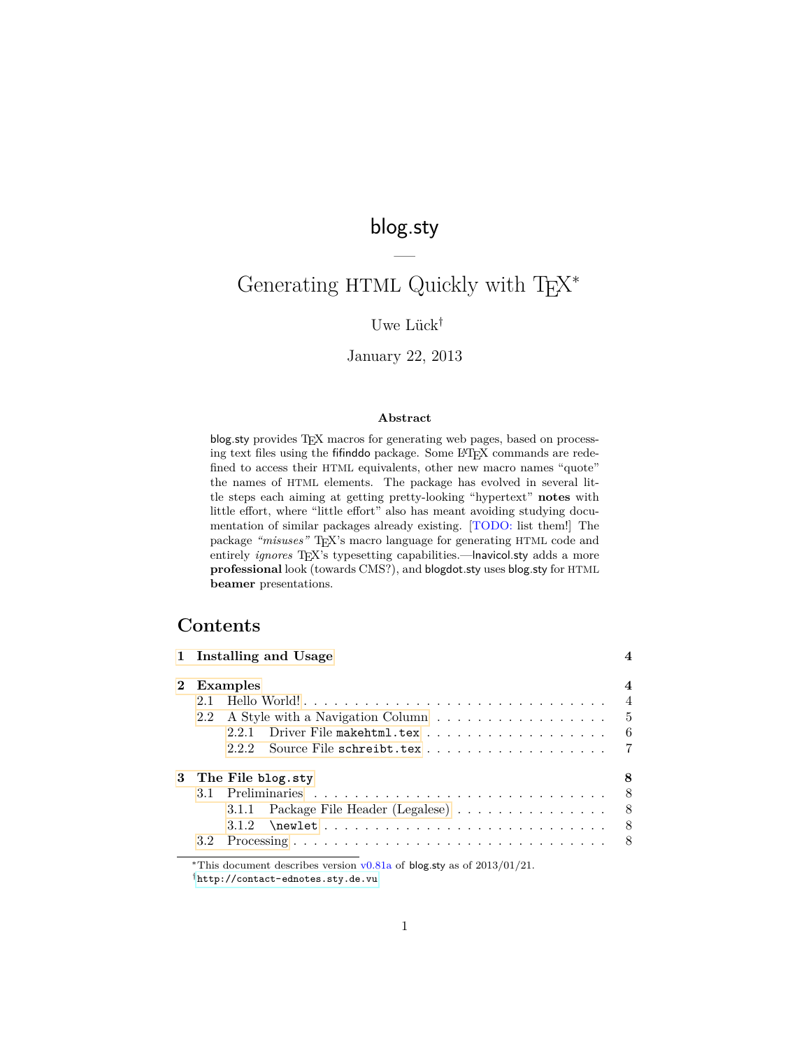# blog.sty

—

## Generating HTML Quickly with TeX*

Uwe Lück†

January 22, 2013

**Abstract**

blog.sty provides TeX macros for generating web pages, based on processing text files using the fifinddo package. Some LaTeX commands are redefined to access their HTML equivalents, other new macro names "quote" the names of HTML elements. The package has evolved in several little steps each aiming at getting pretty-looking "hypertext" **notes** with little effort, where "little effort" also has meant avoiding studying documentation of similar packages already existing. [TODO: list them!] The package *"misuses"* TeX's macro language for generating HTML code and entirely *ignores* TeX's typesetting capabilities.—lnavicol.sty adds a more **professional** look (towards CMS?), and blogdot.sty uses blog.sty for HTML **beamer** presentations.

## Contents

- **1 Installing and Usage** — 4
- **2 Examples** — 4
  - 2.1 Hello World! — 4
  - 2.2 A Style with a Navigation Column — 5
    - 2.2.1 Driver File `makehtml.tex` — 6
    - 2.2.2 Source File `schreibt.tex` — 7
- **3 The File `blog.sty`** — 8
  - 3.1 Preliminaries — 8
    - 3.1.1 Package File Header (Legalese) — 8
    - 3.1.2 `\newlet` — 8
  - 3.2 Processing — 8

---

*This document describes version v0.81a of blog.sty as of 2013/01/21.

†`http://contact-ednotes.sty.de.vu`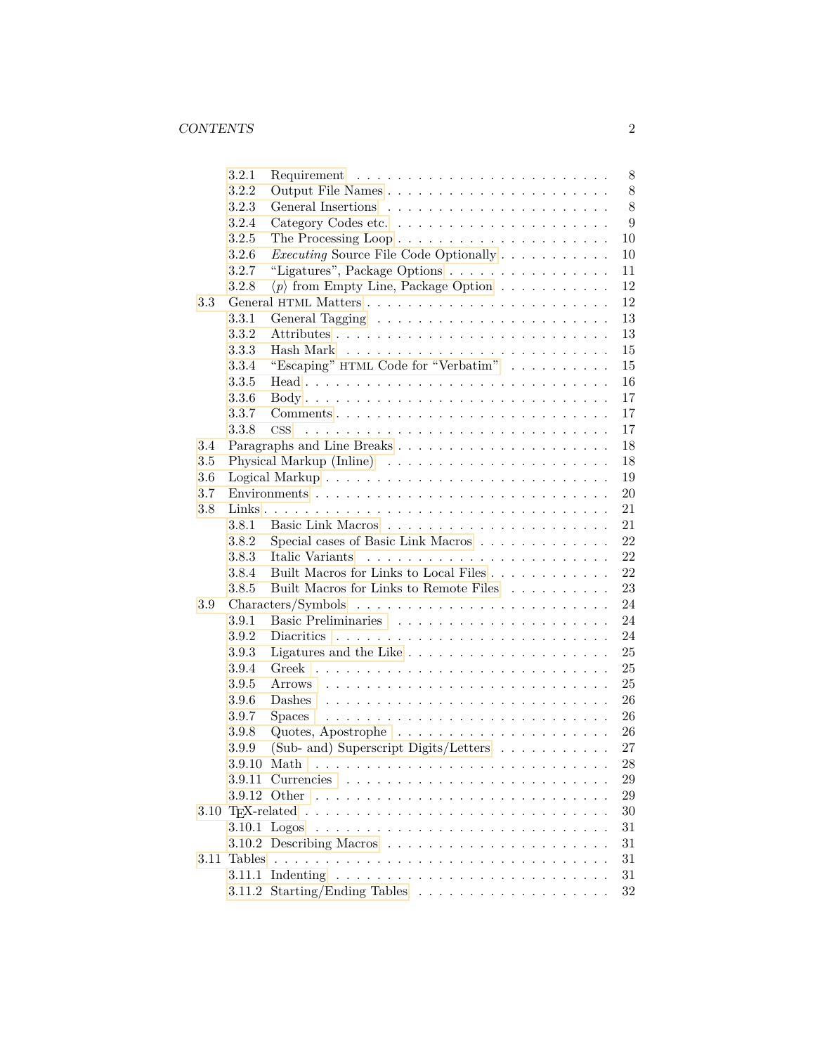- 3.2.1 Requirement . . . 8
- 3.2.2 Output File Names . . . 8
- 3.2.3 General Insertions . . . 8
- 3.2.4 Category Codes etc. . . . 9
- 3.2.5 The Processing Loop . . . 10
- 3.2.6 *Executing* Source File Code Optionally . . . 10
- 3.2.7 "Ligatures", Package Options . . . 11
- 3.2.8 ⟨*p*⟩ from Empty Line, Package Option . . . 12

3.3 General HTML Matters . . . 12
- 3.3.1 General Tagging . . . 13
- 3.3.2 Attributes . . . 13
- 3.3.3 Hash Mark . . . 15
- 3.3.4 "Escaping" HTML Code for "Verbatim" . . . 15
- 3.3.5 Head . . . 16
- 3.3.6 Body . . . 17
- 3.3.7 Comments . . . 17
- 3.3.8 CSS . . . 17

3.4 Paragraphs and Line Breaks . . . 18

3.5 Physical Markup (Inline) . . . 18

3.6 Logical Markup . . . 19

3.7 Environments . . . 20

3.8 Links . . . 21
- 3.8.1 Basic Link Macros . . . 21
- 3.8.2 Special cases of Basic Link Macros . . . 22
- 3.8.3 Italic Variants . . . 22
- 3.8.4 Built Macros for Links to Local Files . . . 22
- 3.8.5 Built Macros for Links to Remote Files . . . 23

3.9 Characters/Symbols . . . 24
- 3.9.1 Basic Preliminaries . . . 24
- 3.9.2 Diacritics . . . 24
- 3.9.3 Ligatures and the Like . . . 25
- 3.9.4 Greek . . . 25
- 3.9.5 Arrows . . . 25
- 3.9.6 Dashes . . . 26
- 3.9.7 Spaces . . . 26
- 3.9.8 Quotes, Apostrophe . . . 26
- 3.9.9 (Sub- and) Superscript Digits/Letters . . . 27
- 3.9.10 Math . . . 28
- 3.9.11 Currencies . . . 29
- 3.9.12 Other . . . 29

3.10 TeX-related . . . 30
- 3.10.1 Logos . . . 31
- 3.10.2 Describing Macros . . . 31

3.11 Tables . . . 31
- 3.11.1 Indenting . . . 31
- 3.11.2 Starting/Ending Tables . . . 32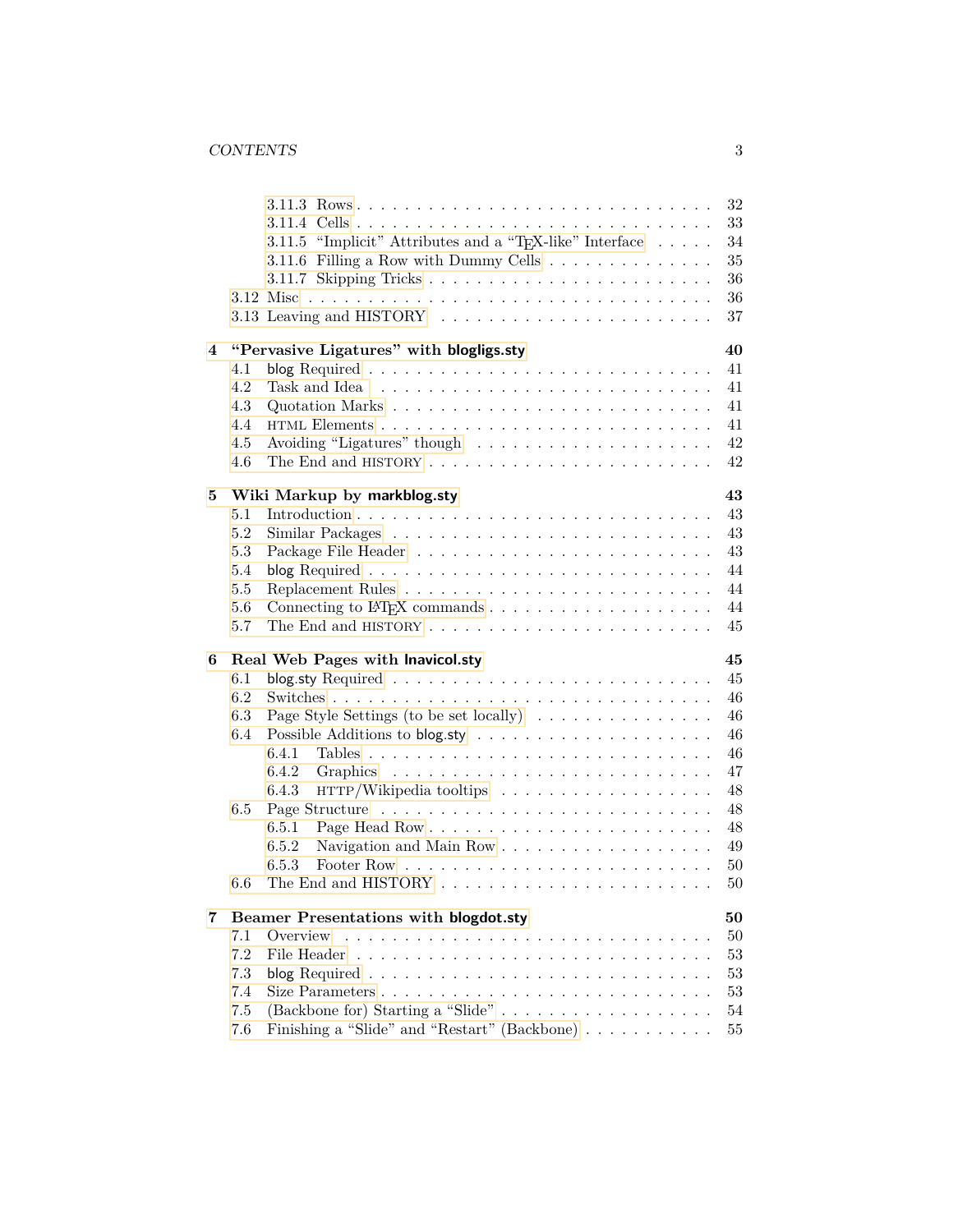3.11.3 Rows . . . . . . . . . . . . . . . . . . . . . . . . . . . . 32
3.11.4 Cells . . . . . . . . . . . . . . . . . . . . . . . . . . . . 33
3.11.5 "Implicit" Attributes and a "TEX-like" Interface . . . . . 34
3.11.6 Filling a Row with Dummy Cells . . . . . . . . . . . . . . 35
3.11.7 Skipping Tricks . . . . . . . . . . . . . . . . . . . . . . . 36
3.12 Misc . . . . . . . . . . . . . . . . . . . . . . . . . . . . . . 36
3.13 Leaving and HISTORY . . . . . . . . . . . . . . . . . . . . . . 37

**4 "Pervasive Ligatures" with blogligs.sty 40**
4.1 blog Required . . . . . . . . . . . . . . . . . . . . . . . . . 41
4.2 Task and Idea . . . . . . . . . . . . . . . . . . . . . . . . . 41
4.3 Quotation Marks . . . . . . . . . . . . . . . . . . . . . . . . 41
4.4 HTML Elements . . . . . . . . . . . . . . . . . . . . . . . . . 41
4.5 Avoiding "Ligatures" though . . . . . . . . . . . . . . . . . . 42
4.6 The End and HISTORY . . . . . . . . . . . . . . . . . . . . . . 42

**5 Wiki Markup by markblog.sty 43**
5.1 Introduction . . . . . . . . . . . . . . . . . . . . . . . . . . 43
5.2 Similar Packages . . . . . . . . . . . . . . . . . . . . . . . . 43
5.3 Package File Header . . . . . . . . . . . . . . . . . . . . . . 43
5.4 blog Required . . . . . . . . . . . . . . . . . . . . . . . . . 44
5.5 Replacement Rules . . . . . . . . . . . . . . . . . . . . . . . 44
5.6 Connecting to LATEX commands . . . . . . . . . . . . . . . . . 44
5.7 The End and HISTORY . . . . . . . . . . . . . . . . . . . . . . 45

**6 Real Web Pages with lnavicol.sty 45**
6.1 blog.sty Required . . . . . . . . . . . . . . . . . . . . . . . 45
6.2 Switches . . . . . . . . . . . . . . . . . . . . . . . . . . . . 46
6.3 Page Style Settings (to be set locally) . . . . . . . . . . . . 46
6.4 Possible Additions to blog.sty . . . . . . . . . . . . . . . . . 46
6.4.1 Tables . . . . . . . . . . . . . . . . . . . . . . . . . . . 46
6.4.2 Graphics . . . . . . . . . . . . . . . . . . . . . . . . . . 47
6.4.3 HTTP/Wikipedia tooltips . . . . . . . . . . . . . . . . . . 48
6.5 Page Structure . . . . . . . . . . . . . . . . . . . . . . . . . 48
6.5.1 Page Head Row . . . . . . . . . . . . . . . . . . . . . . . 48
6.5.2 Navigation and Main Row . . . . . . . . . . . . . . . . . . 49
6.5.3 Footer Row . . . . . . . . . . . . . . . . . . . . . . . . . 50
6.6 The End and HISTORY . . . . . . . . . . . . . . . . . . . . . . 50

**7 Beamer Presentations with blogdot.sty 50**
7.1 Overview . . . . . . . . . . . . . . . . . . . . . . . . . . . . 50
7.2 File Header . . . . . . . . . . . . . . . . . . . . . . . . . . 53
7.3 blog Required . . . . . . . . . . . . . . . . . . . . . . . . . 53
7.4 Size Parameters . . . . . . . . . . . . . . . . . . . . . . . . 53
7.5 (Backbone for) Starting a "Slide" . . . . . . . . . . . . . . . 54
7.6 Finishing a "Slide" and "Restart" (Backbone) . . . . . . . . . 55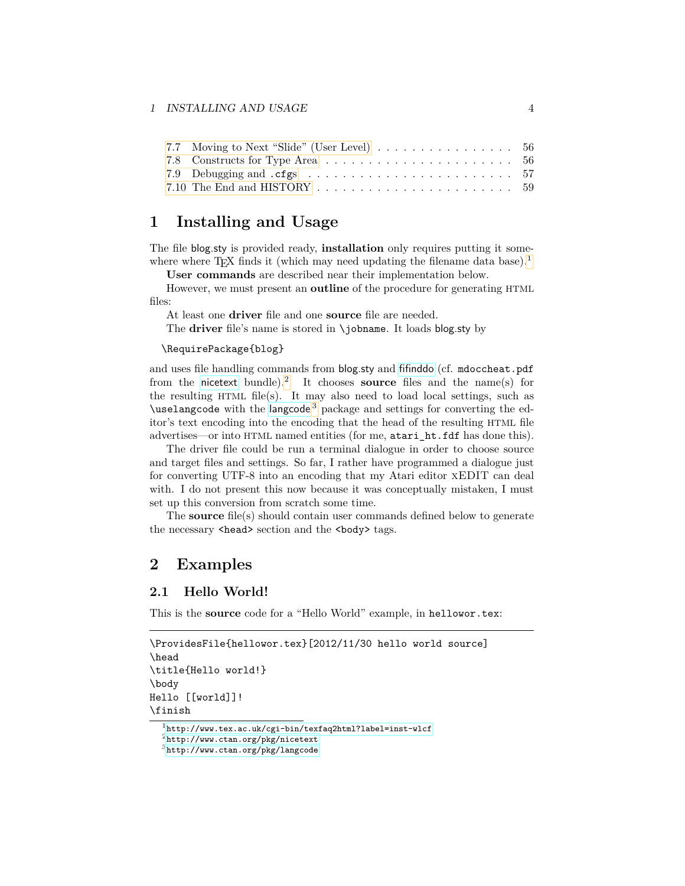| | | |
|---|---|---|
| 7.7 | Moving to Next "Slide" (User Level) | 56 |
| 7.8 | Constructs for Type Area | 56 |
| 7.9 | Debugging and `.cfg`s | 57 |
| 7.10 | The End and HISTORY | 59 |

# 1 Installing and Usage

The file blog.sty is provided ready, **installation** only requires putting it somewhere where TEX finds it (which may need updating the filename data base).[1]

**User commands** are described near their implementation below.

However, we must present an **outline** of the procedure for generating HTML files:

At least one **driver** file and one **source** file are needed.

The **driver** file's name is stored in `\jobname`. It loads blog.sty by

```
\RequirePackage{blog}
```

and uses file handling commands from blog.sty and fifinddo (cf. `mdoccheat.pdf` from the nicetext bundle).[2] It chooses **source** files and the name(s) for the resulting HTML file(s). It may also need to load local settings, such as `\uselangcode` with the langcode[3] package and settings for converting the editor's text encoding into the encoding that the head of the resulting HTML file advertises—or into HTML named entities (for me, `atari_ht.fdf` has done this).

The driver file could be run a terminal dialogue in order to choose source and target files and settings. So far, I rather have programmed a dialogue just for converting UTF-8 into an encoding that my Atari editor xEDIT can deal with. I do not present this now because it was conceptually mistaken, I must set up this conversion from scratch some time.

The **source** file(s) should contain user commands defined below to generate the necessary `<head>` section and the `<body>` tags.

# 2 Examples

## 2.1 Hello World!

This is the **source** code for a "Hello World" example, in `hellowor.tex`:

```
\ProvidesFile{hellowor.tex}[2012/11/30 hello world source]
\head
\title{Hello world!}
\body
Hello [[world]]!
\finish
```

[1] http://www.tex.ac.uk/cgi-bin/texfaq2html?label=inst-wlcf

[2] http://www.ctan.org/pkg/nicetext

[3] http://www.ctan.org/pkg/langcode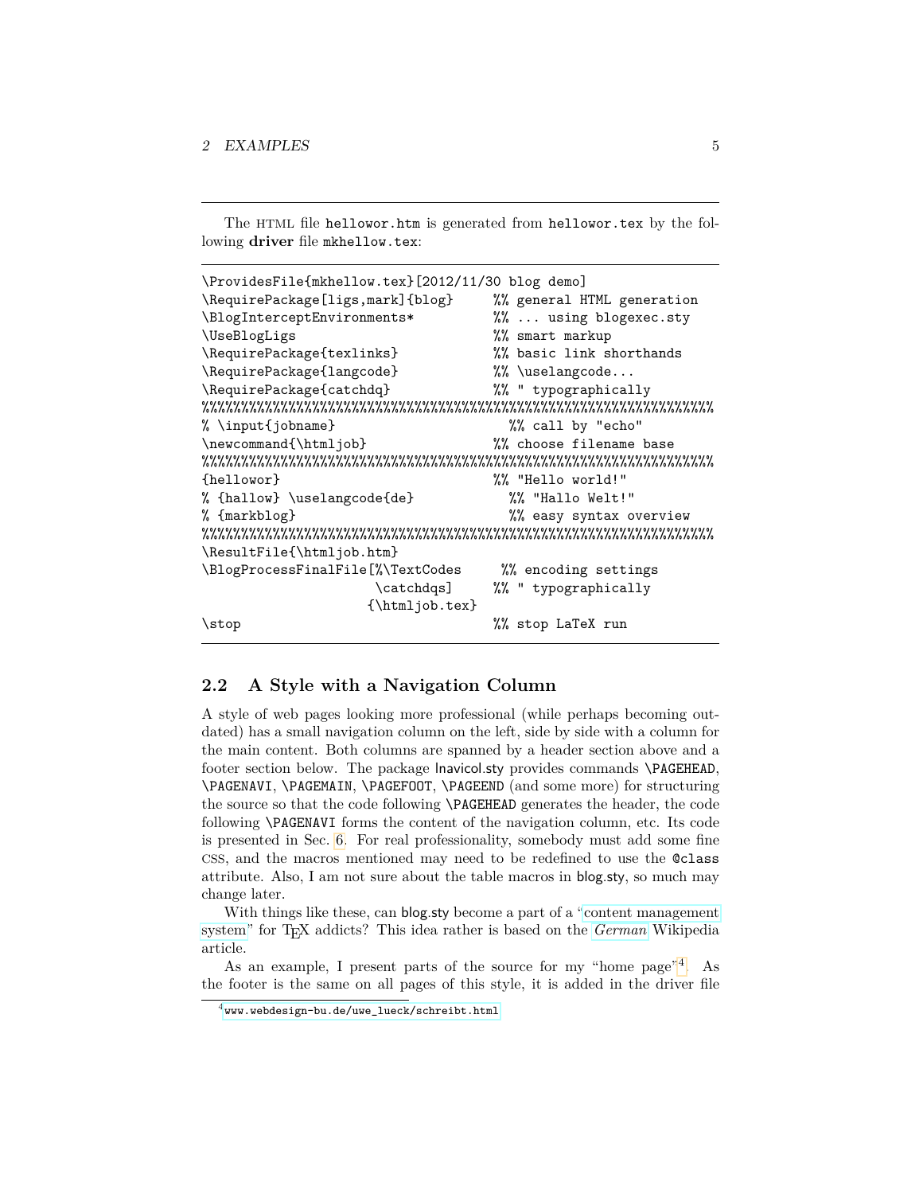The HTML file `hellowor.htm` is generated from `hellowor.tex` by the following **driver** file `mkhellow.tex`:

```
\ProvidesFile{mkhellow.tex}[2012/11/30 blog demo]
\RequirePackage[ligs,mark]{blog}     %% general HTML generation
\BlogInterceptEnvironments*          %% ... using blogexec.sty
\UseBlogLigs                         %% smart markup
\RequirePackage{texlinks}            %% basic link shorthands
\RequirePackage{langcode}            %% \uselangcode...
\RequirePackage{catchdq}             %% " typographically
%%%%%%%%%%%%%%%%%%%%%%%%%%%%%%%%%%%%%%%%%%%%%%%%%%%%%%%%%%%%%%%%%%%%%%%
% \input{jobname}                      %% call by "echo"
\newcommand{\htmljob}                %% choose filename base
%%%%%%%%%%%%%%%%%%%%%%%%%%%%%%%%%%%%%%%%%%%%%%%%%%%%%%%%%%%%%%%%%%%%%%%
{hellowor}                           %% "Hello world!"
% {hallow} \uselangcode{de}            %% "Hallo Welt!"
% {markblog}                           %% easy syntax overview
%%%%%%%%%%%%%%%%%%%%%%%%%%%%%%%%%%%%%%%%%%%%%%%%%%%%%%%%%%%%%%%%%%%%%%%
\ResultFile{\htmljob.htm}
\BlogProcessFinalFile[%\TextCodes     %% encoding settings
                      \catchdqs]     %% " typographically
                     {\htmljob.tex}
\stop                                %% stop LaTeX run
```

## 2.2 A Style with a Navigation Column

A style of web pages looking more professional (while perhaps becoming outdated) has a small navigation column on the left, side by side with a column for the main content. Both columns are spanned by a header section above and a footer section below. The package lnavicol.sty provides commands `\PAGEHEAD`, `\PAGENAVI`, `\PAGEMAIN`, `\PAGEFOOT`, `\PAGEEND` (and some more) for structuring the source so that the code following `\PAGEHEAD` generates the header, the code following `\PAGENAVI` forms the content of the navigation column, etc. Its code is presented in Sec. 6. For real professionality, somebody must add some fine CSS, and the macros mentioned may need to be redefined to use the `@class` attribute. Also, I am not sure about the table macros in blog.sty, so much may change later.

With things like these, can blog.sty become a part of a "content management system" for TEX addicts? This idea rather is based on the *German* Wikipedia article.

As an example, I present parts of the source for my "home page"[4]. As the footer is the same on all pages of this style, it is added in the driver file

[4] `www.webdesign-bu.de/uwe_lueck/schreibt.html`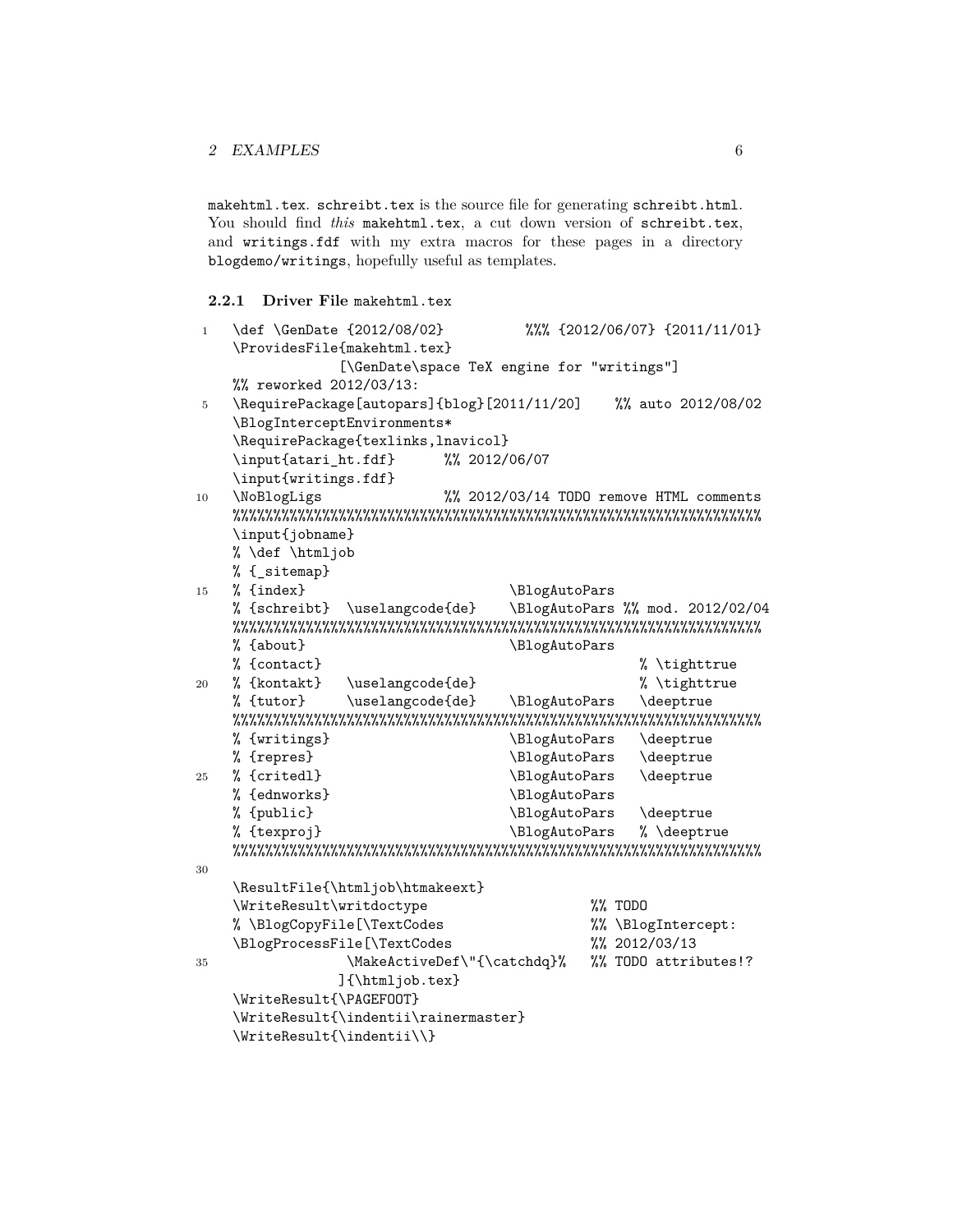makehtml.tex. schreibt.tex is the source file for generating schreibt.html. You should find *this* makehtml.tex, a cut down version of schreibt.tex, and writings.fdf with my extra macros for these pages in a directory blogdemo/writings, hopefully useful as templates.

### 2.2.1 Driver File makehtml.tex

```
\def \GenDate {2012/08/02}          %%% {2012/06/07} {2011/11/01}
\ProvidesFile{makehtml.tex}
             [\GenDate\space TeX engine for "writings"]
%% reworked 2012/03/13:
\RequirePackage[autopars]{blog}[2011/11/20]    %% auto 2012/08/02
\BlogInterceptEnvironments*
\RequirePackage{texlinks,lnavicol}
\input{atari_ht.fdf}      %% 2012/06/07
\input{writings.fdf}
\NoBlogLigs               %% 2012/03/14 TODO remove HTML comments
%%%%%%%%%%%%%%%%%%%%%%%%%%%%%%%%%%%%%%%%%%%%%%%%%%%%%%%%%%%%%%%%%%%%%%%
\input{jobname}
% \def \htmljob
% {_sitemap}
% {index}                         \BlogAutoPars
% {schreibt}  \uselangcode{de}    \BlogAutoPars %% mod. 2012/02/04
%%%%%%%%%%%%%%%%%%%%%%%%%%%%%%%%%%%%%%%%%%%%%%%%%%%%%%%%%%%%%%%%%%%%%%%
% {about}                         \BlogAutoPars
% {contact}                                      % \tighttrue
% {kontakt}   \uselangcode{de}                   % \tighttrue
% {tutor}     \uselangcode{de}    \BlogAutoPars   \deeptrue
%%%%%%%%%%%%%%%%%%%%%%%%%%%%%%%%%%%%%%%%%%%%%%%%%%%%%%%%%%%%%%%%%%%%%%%
% {writings}                      \BlogAutoPars   \deeptrue
% {repres}                        \BlogAutoPars   \deeptrue
% {critedl}                       \BlogAutoPars   \deeptrue
% {ednworks}                      \BlogAutoPars
% {public}                        \BlogAutoPars   \deeptrue
% {texproj}                       \BlogAutoPars   % \deeptrue
%%%%%%%%%%%%%%%%%%%%%%%%%%%%%%%%%%%%%%%%%%%%%%%%%%%%%%%%%%%%%%%%%%%%%%%

\ResultFile{\htmljob\htmakeext}
\WriteResult\writdoctype                      %% TODO
% \BlogCopyFile[\TextCodes                    %% \BlogIntercept:
\BlogProcessFile[\TextCodes                   %% 2012/03/13
              \MakeActiveDef\"{\catchdq}%     %% TODO attributes!?
             ]{\htmljob.tex}
\WriteResult{\PAGEFOOT}
\WriteResult{\indentii\rainermaster}
\WriteResult{\indentii\\}
```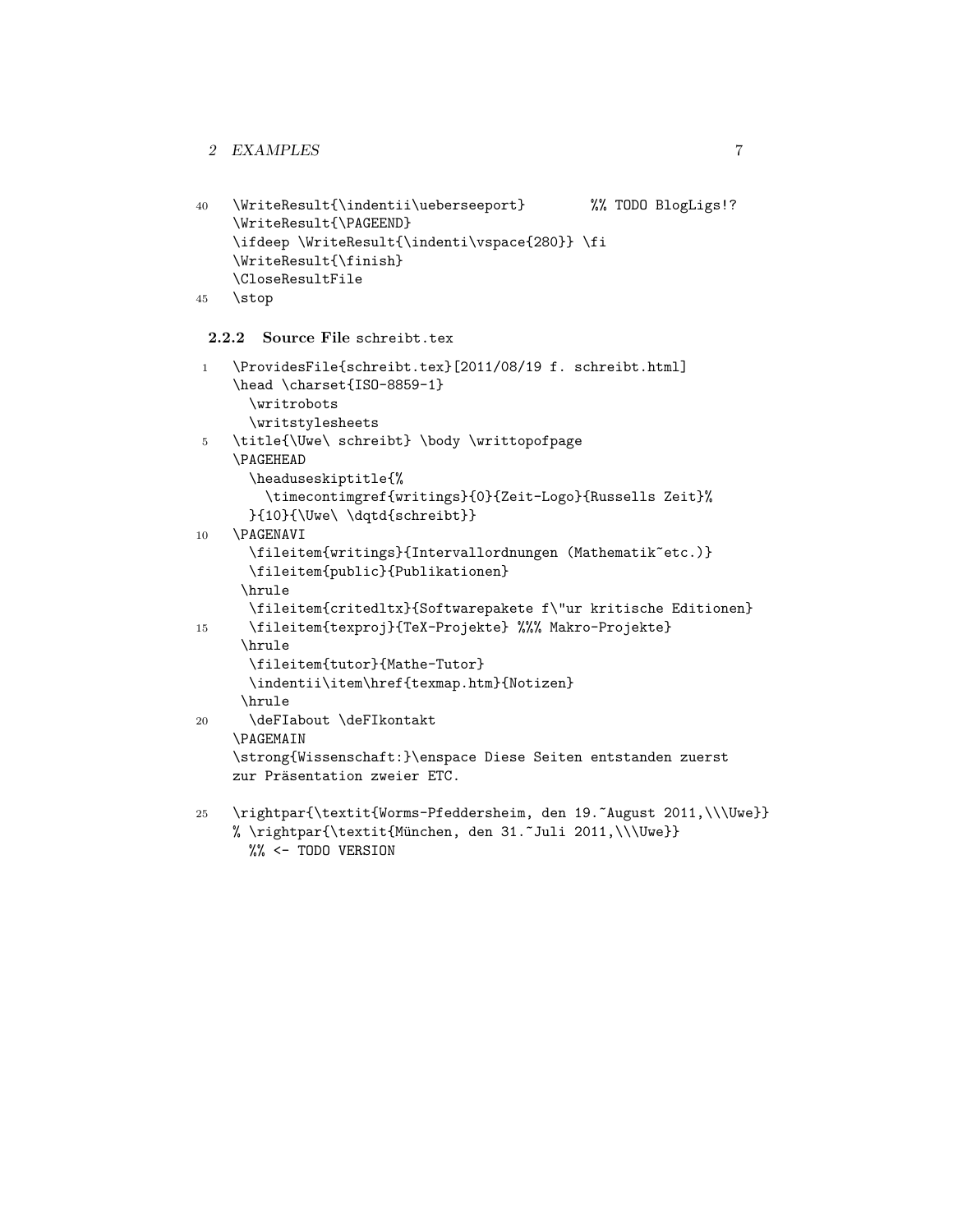```
40  \WriteResult{\indentii\ueberseeport}        %% TODO BlogLigs!?
    \WriteResult{\PAGEEND}
    \ifdeep \WriteResult{\indenti\vspace{280}} \fi
    \WriteResult{\finish}
    \CloseResultFile
45  \stop
```

#### 2.2.2 Source File schreibt.tex

```
 1  \ProvidesFile{schreibt.tex}[2011/08/19 f. schreibt.html]
    \head \charset{ISO-8859-1}
      \writrobots
      \writstylesheets
 5  \title{\Uwe\ schreibt} \body \writtopofpage
    \PAGEHEAD
      \headuseskiptitle{%
        \timecontimgref{writings}{0}{Zeit-Logo}{Russells Zeit}%
      }{10}{\Uwe\ \dqtd{schreibt}}
10  \PAGENAVI
      \fileitem{writings}{Intervallordnungen (Mathematik~etc.)}
      \fileitem{public}{Publikationen}
     \hrule
      \fileitem{critedltx}{Softwarepakete f\"ur kritische Editionen}
15    \fileitem{texproj}{TeX-Projekte} %%% Makro-Projekte}
     \hrule
      \fileitem{tutor}{Mathe-Tutor}
      \indentii\item\href{texmap.htm}{Notizen}
     \hrule
20    \deFIabout \deFIkontakt
    \PAGEMAIN
    \strong{Wissenschaft:}\enspace Diese Seiten entstanden zuerst
    zur Präsentation zweier ETC.

25  \rightpar{\textit{Worms-Pfeddersheim, den 19.~August 2011,\\\Uwe}}
    % \rightpar{\textit{München, den 31.~Juli 2011,\\\Uwe}}
      %% <- TODO VERSION
```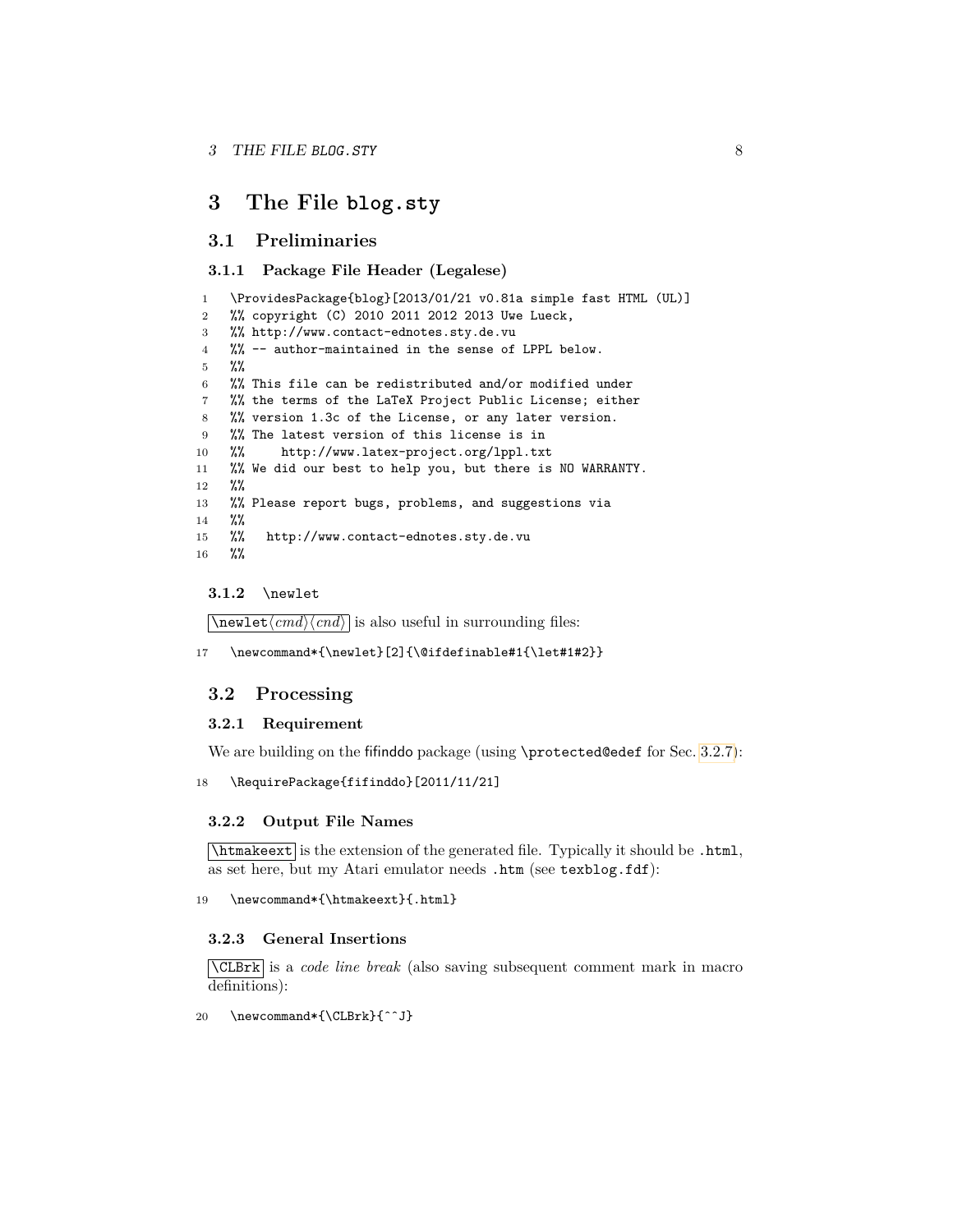# 3 The File `blog.sty`

## 3.1 Preliminaries

### 3.1.1 Package File Header (Legalese)

```
1  \ProvidesPackage{blog}[2013/01/21 v0.81a simple fast HTML (UL)]
2  %% copyright (C) 2010 2011 2012 2013 Uwe Lueck,
3  %% http://www.contact-ednotes.sty.de.vu
4  %% -- author-maintained in the sense of LPPL below.
5  %%
6  %% This file can be redistributed and/or modified under
7  %% the terms of the LaTeX Project Public License; either
8  %% version 1.3c of the License, or any later version.
9  %% The latest version of this license is in
10 %%     http://www.latex-project.org/lppl.txt
11 %% We did our best to help you, but there is NO WARRANTY.
12 %%
13 %% Please report bugs, problems, and suggestions via
14 %%
15 %%   http://www.contact-ednotes.sty.de.vu
16 %%
```

### 3.1.2 `\newlet`

`\newlet`⟨*cmd*⟩⟨*cnd*⟩ is also useful in surrounding files:

```
17 \newcommand*{\newlet}[2]{\@ifdefinable#1{\let#1#2}}
```

## 3.2 Processing

### 3.2.1 Requirement

We are building on the fifinddo package (using `\protected@edef` for Sec. 3.2.7):

```
18 \RequirePackage{fifinddo}[2011/11/21]
```

### 3.2.2 Output File Names

`\htmakeext` is the extension of the generated file. Typically it should be `.html`, as set here, but my Atari emulator needs `.htm` (see `texblog.fdf`):

```
19 \newcommand*{\htmakeext}{.html}
```

### 3.2.3 General Insertions

`\CLBrk` is a *code line break* (also saving subsequent comment mark in macro definitions):

```
20 \newcommand*{\CLBrk}{^^J}
```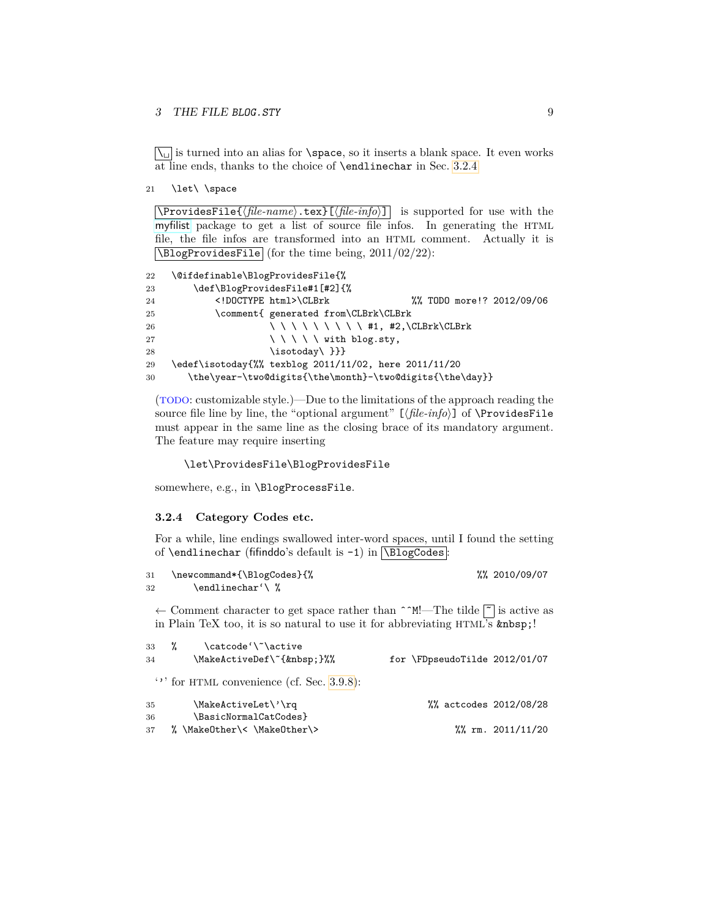`\␣` is turned into an alias for `\space`, so it inserts a blank space. It even works at line ends, thanks to the choice of `\endlinechar` in Sec. 3.2.4

```
21  \let\ \space
```

`\ProvidesFile{⟨file-name⟩.tex}[⟨file-info⟩]` is supported for use with the myfilist package to get a list of source file infos. In generating the HTML file, the file infos are transformed into an HTML comment. Actually it is `\BlogProvidesFile` (for the time being, 2011/02/22):

```
22  \@ifdefinable\BlogProvidesFile{%
23      \def\BlogProvidesFile#1[#2]{%
24          <!DOCTYPE html>\CLBrk              %% TODO more!? 2012/09/06
25          \comment{ generated from\CLBrk\CLBrk
26                    \ \ \ \ \ \ \ \ \ #1, #2,\CLBrk\CLBrk
27                    \ \ \ \ \ with blog.sty,
28                    \isotoday\ }}}
29  \edef\isotoday{%% texblog 2011/11/02, here 2011/11/20
30     \the\year-\two@digits{\the\month}-\two@digits{\the\day}}
```

(TODO: customizable style.)—Due to the limitations of the approach reading the source file line by line, the "optional argument" `[⟨file-info⟩]` of `\ProvidesFile` must appear in the same line as the closing brace of its mandatory argument. The feature may require inserting

```
\let\ProvidesFile\BlogProvidesFile
```

somewhere, e.g., in `\BlogProcessFile`.

### 3.2.4 Category Codes etc.

For a while, line endings swallowed inter-word spaces, until I found the setting of `\endlinechar` (fifinddo's default is `-1`) in `\BlogCodes`:

```
31  \newcommand*{\BlogCodes}{%                                %% 2010/09/07
32      \endlinechar`\ %
```

← Comment character to get space rather than `^^M`!—The tilde `~` is active as in Plain TeX too, it is so natural to use it for abbreviating HTML's `&nbsp;`!

```
33  %     \catcode`\~\active
34      \MakeActiveDef\~{&nbsp;}%%         for \FDpseudoTilde 2012/01/07
```

'’' for HTML convenience (cf. Sec. 3.9.8):

```
35      \MakeActiveLet\'\rq                          %% actcodes 2012/08/28
36      \BasicNormalCatCodes}
37  % \MakeOther\< \MakeOther\>                          %% rm. 2011/11/20
```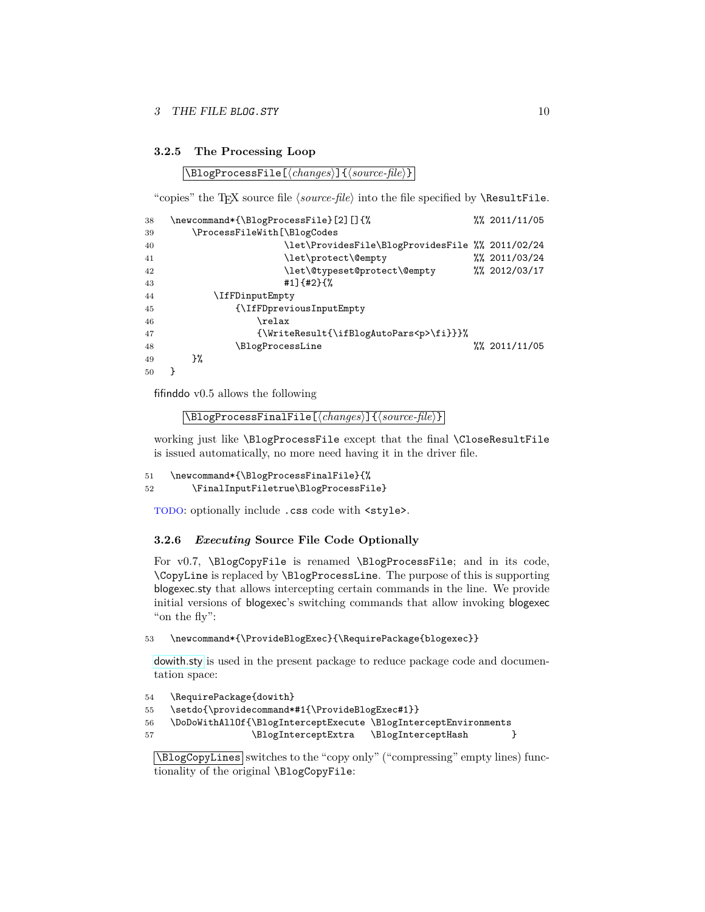### 3.2.5 The Processing Loop

`\BlogProcessFile[⟨changes⟩]{⟨source-file⟩}`

"copies" the TEX source file ⟨*source-file*⟩ into the file specified by `\ResultFile`.

```
38  \newcommand*{\BlogProcessFile}[2][]{%                    %% 2011/11/05
39      \ProcessFileWith[\BlogCodes
40                      \let\ProvidesFile\BlogProvidesFile %% 2011/02/24
41                      \let\protect\@empty                %% 2011/03/24
42                      \let\@typeset@protect\@empty       %% 2012/03/17
43                      #1]{#2}{%
44          \IfFDinputEmpty
45              {\IfFDpreviousInputEmpty
46                  \relax
47                  {\WriteResult{\ifBlogAutoPars<p>\fi}}}%
48              \BlogProcessLine                           %% 2011/11/05
49      }%
50  }
```

fifinddo v0.5 allows the following

`\BlogProcessFinalFile[⟨changes⟩]{⟨source-file⟩}`

working just like `\BlogProcessFile` except that the final `\CloseResultFile` is issued automatically, no more need having it in the driver file.

```
51  \newcommand*{\BlogProcessFinalFile}{%
52      \FinalInputFiletrue\BlogProcessFile}
```

TODO: optionally include `.css` code with `<style>`.

### 3.2.6 *Executing* Source File Code Optionally

For v0.7, `\BlogCopyFile` is renamed `\BlogProcessFile`; and in its code, `\CopyLine` is replaced by `\BlogProcessLine`. The purpose of this is supporting blogexec.sty that allows intercepting certain commands in the line. We provide initial versions of blogexec's switching commands that allow invoking blogexec "on the fly":

```
53  \newcommand*{\ProvideBlogExec}{\RequirePackage{blogexec}}
```

dowith.sty is used in the present package to reduce package code and documentation space:

```
54  \RequirePackage{dowith}
55  \setdo{\providecommand*#1{\ProvideBlogExec#1}}
56  \DoDoWithAllOf{\BlogInterceptExecute \BlogInterceptEnvironments
57                 \BlogInterceptExtra   \BlogInterceptHash        }
```

`\BlogCopyLines` switches to the "copy only" ("compressing" empty lines) functionality of the original `\BlogCopyFile`: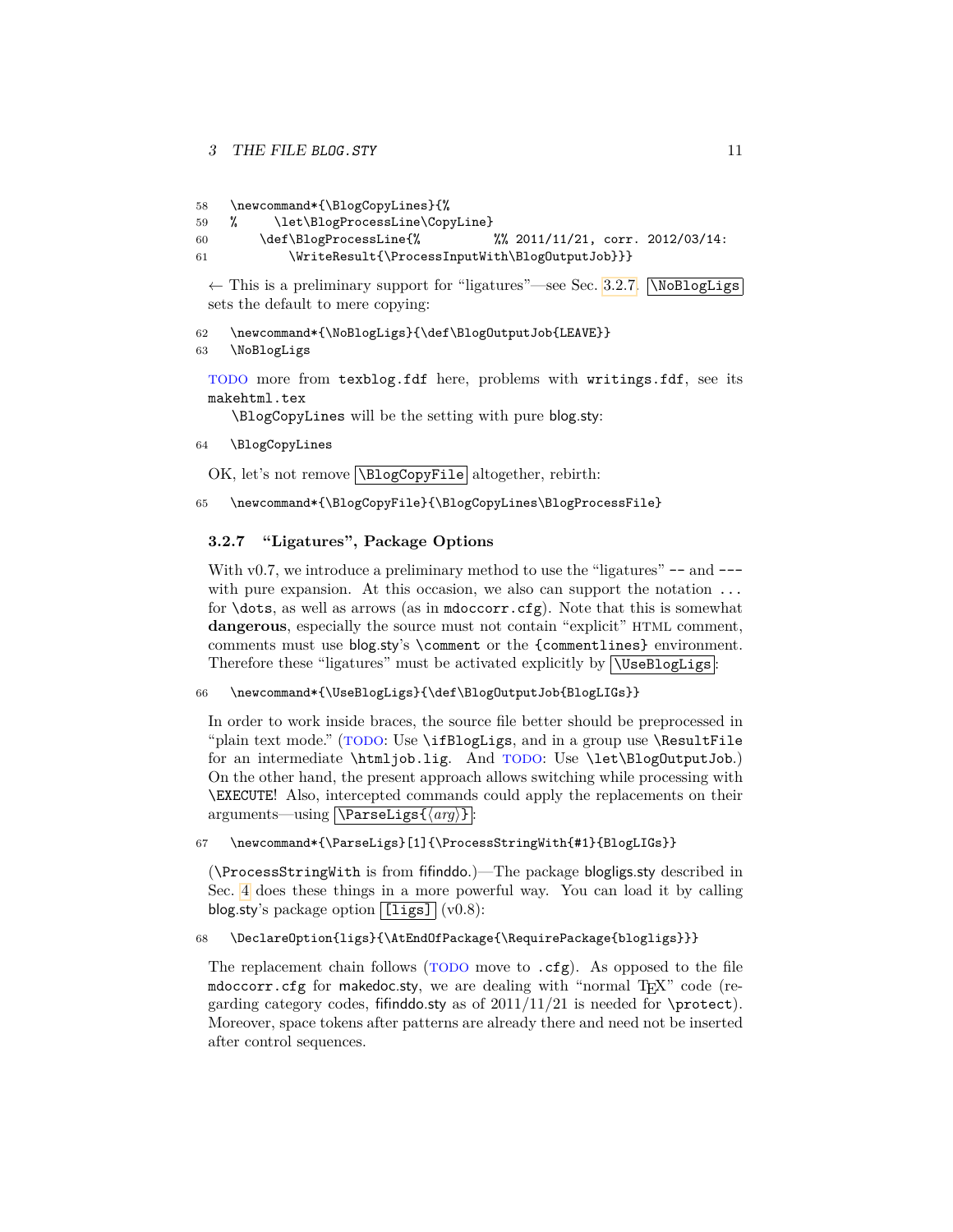```
58  \newcommand*{\BlogCopyLines}{%
59  %     \let\BlogProcessLine\CopyLine}
60      \def\BlogProcessLine{%          %% 2011/11/21, corr. 2012/03/14:
61          \WriteResult{\ProcessInputWith\BlogOutputJob}}}
```

← This is a preliminary support for "ligatures"—see Sec. 3.2.7. `\NoBlogLigs` sets the default to mere copying:

```
62  \newcommand*{\NoBlogLigs}{\def\BlogOutputJob{LEAVE}}
63  \NoBlogLigs
```

TODO more from `texblog.fdf` here, problems with `writings.fdf`, see its `makehtml.tex`

`\BlogCopyLines` will be the setting with pure blog.sty:

```
64  \BlogCopyLines
```

OK, let's not remove `\BlogCopyFile` altogether, rebirth:

```
65  \newcommand*{\BlogCopyFile}{\BlogCopyLines\BlogProcessFile}
```

### 3.2.7 "Ligatures", Package Options

With v0.7, we introduce a preliminary method to use the "ligatures" `--` and `---` with pure expansion. At this occasion, we also can support the notation `...` for `\dots`, as well as arrows (as in `mdoccorr.cfg`). Note that this is somewhat **dangerous**, especially the source must not contain "explicit" HTML comment, comments must use blog.sty's `\comment` or the `{commentlines}` environment. Therefore these "ligatures" must be activated explicitly by `\UseBlogLigs`:

```
66  \newcommand*{\UseBlogLigs}{\def\BlogOutputJob{BlogLIGs}}
```

In order to work inside braces, the source file better should be preprocessed in "plain text mode." (TODO: Use `\ifBlogLigs`, and in a group use `\ResultFile` for an intermediate `\htmljob.lig`. And TODO: Use `\let\BlogOutputJob`.) On the other hand, the present approach allows switching while processing with `\EXECUTE`! Also, intercepted commands could apply the replacements on their arguments—using `\ParseLigs{⟨arg⟩}`:

```
67  \newcommand*{\ParseLigs}[1]{\ProcessStringWith{#1}{BlogLIGs}}
```

(`\ProcessStringWith` is from fifinddo.)—The package blogligs.sty described in Sec. 4 does these things in a more powerful way. You can load it by calling blog.sty's package option `[ligs]` (v0.8):

```
68  \DeclareOption{ligs}{\AtEndOfPackage{\RequirePackage{blogligs}}}
```

The replacement chain follows (TODO move to `.cfg`). As opposed to the file `mdoccorr.cfg` for makedoc.sty, we are dealing with "normal TeX" code (regarding category codes, fifinddo.sty as of 2011/11/21 is needed for `\protect`). Moreover, space tokens after patterns are already there and need not be inserted after control sequences.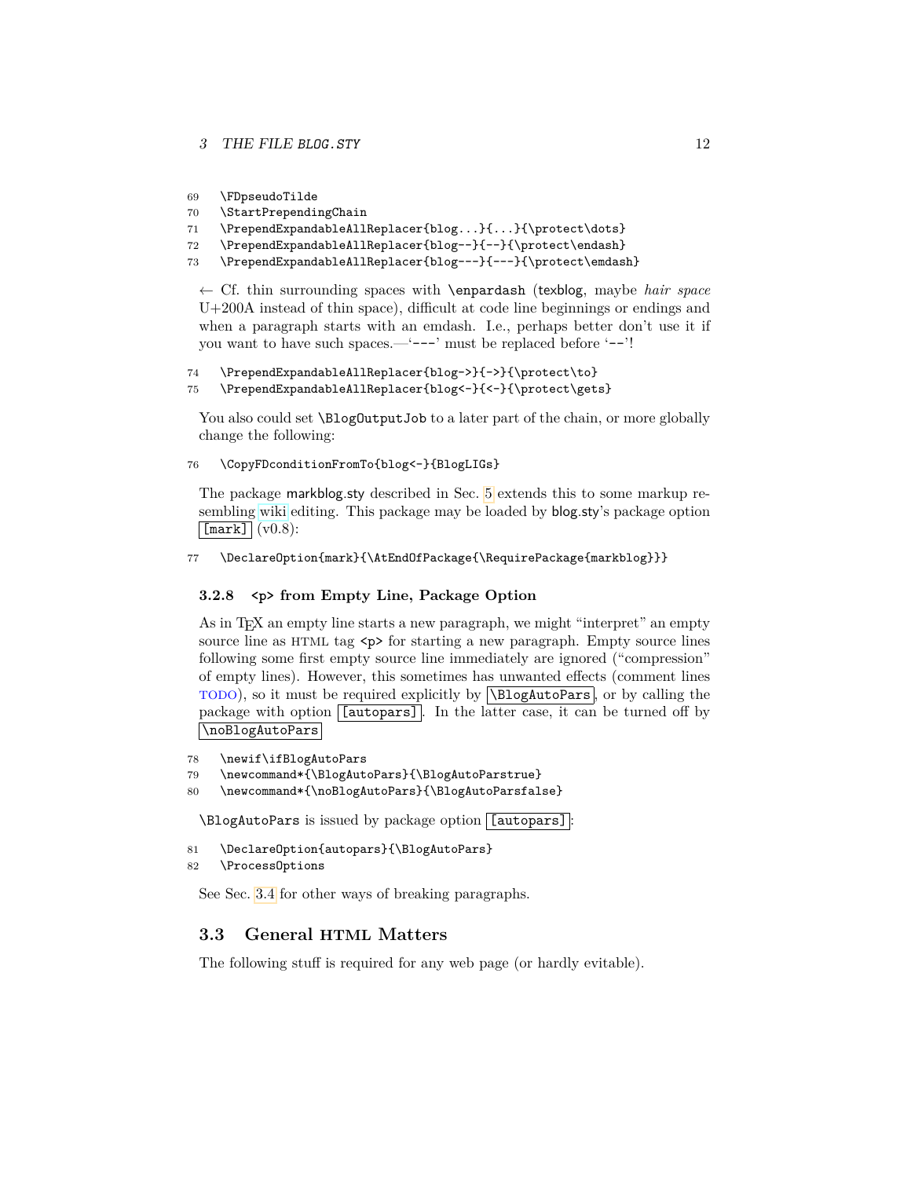```
69  \FDpseudoTilde
70  \StartPrependingChain
71  \PrependExpandableAllReplacer{blog...}{...}{\protect\dots}
72  \PrependExpandableAllReplacer{blog--}{--}{\protect\endash}
73  \PrependExpandableAllReplacer{blog---}{---}{\protect\emdash}
```

← Cf. thin surrounding spaces with `\enpardash` (texblog, maybe *hair space* U+200A instead of thin space), difficult at code line beginnings or endings and when a paragraph starts with an emdash. I.e., perhaps better don't use it if you want to have such spaces.—'`---`' must be replaced before '`--`'!

```
74  \PrependExpandableAllReplacer{blog->}{->}{\protect\to}
75  \PrependExpandableAllReplacer{blog<-}{<-}{\protect\gets}
```

You also could set `\BlogOutputJob` to a later part of the chain, or more globally change the following:

```
76  \CopyFDconditionFromTo{blog<-}{BlogLIGs}
```

The package markblog.sty described in Sec. 5 extends this to some markup resembling wiki editing. This package may be loaded by blog.sty's package option `[mark]` (v0.8):

```
77  \DeclareOption{mark}{\AtEndOfPackage{\RequirePackage{markblog}}}
```

#### 3.2.8 `<p>` from Empty Line, Package Option

As in TeX an empty line starts a new paragraph, we might "interpret" an empty source line as HTML tag `<p>` for starting a new paragraph. Empty source lines following some first empty source line immediately are ignored ("compression" of empty lines). However, this sometimes has unwanted effects (comment lines TODO), so it must be required explicitly by `\BlogAutoPars`, or by calling the package with option `[autopars]`. In the latter case, it can be turned off by `\noBlogAutoPars`

```
78  \newif\ifBlogAutoPars
79  \newcommand*{\BlogAutoPars}{\BlogAutoParstrue}
80  \newcommand*{\noBlogAutoPars}{\BlogAutoParsfalse}
```

`\BlogAutoPars` is issued by package option `[autopars]`:

```
81  \DeclareOption{autopars}{\BlogAutoPars}
82  \ProcessOptions
```

See Sec. 3.4 for other ways of breaking paragraphs.

### 3.3 General HTML Matters

The following stuff is required for any web page (or hardly evitable).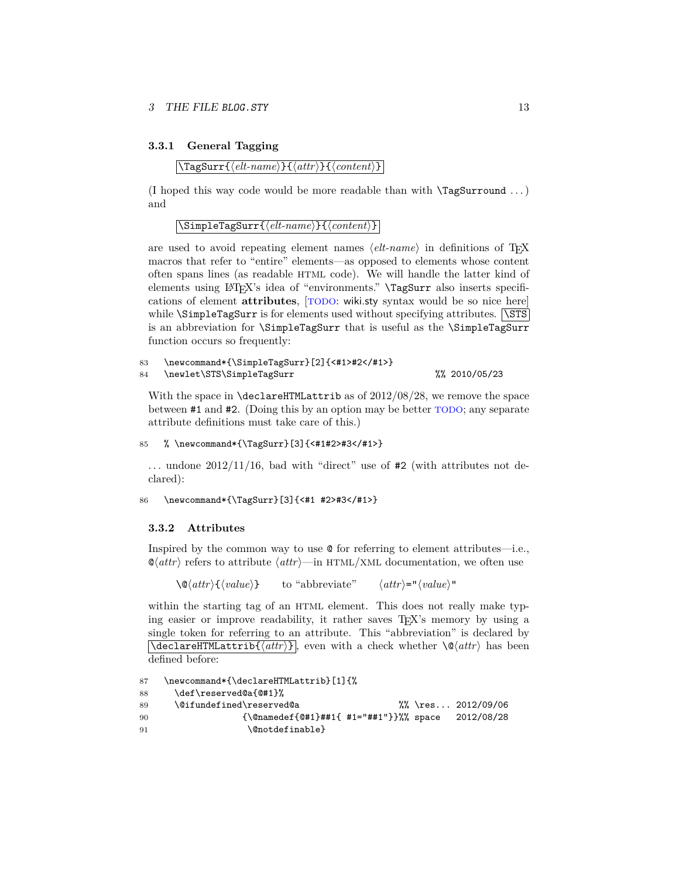### 3.3.1 General Tagging

`\TagSurr{⟨elt-name⟩}{⟨attr⟩}{⟨content⟩}`

(I hoped this way code would be more readable than with `\TagSurround` ...) and

`\SimpleTagSurr{⟨elt-name⟩}{⟨content⟩}`

are used to avoid repeating element names ⟨*elt-name*⟩ in definitions of TeX macros that refer to "entire" elements—as opposed to elements whose content often spans lines (as readable HTML code). We will handle the latter kind of elements using LaTeX's idea of "environments." `\TagSurr` also inserts specifications of element **attributes**, [TODO: wiki.sty syntax would be so nice here] while `\SimpleTagSurr` is for elements used without specifying attributes. `\STS` is an abbreviation for `\SimpleTagSurr` that is useful as the `\SimpleTagSurr` function occurs so frequently:

```
83  \newcommand*{\SimpleTagSurr}[2]{<#1>#2</#1>}
84  \newlet\STS\SimpleTagSurr                               %% 2010/05/23
```

With the space in `\declareHTMLattrib` as of 2012/08/28, we remove the space between `#1` and `#2`. (Doing this by an option may be better TODO; any separate attribute definitions must take care of this.)

```
85  % \newcommand*{\TagSurr}[3]{<#1#2>#3</#1>}
```

... undone 2012/11/16, bad with "direct" use of `#2` (with attributes not declared):

```
86  \newcommand*{\TagSurr}[3]{<#1 #2>#3</#1>}
```

### 3.3.2 Attributes

Inspired by the common way to use `@` for referring to element attributes—i.e., `@`⟨*attr*⟩ refers to attribute ⟨*attr*⟩—in HTML/XML documentation, we often use

`\@`⟨*attr*⟩`{`⟨*value*⟩`}` to "abbreviate" ⟨*attr*⟩`="`⟨*value*⟩`"`

within the starting tag of an HTML element. This does not really make typing easier or improve readability, it rather saves TeX's memory by using a single token for referring to an attribute. This "abbreviation" is declared by `\declareHTMLattrib{⟨attr⟩}`, even with a check whether `\@`⟨*attr*⟩ has been defined before:

```
87  \newcommand*{\declareHTMLattrib}[1]{%
88    \def\reserved@a{@#1}%
89    \@ifundefined\reserved@a                    %% \res... 2012/09/06
90                {\@namedef{@#1}##1{ #1="##1"}}%% space   2012/08/28
91                 \@notdefinable}
```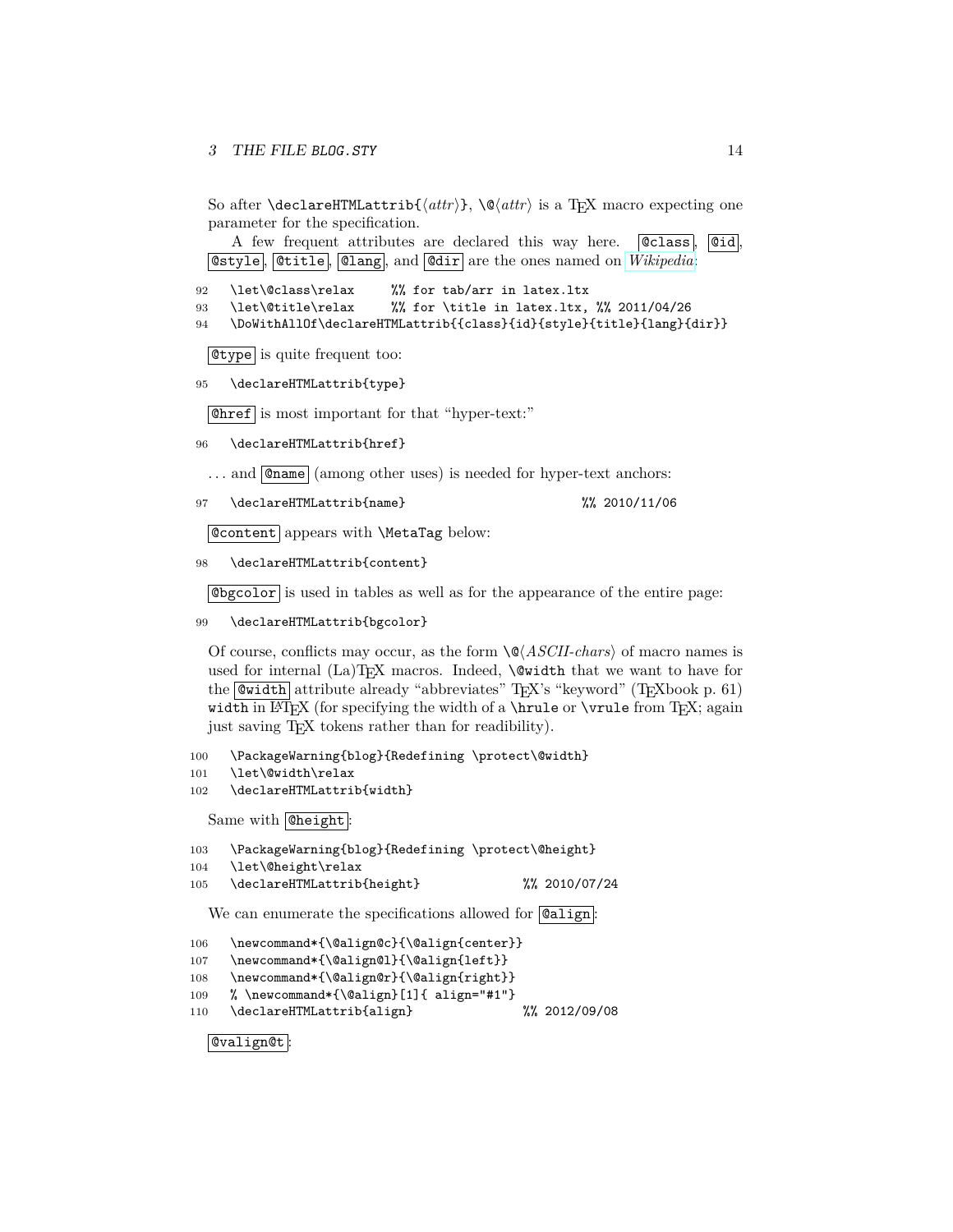So after `\declareHTMLattrib{⟨attr⟩}`, `\@⟨attr⟩` is a TeX macro expecting one parameter for the specification.

A few frequent attributes are declared this way here. `@class`, `@id`, `@style`, `@title`, `@lang`, and `@dir` are the ones named on *Wikipedia*:

```
92  \let\@class\relax      %% for tab/arr in latex.ltx
93  \let\@title\relax      %% for \title in latex.ltx, %% 2011/04/26
94  \DoWithAllOf\declareHTMLattrib{{class}{id}{style}{title}{lang}{dir}}
```

`@type` is quite frequent too:

```
95  \declareHTMLattrib{type}
```

`@href` is most important for that “hyper-text:”

```
96  \declareHTMLattrib{href}
```

... and `@name` (among other uses) is needed for hyper-text anchors:

```
97  \declareHTMLattrib{name}                         %% 2010/11/06
```

`@content` appears with `\MetaTag` below:

```
98  \declareHTMLattrib{content}
```

`@bgcolor` is used in tables as well as for the appearance of the entire page:

```
99  \declareHTMLattrib{bgcolor}
```

Of course, conflicts may occur, as the form `\@⟨ASCII-chars⟩` of macro names is used for internal (La)TeX macros. Indeed, `\@width` that we want to have for the `@width` attribute already “abbreviates” TeX's “keyword” (TeXbook p. 61) `width` in LaTeX (for specifying the width of a `\hrule` or `\vrule` from TeX; again just saving TeX tokens rather than for readibility).

```
100  \PackageWarning{blog}{Redefining \protect\@width}
101  \let\@width\relax
102  \declareHTMLattrib{width}
```

Same with `@height`:

```
103  \PackageWarning{blog}{Redefining \protect\@height}
104  \let\@height\relax
105  \declareHTMLattrib{height}              %% 2010/07/24
```

We can enumerate the specifications allowed for `@align`:

```
106  \newcommand*{\@align@c}{\@align{center}}
107  \newcommand*{\@align@l}{\@align{left}}
108  \newcommand*{\@align@r}{\@align{right}}
109  % \newcommand*{\@align}[1]{ align="#1"}
110  \declareHTMLattrib{align}               %% 2012/09/08
```

`@valign@t`: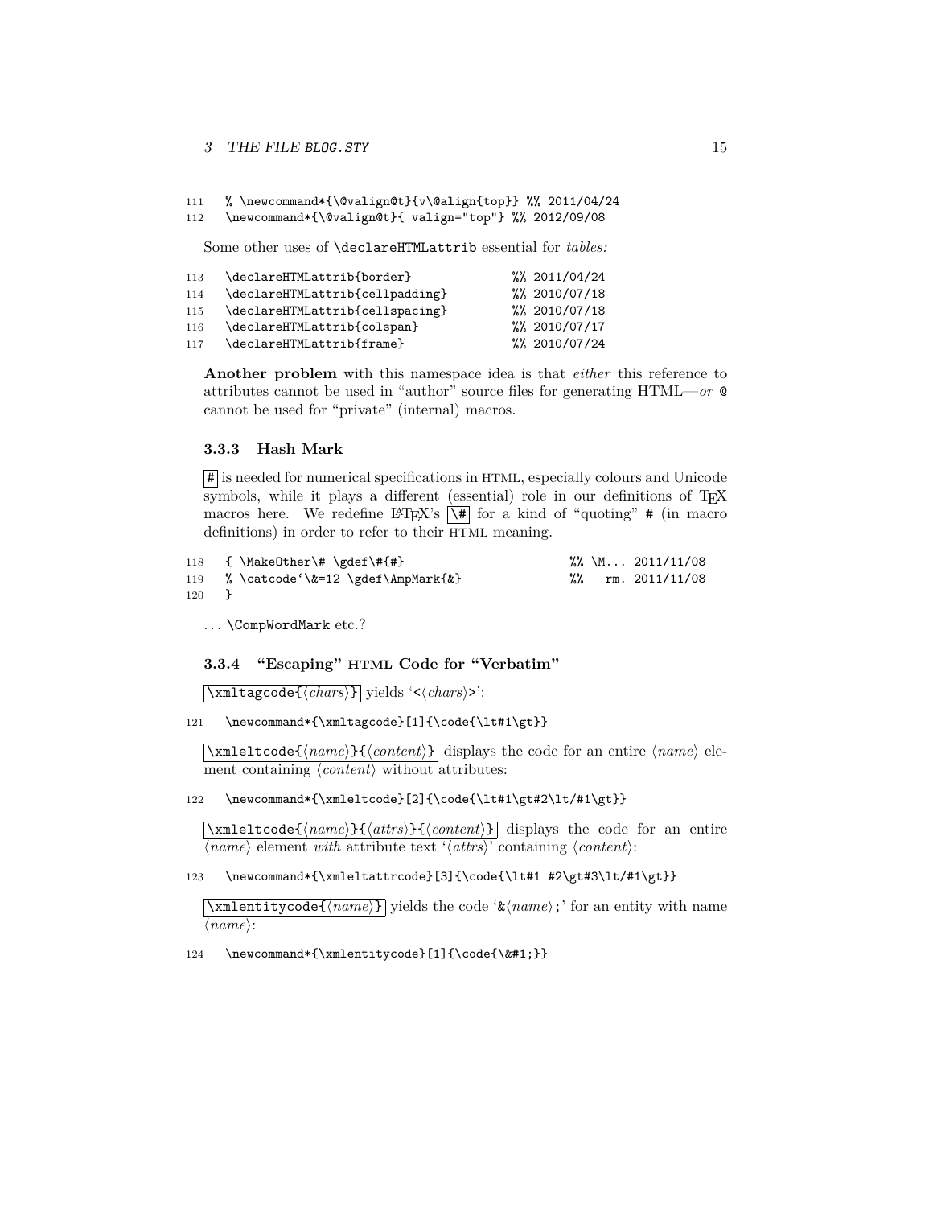```
111   % \newcommand*{\@valign@t}{v\@align{top}} %% 2011/04/24
112   \newcommand*{\@valign@t}{ valign="top"} %% 2012/09/08
```

Some other uses of `\declareHTMLattrib` essential for *tables:*

```
113   \declareHTMLattrib{border}               %% 2011/04/24
114   \declareHTMLattrib{cellpadding}          %% 2010/07/18
115   \declareHTMLattrib{cellspacing}          %% 2010/07/18
116   \declareHTMLattrib{colspan}              %% 2010/07/17
117   \declareHTMLattrib{frame}                %% 2010/07/24
```

**Another problem** with this namespace idea is that *either* this reference to attributes cannot be used in "author" source files for generating HTML—*or* `@` cannot be used for "private" (internal) macros.

### 3.3.3 Hash Mark

`#` is needed for numerical specifications in HTML, especially colours and Unicode symbols, while it plays a different (essential) role in our definitions of TeX macros here. We redefine LaTeX's `\#` for a kind of "quoting" `#` (in macro definitions) in order to refer to their HTML meaning.

```
118   { \MakeOther\# \gdef\#{#}                        %% \M... 2011/11/08
119   % \catcode`\&=12 \gdef\AmpMark{&}                %%   rm. 2011/11/08
120   }
```

... `\CompWordMark` etc.?

### 3.3.4 "Escaping" HTML Code for "Verbatim"

`\xmltagcode{⟨chars⟩}` yields '`<`⟨*chars*⟩`>`':

```
121   \newcommand*{\xmltagcode}[1]{\code{\lt#1\gt}}
```

`\xmleltcode{⟨name⟩}{⟨content⟩}` displays the code for an entire ⟨*name*⟩ element containing ⟨*content*⟩ without attributes:

```
122   \newcommand*{\xmleltcode}[2]{\code{\lt#1\gt#2\lt/#1\gt}}
```

`\xmleltcode{⟨name⟩}{⟨attrs⟩}{⟨content⟩}` displays the code for an entire ⟨*name*⟩ element *with* attribute text '⟨*attrs*⟩' containing ⟨*content*⟩:

```
123   \newcommand*{\xmleltattrcode}[3]{\code{\lt#1 #2\gt#3\lt/#1\gt}}
```

`\xmlentitycode{⟨name⟩}` yields the code '`&`⟨*name*⟩`;`' for an entity with name ⟨*name*⟩:

```
124   \newcommand*{\xmlentitycode}[1]{\code{\&#1;}}
```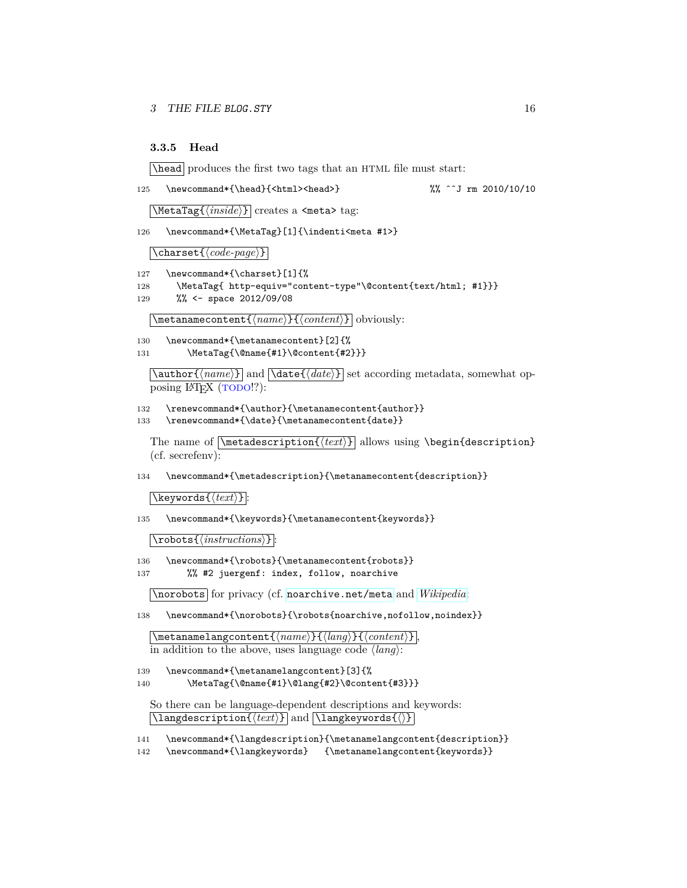### 3.3.5 Head

`\head` produces the first two tags that an HTML file must start:

```
125   \newcommand*{\head}{<html><head>}                %% ^^J rm 2010/10/10
```

`\MetaTag{⟨inside⟩}` creates a `<meta>` tag:

```
126   \newcommand*{\MetaTag}[1]{\indenti<meta #1>}
```

`\charset{⟨code-page⟩}`

```
127   \newcommand*{\charset}[1]{%
128     \MetaTag{ http-equiv="content-type"\@content{text/html; #1}}}
129     %% <- space 2012/09/08
```

`\metanamecontent{⟨name⟩}{⟨content⟩}` obviously:

```
130   \newcommand*{\metanamecontent}[2]{%
131       \MetaTag{\@name{#1}\@content{#2}}}
```

`\author{⟨name⟩}` and `\date{⟨date⟩}` set according metadata, somewhat opposing LaTeX (TODO!?):

```
132   \renewcommand*{\author}{\metanamecontent{author}}
133   \renewcommand*{\date}{\metanamecontent{date}}
```

The name of `\metadescription{⟨text⟩}` allows using `\begin{description}` (cf. secrefenv):

```
134   \newcommand*{\metadescription}{\metanamecontent{description}}
```

`\keywords{⟨text⟩}`:

```
135   \newcommand*{\keywords}{\metanamecontent{keywords}}
```

`\robots{⟨instructions⟩}`:

```
136   \newcommand*{\robots}{\metanamecontent{robots}}
137       %% #2 juergenf: index, follow, noarchive
```

`\norobots` for privacy (cf. `noarchive.net/meta` and *Wikipedia*:

```
138   \newcommand*{\norobots}{\robots{noarchive,nofollow,noindex}}
```

`\metanamelangcontent{⟨name⟩}{⟨lang⟩}{⟨content⟩}`, in addition to the above, uses language code ⟨*lang*⟩:

```
139   \newcommand*{\metanamelangcontent}[3]{%
140       \MetaTag{\@name{#1}\@lang{#2}\@content{#3}}}
```

So there can be language-dependent descriptions and keywords: `\langdescription{⟨text⟩}` and `\langkeywords{⟨⟩}`

```
141   \newcommand*{\langdescription}{\metanamelangcontent{description}}
142   \newcommand*{\langkeywords}   {\metanamelangcontent{keywords}}
```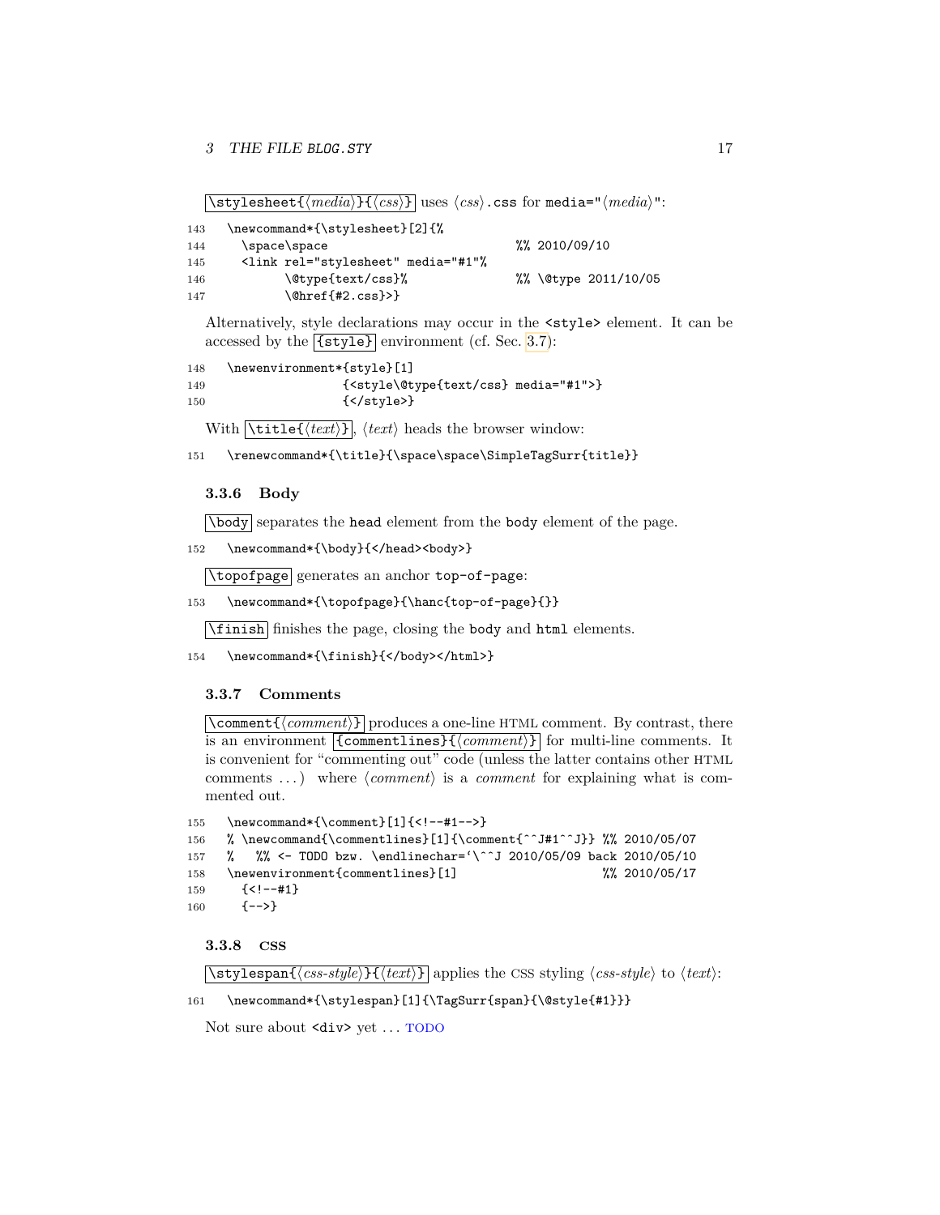`\stylesheet{⟨media⟩}{⟨css⟩}` uses ⟨*css*⟩`.css` for `media="`⟨*media*⟩`"`:

```
143  \newcommand*{\stylesheet}[2]{%
144    \space\space                        %% 2010/09/10
145    <link rel="stylesheet" media="#1"%
146          \@type{text/css}%             %% \@type 2011/10/05
147          \@href{#2.css}>}
```

Alternatively, style declarations may occur in the `<style>` element. It can be accessed by the `{style}` environment (cf. Sec. 3.7):

```
148  \newenvironment*{style}[1]
149                  {<style\@type{text/css} media="#1">}
150                  {</style>}
```

With `\title{⟨text⟩}`, ⟨*text*⟩ heads the browser window:

```
151  \renewcommand*{\title}{\space\space\SimpleTagSurr{title}}
```

### 3.3.6 Body

`\body` separates the `head` element from the `body` element of the page.

```
152  \newcommand*{\body}{</head><body>}
```

`\topofpage` generates an anchor `top-of-page`:

```
153  \newcommand*{\topofpage}{\hanc{top-of-page}{}}
```

`\finish` finishes the page, closing the `body` and `html` elements.

```
154  \newcommand*{\finish}{</body></html>}
```

### 3.3.7 Comments

`\comment{⟨comment⟩}` produces a one-line HTML comment. By contrast, there is an environment `{commentlines}{⟨comment⟩}` for multi-line comments. It is convenient for "commenting out" code (unless the latter contains other HTML comments ...) where ⟨*comment*⟩ is a *comment* for explaining what is commented out.

```
155  \newcommand*{\comment}[1]{<!--#1-->}
156  % \newcommand{\commentlines}[1]{\comment{^^J#1^^J}} %% 2010/05/07
157  %   %% <- TODO bzw. \endlinechar=`\^^J 2010/05/09 back 2010/05/10
158  \newenvironment{commentlines}[1]                   %% 2010/05/17
159    {<!--#1}
160    {-->}
```

### 3.3.8 CSS

`\stylespan{⟨css-style⟩}{⟨text⟩}` applies the CSS styling ⟨*css-style*⟩ to ⟨*text*⟩:

```
161  \newcommand*{\stylespan}[1]{\TagSurr{span}{\@style{#1}}}
```

Not sure about `<div>` yet ... TODO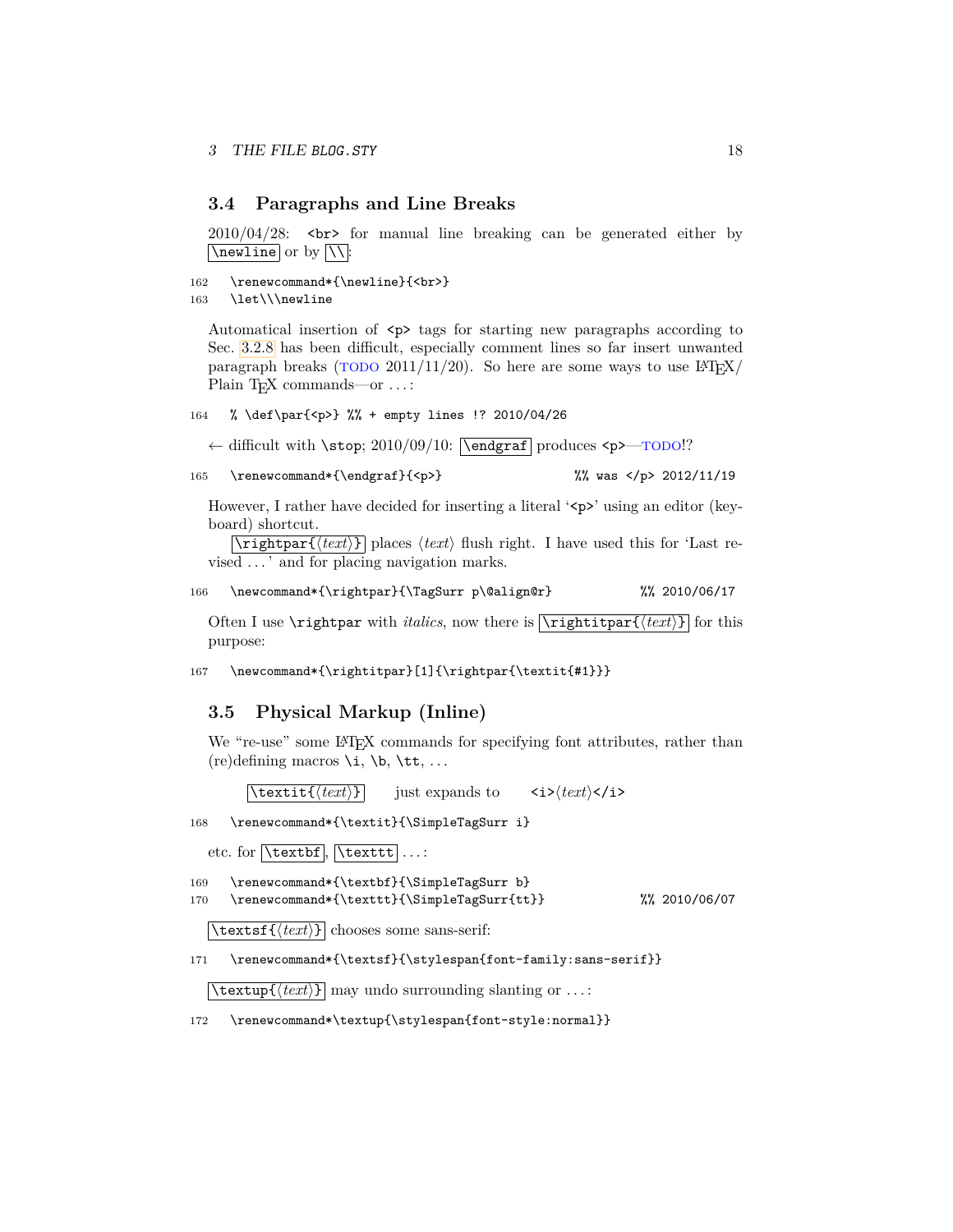### 3.4 Paragraphs and Line Breaks

2010/04/28: `<br>` for manual line breaking can be generated either by `\newline` or by `\\`:

```
162   \renewcommand*{\newline}{<br>}
163   \let\\\newline
```

Automatical insertion of `<p>` tags for starting new paragraphs according to Sec. 3.2.8 has been difficult, especially comment lines so far insert unwanted paragraph breaks (TODO 2011/11/20). So here are some ways to use LaTeX/ Plain TeX commands—or . . . :

```
164   % \def\par{<p>} %% + empty lines !? 2010/04/26
```

← difficult with `\stop`; 2010/09/10: `\endgraf` produces `<p>`—TODO!?

```
165   \renewcommand*{\endgraf}{<p>}                    %% was </p> 2012/11/19
```

However, I rather have decided for inserting a literal '`<p>`' using an editor (keyboard) shortcut.

`\rightpar{`⟨*text*⟩`}` places ⟨*text*⟩ flush right. I have used this for 'Last revised . . . ' and for placing navigation marks.

```
166   \newcommand*{\rightpar}{\TagSurr p\@align@r}           %% 2010/06/17
```

Often I use `\rightpar` with *italics*, now there is `\rightitpar{`⟨*text*⟩`}` for this purpose:

```
167   \newcommand*{\rightitpar}[1]{\rightpar{\textit{#1}}}
```

### 3.5 Physical Markup (Inline)

We "re-use" some LaTeX commands for specifying font attributes, rather than (re)defining macros `\i`, `\b`, `\tt`, . . .

`\textit{`⟨*text*⟩`}` just expands to `<i>`⟨*text*⟩`</i>`

```
168   \renewcommand*{\textit}{\SimpleTagSurr i}
```

etc. for `\textbf`, `\texttt` . . . :

```
169   \renewcommand*{\textbf}{\SimpleTagSurr b}
170   \renewcommand*{\texttt}{\SimpleTagSurr{tt}}            %% 2010/06/07
```

`\textsf{`⟨*text*⟩`}` chooses some sans-serif:

```
171   \renewcommand*{\textsf}{\stylespan{font-family:sans-serif}}
```

`\textup{`⟨*text*⟩`}` may undo surrounding slanting or . . . :

```
172   \renewcommand*\textup{\stylespan{font-style:normal}}
```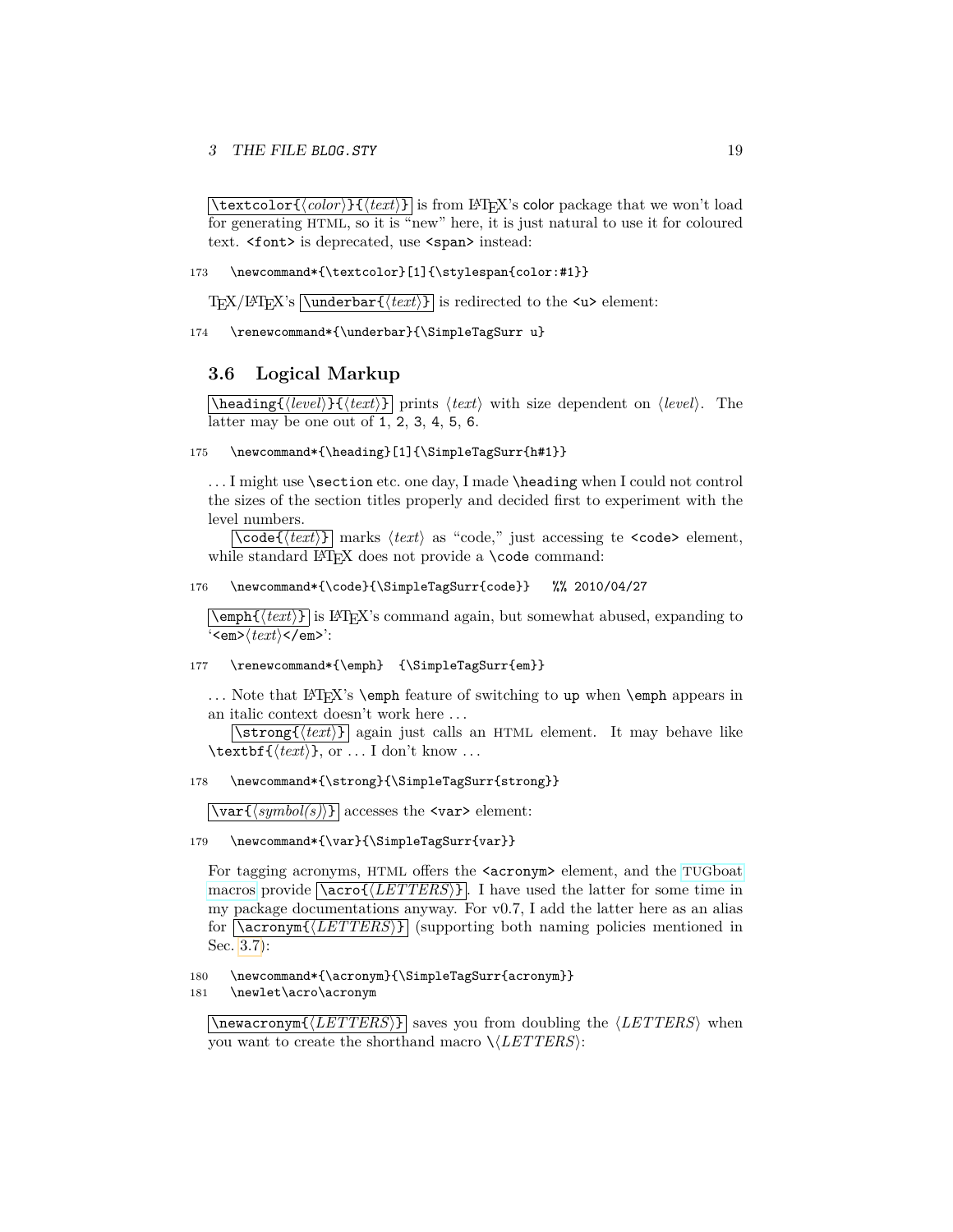`\textcolor{⟨color⟩}{⟨text⟩}` is from LaTeX's color package that we won't load for generating HTML, so it is "new" here, it is just natural to use it for coloured text. `<font>` is deprecated, use `<span>` instead:

```
173   \newcommand*{\textcolor}[1]{\stylespan{color:#1}}
```

TeX/LaTeX's `\underbar{⟨text⟩}` is redirected to the `<u>` element:

```
174   \renewcommand*{\underbar}{\SimpleTagSurr u}
```

### 3.6 Logical Markup

`\heading{⟨level⟩}{⟨text⟩}` prints ⟨*text*⟩ with size dependent on ⟨*level*⟩. The latter may be one out of `1`, `2`, `3`, `4`, `5`, `6`.

```
175   \newcommand*{\heading}[1]{\SimpleTagSurr{h#1}}
```

. . . I might use `\section` etc. one day, I made `\heading` when I could not control the sizes of the section titles properly and decided first to experiment with the level numbers.

`\code{⟨text⟩}` marks ⟨*text*⟩ as "code," just accessing te `<code>` element, while standard LaTeX does not provide a `\code` command:

```
176   \newcommand*{\code}{\SimpleTagSurr{code}}   %% 2010/04/27
```

`\emph{⟨text⟩}` is LaTeX's command again, but somewhat abused, expanding to '`<em>`⟨*text*⟩`</em>`':

```
177   \renewcommand*{\emph}  {\SimpleTagSurr{em}}
```

. . . Note that LaTeX's `\emph` feature of switching to `up` when `\emph` appears in an italic context doesn't work here . . .

`\strong{⟨text⟩}` again just calls an HTML element. It may behave like `\textbf{`⟨*text*⟩`}`, or . . . I don't know . . .

```
178   \newcommand*{\strong}{\SimpleTagSurr{strong}}
```

`\var{⟨symbol(s)⟩}` accesses the `<var>` element:

```
179   \newcommand*{\var}{\SimpleTagSurr{var}}
```

For tagging acronyms, HTML offers the `<acronym>` element, and the TUGboat macros provide `\acro{⟨LETTERS⟩}`. I have used the latter for some time in my package documentations anyway. For v0.7, I add the latter here as an alias for `\acronym{⟨LETTERS⟩}` (supporting both naming policies mentioned in Sec. 3.7):

```
180   \newcommand*{\acronym}{\SimpleTagSurr{acronym}}
181   \newlet\acro\acronym
```

`\newacronym{⟨LETTERS⟩}` saves you from doubling the ⟨*LETTERS*⟩ when you want to create the shorthand macro `\`⟨*LETTERS*⟩: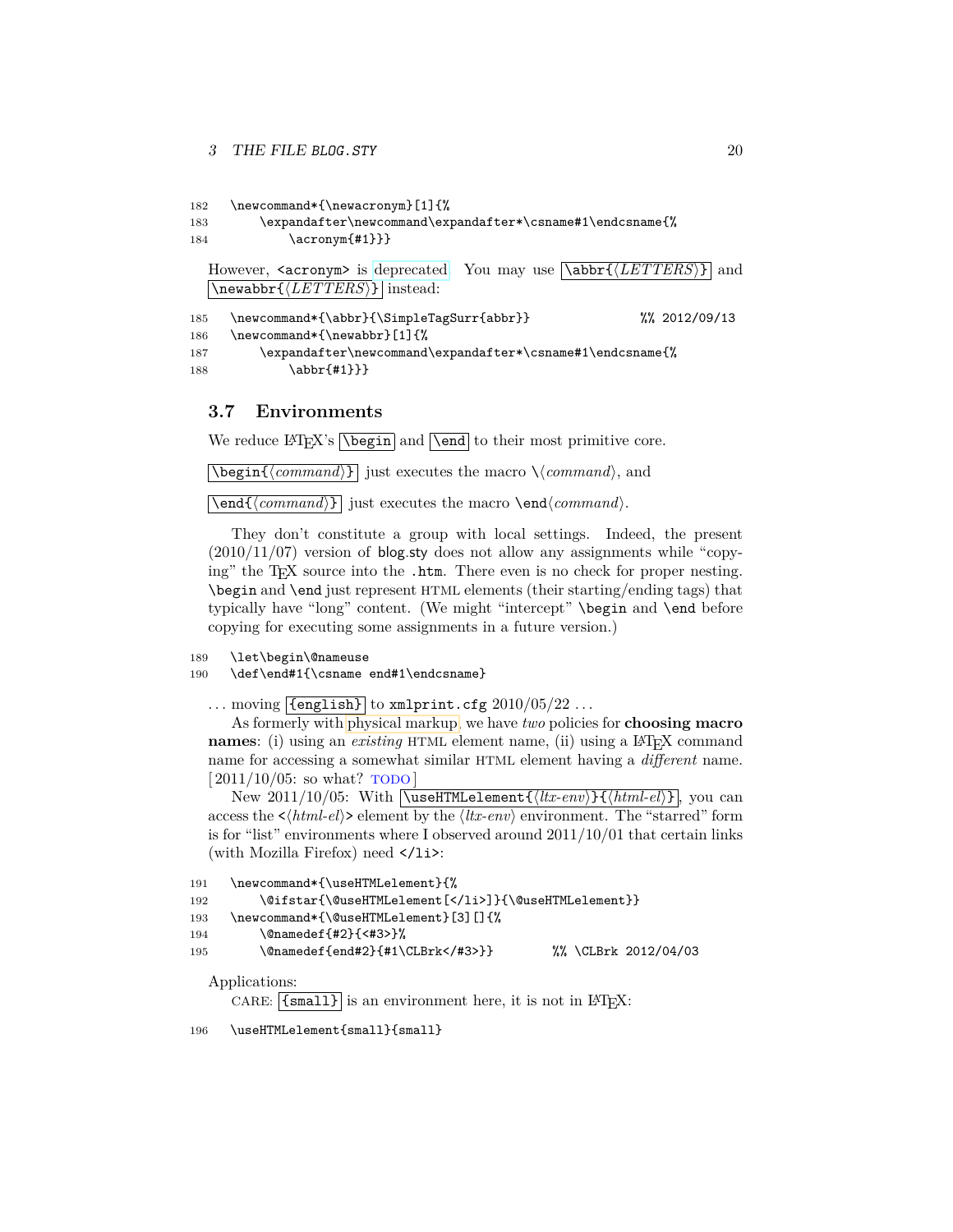```
182   \newcommand*{\newacronym}[1]{%
183       \expandafter\newcommand\expandafter*\csname#1\endcsname{%
184           \acronym{#1}}}
```

However, `<acronym>` is deprecated. You may use `\abbr{⟨LETTERS⟩}` and `\newabbr{⟨LETTERS⟩}` instead:

```
185   \newcommand*{\abbr}{\SimpleTagSurr{abbr}}                  %% 2012/09/13
186   \newcommand*{\newabbr}[1]{%
187       \expandafter\newcommand\expandafter*\csname#1\endcsname{%
188           \abbr{#1}}}
```

## 3.7 Environments

We reduce LaTeX's `\begin` and `\end` to their most primitive core.

`\begin{⟨command⟩}` just executes the macro `\⟨command⟩`, and

`\end{⟨command⟩}` just executes the macro `\end⟨command⟩`.

They don't constitute a group with local settings. Indeed, the present (2010/11/07) version of blog.sty does not allow any assignments while "copying" the TeX source into the `.htm`. There even is no check for proper nesting. `\begin` and `\end` just represent HTML elements (their starting/ending tags) that typically have "long" content. (We might "intercept" `\begin` and `\end` before copying for executing some assignments in a future version.)

```
189   \let\begin\@nameuse
190   \def\end#1{\csname end#1\endcsname}
```

... moving `{english}` to `xmlprint.cfg` 2010/05/22 ...

As formerly with physical markup, we have *two* policies for **choosing macro names**: (i) using an *existing* HTML element name, (ii) using a LaTeX command name for accessing a somewhat similar HTML element having a *different* name. [ 2011/10/05: so what? TODO ]

New 2011/10/05: With `\useHTMLelement{⟨ltx-env⟩}{⟨html-el⟩}`, you can access the `<⟨html-el⟩>` element by the ⟨ltx-env⟩ environment. The "starred" form is for "list" environments where I observed around 2011/10/01 that certain links (with Mozilla Firefox) need `</li>`:

```
191   \newcommand*{\useHTMLelement}{%
192       \@ifstar{\@useHTMLelement[</li>]}{\@useHTMLelement}}
193   \newcommand*{\@useHTMLelement}[3][]{%
194       \@namedef{#2}{<#3>}%
195       \@namedef{end#2}{#1\CLBrk</#3>}}          %% \CLBrk 2012/04/03
```

Applications:

CARE: `{small}` is an environment here, it is not in LaTeX:

```
196   \useHTMLelement{small}{small}
```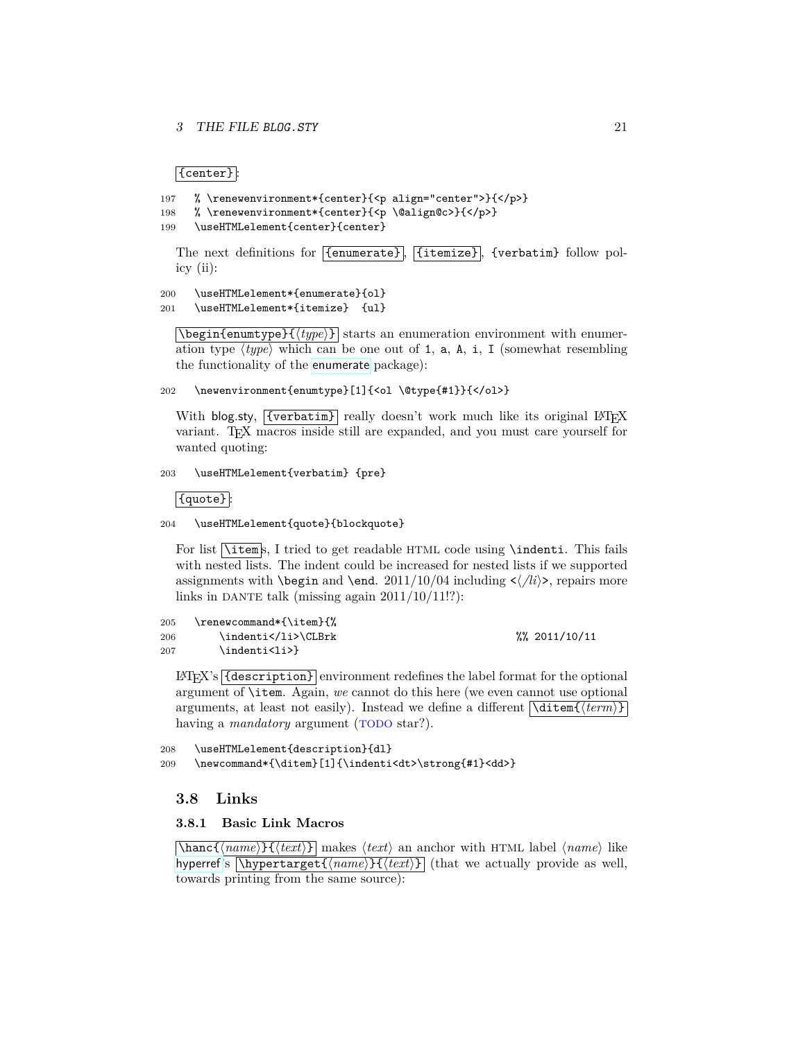`{center}`:

```
197   % \renewenvironment*{center}{<p align="center">}{</p>}
198   % \renewenvironment*{center}{<p \@align@c>}{</p>}
199   \useHTMLelement{center}{center}
```

The next definitions for `{enumerate}`, `{itemize}`, `{verbatim}` follow policy (ii):

```
200   \useHTMLelement*{enumerate}{ol}
201   \useHTMLelement*{itemize}  {ul}
```

`\begin{enumtype}{⟨type⟩}` starts an enumeration environment with enumeration type ⟨*type*⟩ which can be one out of `1`, `a`, `A`, `i`, `I` (somewhat resembling the functionality of the enumerate package):

```
202   \newenvironment{enumtype}[1]{<ol \@type{#1}}{</ol>}
```

With blog.sty, `{verbatim}` really doesn't work much like its original LaTeX variant. TeX macros inside still are expanded, and you must care yourself for wanted quoting:

```
203   \useHTMLelement{verbatim} {pre}
```

`{quote}`:

```
204   \useHTMLelement{quote}{blockquote}
```

For list `\item`s, I tried to get readable HTML code using `\indenti`. This fails with nested lists. The indent could be increased for nested lists if we supported assignments with `\begin` and `\end`. 2011/10/04 including `<`⟨*/li*⟩`>`, repairs more links in DANTE talk (missing again 2011/10/11!?):

```
205   \renewcommand*{\item}{%
206       \indenti</li>\CLBrk                              %% 2011/10/11
207       \indenti<li>}
```

LaTeX's `{description}` environment redefines the label format for the optional argument of `\item`. Again, *we* cannot do this here (we even cannot use optional arguments, at least not easily). Instead we define a different `\ditem{⟨term⟩}` having a *mandatory* argument (TODO star?).

```
208   \useHTMLelement{description}{dl}
209   \newcommand*{\ditem}[1]{\indenti<dt>\strong{#1}<dd>}
```

## 3.8 Links

### 3.8.1 Basic Link Macros

`\hanc{⟨name⟩}{⟨text⟩}` makes ⟨*text*⟩ an anchor with HTML label ⟨*name*⟩ like hyperref's `\hypertarget{⟨name⟩}{⟨text⟩}` (that we actually provide as well, towards printing from the same source):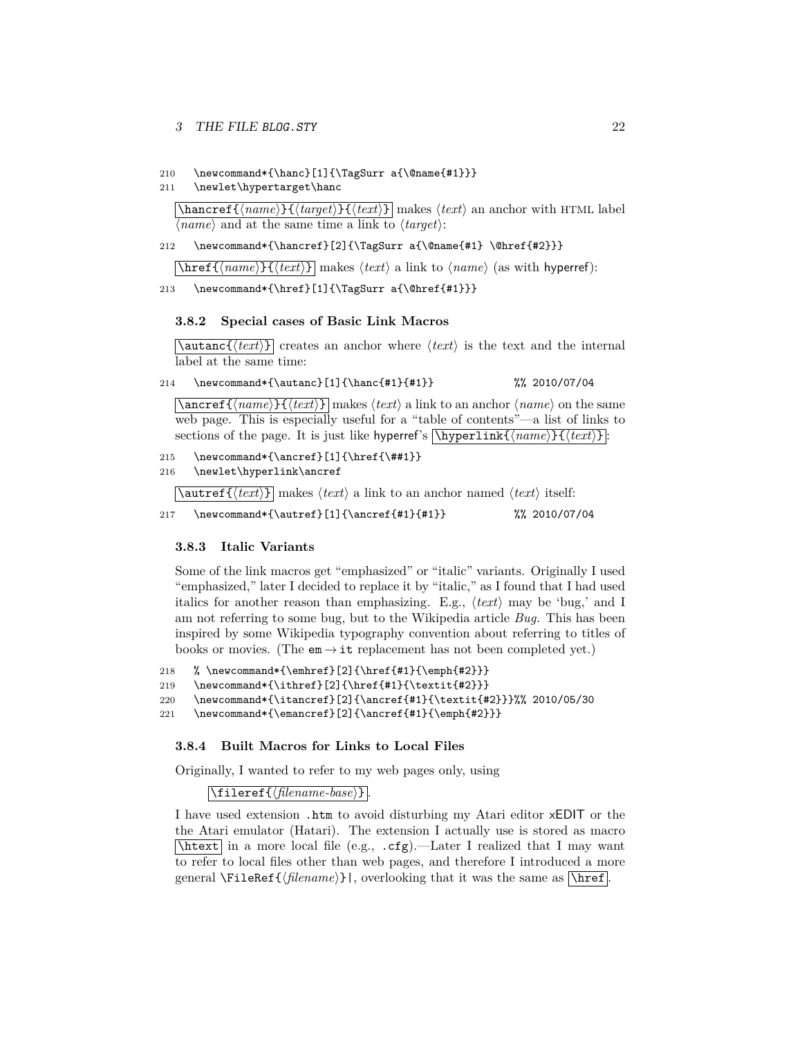```
210   \newcommand*{\hanc}[1]{\TagSurr a{\@name{#1}}}
211   \newlet\hypertarget\hanc
```

`\hancref{⟨name⟩}{⟨target⟩}{⟨text⟩}` makes ⟨*text*⟩ an anchor with HTML label ⟨*name*⟩ and at the same time a link to ⟨*target*⟩:

```
212   \newcommand*{\hancref}[2]{\TagSurr a{\@name{#1} \@href{#2}}}
```

`\href{⟨name⟩}{⟨text⟩}` makes ⟨*text*⟩ a link to ⟨*name*⟩ (as with hyperref):

```
213   \newcommand*{\href}[1]{\TagSurr a{\@href{#1}}}
```

### 3.8.2 Special cases of Basic Link Macros

`\autanc{⟨text⟩}` creates an anchor where ⟨*text*⟩ is the text and the internal label at the same time:

```
214   \newcommand*{\autanc}[1]{\hanc{#1}{#1}}            %% 2010/07/04
```

`\ancref{⟨name⟩}{⟨text⟩}` makes ⟨*text*⟩ a link to an anchor ⟨*name*⟩ on the same web page. This is especially useful for a "table of contents"—a list of links to sections of the page. It is just like hyperref's `\hyperlink{⟨name⟩}{⟨text⟩}`:

```
215   \newcommand*{\ancref}[1]{\href{\##1}}
216   \newlet\hyperlink\ancref
```

`\autref{⟨text⟩}` makes ⟨*text*⟩ a link to an anchor named ⟨*text*⟩ itself:

```
217   \newcommand*{\autref}[1]{\ancref{#1}{#1}}          %% 2010/07/04
```

### 3.8.3 Italic Variants

Some of the link macros get "emphasized" or "italic" variants. Originally I used "emphasized," later I decided to replace it by "italic," as I found that I had used italics for another reason than emphasizing. E.g., ⟨*text*⟩ may be 'bug,' and I am not referring to some bug, but to the Wikipedia article *Bug.* This has been inspired by some Wikipedia typography convention about referring to titles of books or movies. (The `em` → `it` replacement has not been completed yet.)

```
218   % \newcommand*{\emhref}[2]{\href{#1}{\emph{#2}}}
219   \newcommand*{\ithref}[2]{\href{#1}{\textit{#2}}}
220   \newcommand*{\itancref}[2]{\ancref{#1}{\textit{#2}}}%% 2010/05/30
221   \newcommand*{\emancref}[2]{\ancref{#1}{\emph{#2}}}
```

### 3.8.4 Built Macros for Links to Local Files

Originally, I wanted to refer to my web pages only, using

`\fileref{⟨filename-base⟩}`.

I have used extension `.htm` to avoid disturbing my Atari editor xEDIT or the the Atari emulator (Hatari). The extension I actually use is stored as macro `\htext` in a more local file (e.g., `.cfg`).—Later I realized that I may want to refer to local files other than web pages, and therefore I introduced a more general `\FileRef{⟨filename⟩}|`, overlooking that it was the same as `\href`.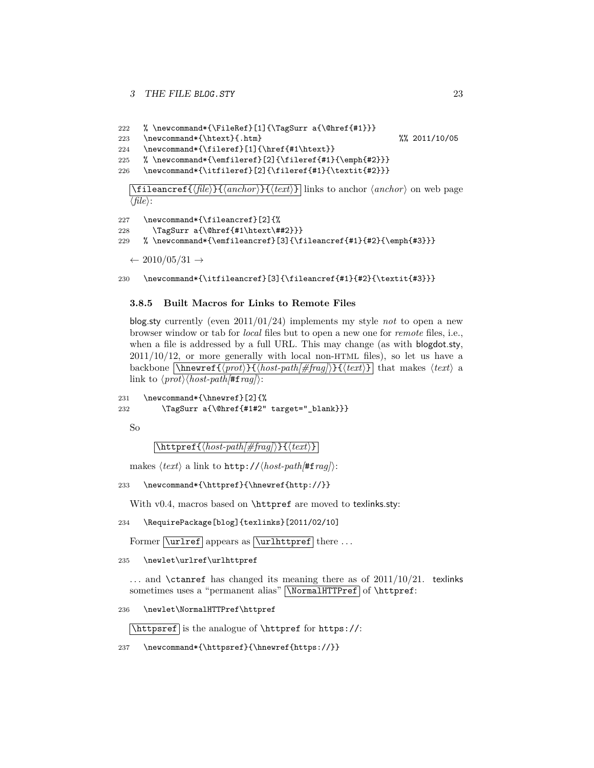```
222 % \newcommand*{\FileRef}[1]{\TagSurr a{\@href{#1}}}
223 \newcommand*{\htext}{.htm}                          %% 2011/10/05
224 \newcommand*{\fileref}[1]{\href{#1\htext}}
225 % \newcommand*{\emfileref}[2]{\fileref{#1}{\emph{#2}}}
226 \newcommand*{\itfileref}[2]{\fileref{#1}{\textit{#2}}}
```

`\fileancref{⟨file⟩}{⟨anchor⟩}{⟨text⟩}` links to anchor ⟨*anchor*⟩ on web page ⟨*file*⟩:

```
227 \newcommand*{\fileancref}[2]{%
228   \TagSurr a{\@href{#1\htext\##2}}}
229 % \newcommand*{\emfileancref}[3]{\fileancref{#1}{#2}{\emph{#3}}}
```

← 2010/05/31 →

```
230 \newcommand*{\itfileancref}[3]{\fileancref{#1}{#2}{\textit{#3}}}
```

### 3.8.5 Built Macros for Links to Remote Files

blog.sty currently (even 2011/01/24) implements my style *not* to open a new browser window or tab for *local* files but to open a new one for *remote* files, i.e., when a file is addressed by a full URL. This may change (as with blogdot.sty, 2011/10/12, or more generally with local non-HTML files), so let us have a backbone `\hnewref{⟨prot⟩}{⟨host-path[#frag]⟩}{⟨text⟩}` that makes ⟨*text*⟩ a link to ⟨*prot*⟩⟨*host-path*[#f*rag*]⟩:

```
231 \newcommand*{\hnewref}[2]{%
232     \TagSurr a{\@href{#1#2" target="_blank}}}
```

So

`\httpref{⟨host-path[#frag]⟩}{⟨text⟩}`

makes ⟨*text*⟩ a link to `http://`⟨*host-path*[#f*rag*]⟩:

```
233 \newcommand*{\httpref}{\hnewref{http://}}
```

With v0.4, macros based on `\httpref` are moved to texlinks.sty:

```
234 \RequirePackage[blog]{texlinks}[2011/02/10]
```

Former `\urlref` appears as `\urlhttpref` there . . .

```
235 \newlet\urlref\urlhttpref
```

. . . and `\ctanref` has changed its meaning there as of 2011/10/21. texlinks sometimes uses a "permanent alias" `\NormalHTTPref` of `\httpref`:

```
236 \newlet\NormalHTTPref\httpref
```

`\httpsref` is the analogue of `\httpref` for `https://`:

```
237 \newcommand*{\httpsref}{\hnewref{https://}}
```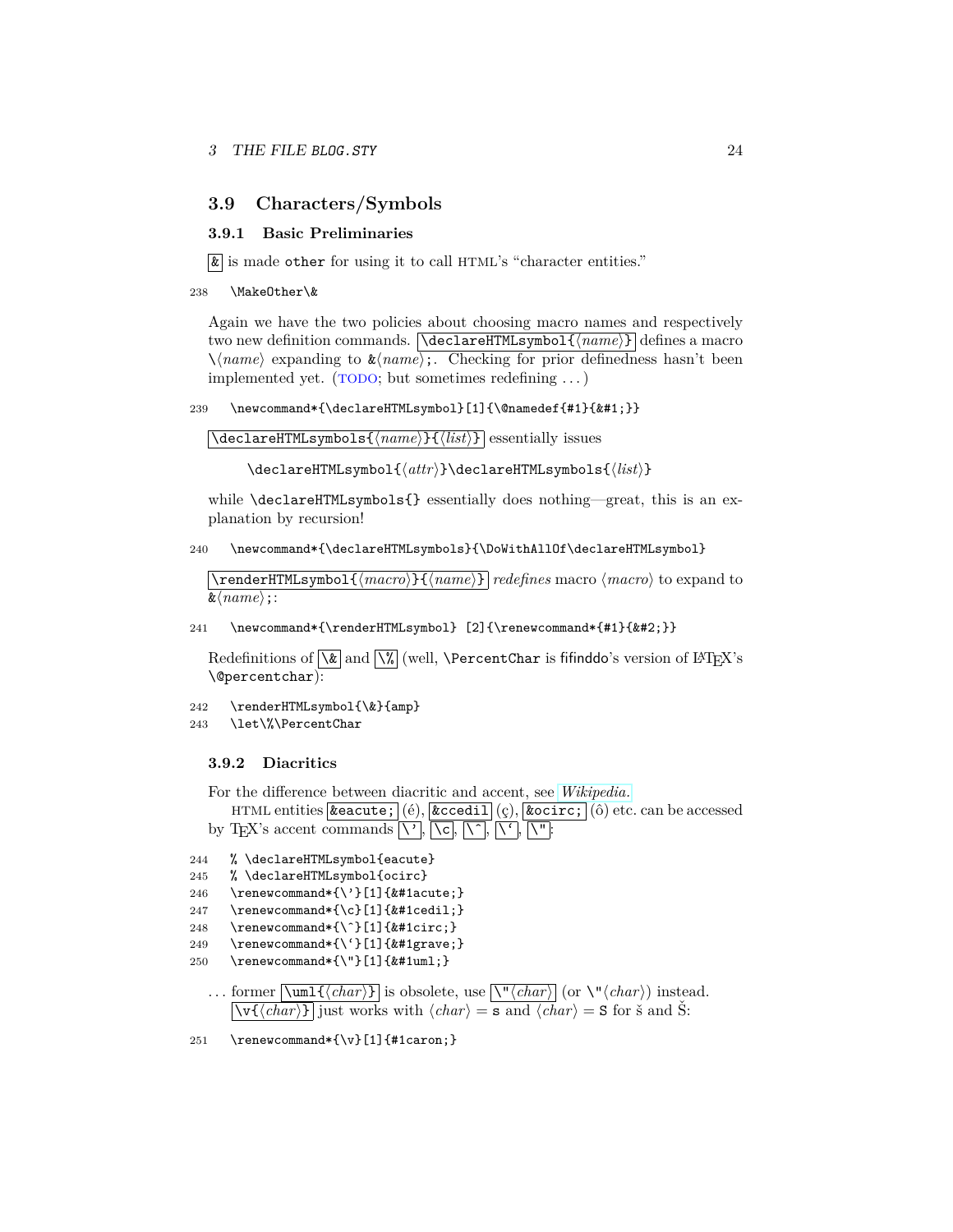### 3.9 Characters/Symbols

#### 3.9.1 Basic Preliminaries

`&` is made `other` for using it to call HTML's "character entities."

```
238 \MakeOther\&
```

Again we have the two policies about choosing macro names and respectively two new definition commands. `\declareHTMLsymbol{⟨name⟩}` defines a macro \⟨*name*⟩ expanding to `&`⟨*name*⟩`;`. Checking for prior definedness hasn't been implemented yet. (TODO; but sometimes redefining . . . )

```
239 \newcommand*{\declareHTMLsymbol}[1]{\@namedef{#1}{&#1;}}
```

`\declareHTMLsymbols{⟨name⟩}{⟨list⟩}` essentially issues

> `\declareHTMLsymbol{`⟨*attr*⟩`}\declareHTMLsymbols{`⟨*list*⟩`}`

while `\declareHTMLsymbols{}` essentially does nothing—great, this is an explanation by recursion!

```
240 \newcommand*{\declareHTMLsymbols}{\DoWithAllOf\declareHTMLsymbol}
```

`\renderHTMLsymbol{⟨macro⟩}{⟨name⟩}` *redefines* macro ⟨*macro*⟩ to expand to `&`⟨*name*⟩`;`:

```
241 \newcommand*{\renderHTMLsymbol} [2]{\renewcommand*{#1}{&#2;}}
```

Redefinitions of `\&` and `\%` (well, `\PercentChar` is fifinddo's version of LaTeX's `\@percentchar`):

```
242 \renderHTMLsymbol{\&}{amp}
243 \let\%\PercentChar
```

#### 3.9.2 Diacritics

For the difference between diacritic and accent, see *Wikipedia.*

HTML entities `&eacute;` (é), `&ccedil` (ç), `&ocirc;` (ô) etc. can be accessed by TeX's accent commands `\'`, `\c`, `\^`, `\``, `\"`:

```
244 % \declareHTMLsymbol{eacute}
245 % \declareHTMLsymbol{ocirc}
246 \renewcommand*{\'}[1]{&#1acute;}
247 \renewcommand*{\c}[1]{&#1cedil;}
248 \renewcommand*{\^}[1]{&#1circ;}
249 \renewcommand*{\`}[1]{&#1grave;}
250 \renewcommand*{\"}[1]{&#1uml;}
```

. . . former `\uml{⟨char⟩}` is obsolete, use `\"⟨char⟩` (or `\"`⟨*char*⟩) instead.

`\v{⟨char⟩}` just works with ⟨*char*⟩ = `s` and ⟨*char*⟩ = `S` for š and Š:

```
251 \renewcommand*{\v}[1]{#1caron;}
```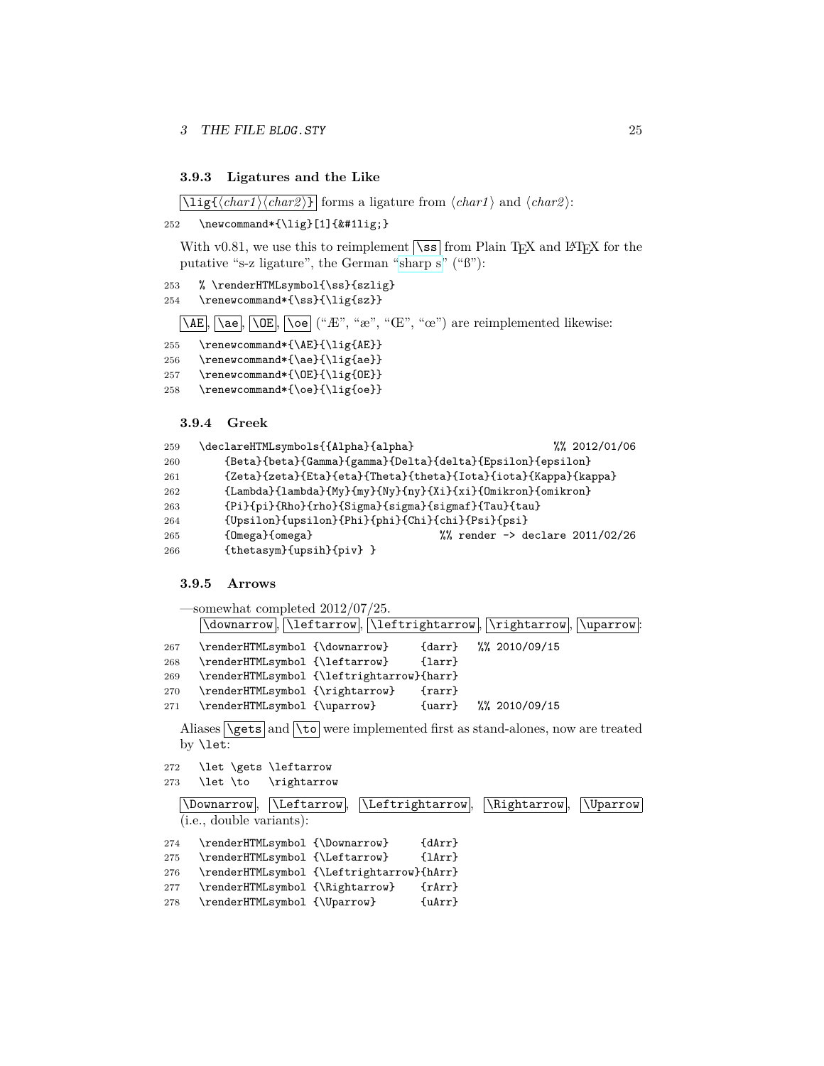### 3.9.3 Ligatures and the Like

`\lig{⟨char1⟩⟨char2⟩}` forms a ligature from ⟨*char1*⟩ and ⟨*char2*⟩:

```
252  \newcommand*{\lig}[1]{&#1lig;}
```

With v0.81, we use this to reimplement `\ss` from Plain TeX and LaTeX for the putative "s-z ligature", the German "sharp s" ("ß"):

```
253  % \renderHTMLsymbol{\ss}{szlig}
254  \renewcommand*{\ss}{\lig{sz}}
```

`\AE`, `\ae`, `\OE`, `\oe` ("Æ", "æ", "Œ", "œ") are reimplemented likewise:

```
255  \renewcommand*{\AE}{\lig{AE}}
256  \renewcommand*{\ae}{\lig{ae}}
257  \renewcommand*{\OE}{\lig{OE}}
258  \renewcommand*{\oe}{\lig{oe}}
```

### 3.9.4 Greek

```
259  \declareHTMLsymbols{{Alpha}{alpha}                          %% 2012/01/06
260      {Beta}{beta}{Gamma}{gamma}{Delta}{delta}{Epsilon}{epsilon}
261      {Zeta}{zeta}{Eta}{eta}{Theta}{theta}{Iota}{iota}{Kappa}{kappa}
262      {Lambda}{lambda}{My}{my}{Ny}{ny}{Xi}{xi}{Omikron}{omikron}
263      {Pi}{pi}{Rho}{rho}{Sigma}{sigma}{sigmaf}{Tau}{tau}
264      {Upsilon}{upsilon}{Phi}{phi}{Chi}{chi}{Psi}{psi}
265      {Omega}{omega}                   %% render -> declare 2011/02/26
266      {thetasym}{upsih}{piv} }
```

### 3.9.5 Arrows

—somewhat completed 2012/07/25.

`\downarrow`, `\leftarrow`, `\leftrightarrow`, `\rightarrow`, `\uparrow`:

```
267  \renderHTMLsymbol {\downarrow}     {darr}   %% 2010/09/15
268  \renderHTMLsymbol {\leftarrow}     {larr}
269  \renderHTMLsymbol {\leftrightarrow}{harr}
270  \renderHTMLsymbol {\rightarrow}    {rarr}
271  \renderHTMLsymbol {\uparrow}       {uarr}   %% 2010/09/15
```

Aliases `\gets` and `\to` were implemented first as stand-alones, now are treated by `\let`:

```
272  \let \gets \leftarrow
273  \let \to   \rightarrow
```

`\Downarrow`, `\Leftarrow`, `\Leftrightarrow`, `\Rightarrow`, `\Uparrow` (i.e., double variants):

```
274  \renderHTMLsymbol {\Downarrow}     {dArr}
275  \renderHTMLsymbol {\Leftarrow}     {lArr}
276  \renderHTMLsymbol {\Leftrightarrow}{hArr}
277  \renderHTMLsymbol {\Rightarrow}    {rArr}
278  \renderHTMLsymbol {\Uparrow}       {uArr}
```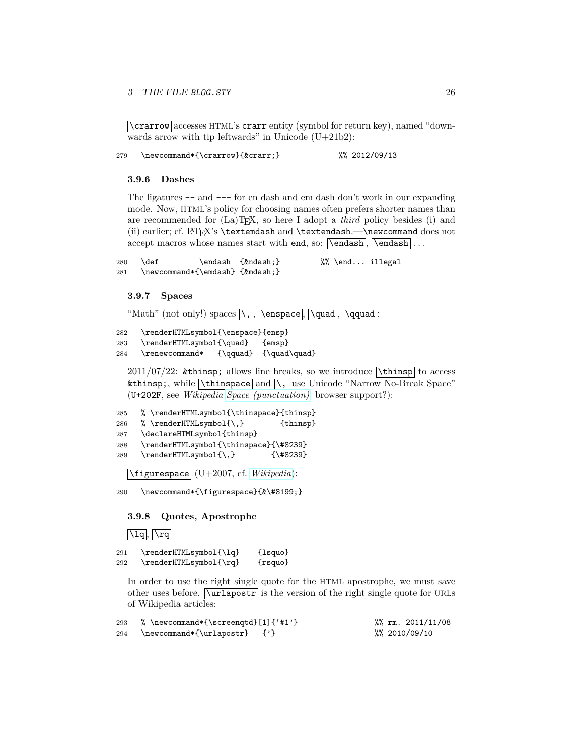`\crarrow` accesses HTML's `crarr` entity (symbol for return key), named "downwards arrow with tip leftwards" in Unicode (U+21b2):

```
279   \newcommand*{\crarrow}{&crarr;}            %% 2012/09/13
```

### 3.9.6 Dashes

The ligatures `--` and `---` for en dash and em dash don't work in our expanding mode. Now, HTML's policy for choosing names often prefers shorter names than are recommended for (La)TeX, so here I adopt a *third* policy besides (i) and (ii) earlier; cf. LaTeX's `\textemdash` and `\textendash`.—`\newcommand` does not accept macros whose names start with `end`, so: `\endash`, `\emdash` ...

```
280   \def          \endash  {&ndash;}         %% \end... illegal
281   \newcommand*{\emdash} {&mdash;}
```

### 3.9.7 Spaces

"Math" (not only!) spaces `\,`, `\enspace`, `\quad`, `\qquad`:

```
282   \renderHTMLsymbol{\enspace}{ensp}
283   \renderHTMLsymbol{\quad}   {emsp}
284   \renewcommand*   {\qquad}  {\quad\quad}
```

2011/07/22: `&thinsp;` allows line breaks, so we introduce `\thinsp` to access `&thinsp;`, while `\thinspace` and `\,` use Unicode "Narrow No-Break Space" (`U+202F`, see *Wikipedia* *Space (punctuation)*; browser support?):

```
285   % \renderHTMLsymbol{\thinspace}{thinsp}
286   % \renderHTMLsymbol{\,}        {thinsp}
287   \declareHTMLsymbol{thinsp}
288   \renderHTMLsymbol{\thinspace}{\#8239}
289   \renderHTMLsymbol{\,}        {\#8239}
```

`\figurespace` (U+2007, cf. *Wikipedia*):

```
290   \newcommand*{\figurespace}{&\#8199;}
```

### 3.9.8 Quotes, Apostrophe

`\lq`, `\rq`

```
291   \renderHTMLsymbol{\lq}    {lsquo}
292   \renderHTMLsymbol{\rq}    {rsquo}
```

In order to use the right single quote for the HTML apostrophe, we must save other uses before. `\urlapostr` is the version of the right single quote for URLs of Wikipedia articles:

```
293   % \newcommand*{\screenqtd}[1]{`#1'}                  %% rm. 2011/11/08
294   \newcommand*{\urlapostr}   {'}                       %% 2010/09/10
```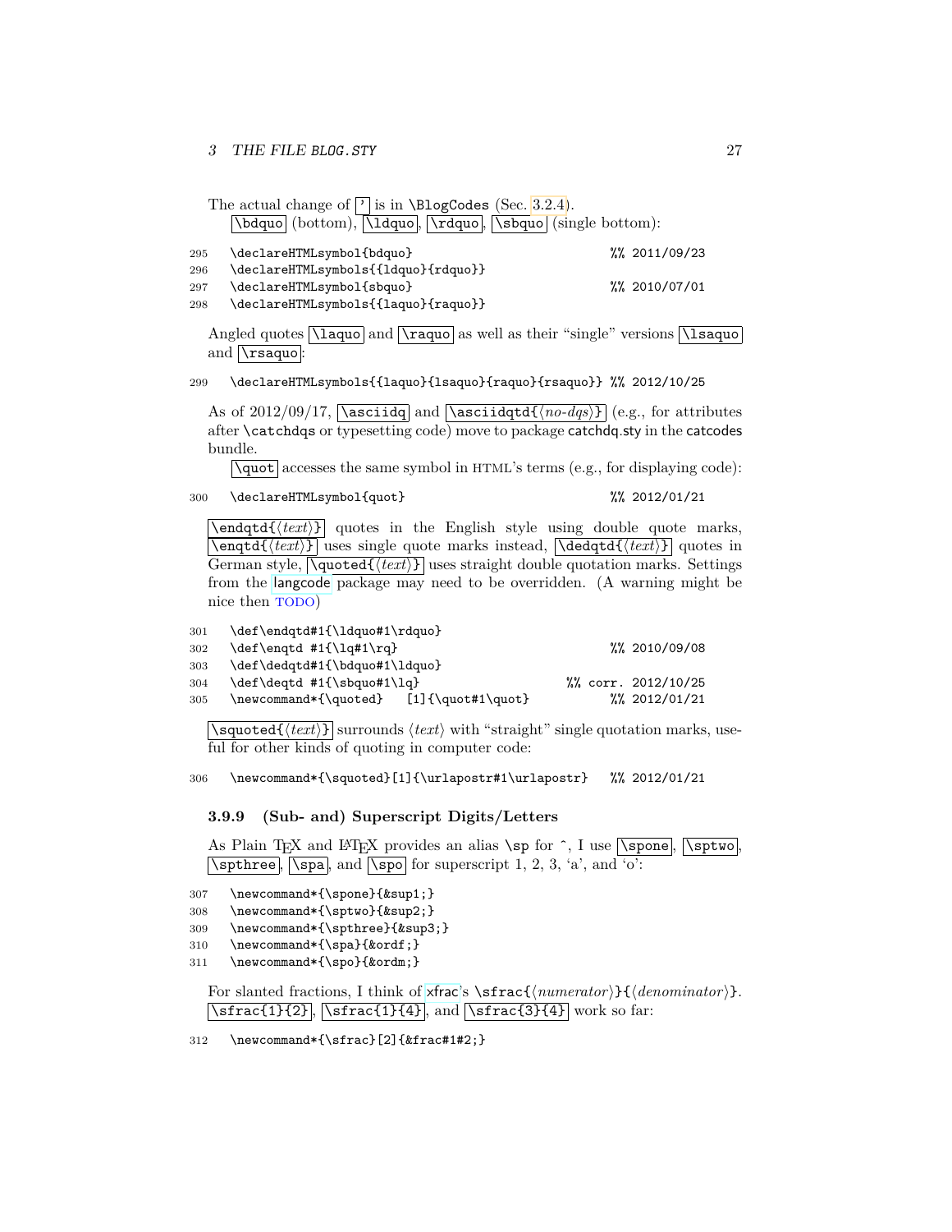The actual change of `'` is in `\BlogCodes` (Sec. 3.2.4).

`\bdquo` (bottom), `\ldquo`, `\rdquo`, `\sbquo` (single bottom):

```
295  \declareHTMLsymbol{bdquo}                              %% 2011/09/23
296  \declareHTMLsymbols{{ldquo}{rdquo}}
297  \declareHTMLsymbol{sbquo}                              %% 2010/07/01
298  \declareHTMLsymbols{{laquo}{raquo}}
```

Angled quotes `\laquo` and `\raquo` as well as their "single" versions `\lsaquo` and `\rsaquo`:

```
299  \declareHTMLsymbols{{laquo}{lsaquo}{raquo}{rsaquo}} %% 2012/10/25
```

As of 2012/09/17, `\asciidq` and `\asciidqtd{⟨no-dqs⟩}` (e.g., for attributes after `\catchdqs` or typesetting code) move to package catchdq.sty in the catcodes bundle.

`\quot` accesses the same symbol in HTML's terms (e.g., for displaying code):

```
300  \declareHTMLsymbol{quot}                               %% 2012/01/21
```

`\endqtd{⟨text⟩}` quotes in the English style using double quote marks, `\enqtd{⟨text⟩}` uses single quote marks instead, `\dedqtd{⟨text⟩}` quotes in German style, `\quoted{⟨text⟩}` uses straight double quotation marks. Settings from the langcode package may need to be overridden. (A warning might be nice then TODO)

```
301  \def\endqtd#1{\ldquo#1\rdquo}
302  \def\enqtd #1{\lq#1\rq}                                %% 2010/09/08
303  \def\dedqtd#1{\bdquo#1\ldquo}
304  \def\deqtd #1{\sbquo#1\lq}                       %% corr. 2012/10/25
305  \newcommand*{\quoted}   [1]{\quot#1\quot}              %% 2012/01/21
```

`\squoted{⟨text⟩}` surrounds ⟨text⟩ with "straight" single quotation marks, useful for other kinds of quoting in computer code:

```
306  \newcommand*{\squoted}[1]{\urlapostr#1\urlapostr}   %% 2012/01/21
```

### 3.9.9 (Sub- and) Superscript Digits/Letters

As Plain TEX and LATEX provides an alias `\sp` for `^`, I use `\spone`, `\sptwo`, `\spthree`, `\spa`, and `\spo` for superscript 1, 2, 3, 'a', and 'o':

```
307  \newcommand*{\spone}{&sup1;}
308  \newcommand*{\sptwo}{&sup2;}
309  \newcommand*{\spthree}{&sup3;}
310  \newcommand*{\spa}{&ordf;}
311  \newcommand*{\spo}{&ordm;}
```

For slanted fractions, I think of xfrac's `\sfrac{⟨numerator⟩}{⟨denominator⟩}`. `\sfrac{1}{2}`, `\sfrac{1}{4}`, and `\sfrac{3}{4}` work so far:

```
312  \newcommand*{\sfrac}[2]{&frac#1#2;}
```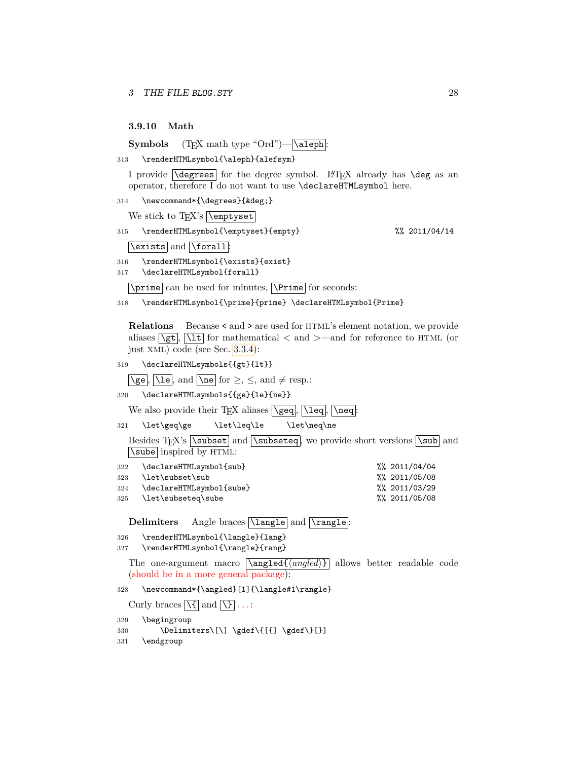### 3.9.10 Math

**Symbols** (TEX math type "Ord")—`\aleph`:

```
313 \renderHTMLsymbol{\aleph}{alefsym}
```

I provide `\degrees` for the degree symbol. LATEX already has `\deg` as an operator, therefore I do not want to use `\declareHTMLsymbol` here.

```
314 \newcommand*{\degrees}{&deg;}
```

We stick to TEX's `\emptyset`

```
315 \renderHTMLsymbol{\emptyset}{empty}                    %% 2011/04/14
```

`\exists` and `\forall`:

```
316 \renderHTMLsymbol{\exists}{exist}
317 \declareHTMLsymbol{forall}
```

`\prime` can be used for minutes, `\Prime` for seconds:

```
318 \renderHTMLsymbol{\prime}{prime} \declareHTMLsymbol{Prime}
```

**Relations** Because `<` and `>` are used for HTML's element notation, we provide aliases `\gt`, `\lt` for mathematical $<$ and $>$—and for reference to HTML (or just XML) code (see Sec. 3.3.4):

```
319 \declareHTMLsymbols{{gt}{lt}}
```

`\ge`, `\le`, and `\ne` for $\geq$, $\leq$, and $\neq$ resp.:

```
320 \declareHTMLsymbols{{ge}{le}{ne}}
```

We also provide their TEX aliases `\geq`, `\leq`, `\neq`:

```
321 \let\geq\ge     \let\leq\le     \let\neq\ne
```

Besides TEX's `\subset` and `\subseteq`, we provide short versions `\sub` and `\sube` inspired by HTML:

```
322 \declareHTMLsymbol{sub}                                 %% 2011/04/04
323 \let\subset\sub                                         %% 2011/05/08
324 \declareHTMLsymbol{sube}                                %% 2011/03/29
325 \let\subseteq\sube                                      %% 2011/05/08
```

**Delimiters** Angle braces `\langle` and `\rangle`:

```
326 \renderHTMLsymbol{\langle}{lang}
327 \renderHTMLsymbol{\rangle}{rang}
```

The one-argument macro `\angled{⟨angled⟩}` allows better readable code (should be in a more general package):

```
328 \newcommand*{\angled}[1]{\langle#1\rangle}
```

Curly braces `\{` and `\}` ...:

```
329 \begingroup
330     \Delimiters\[\] \gdef\{[{] \gdef\}[}]
331 \endgroup
```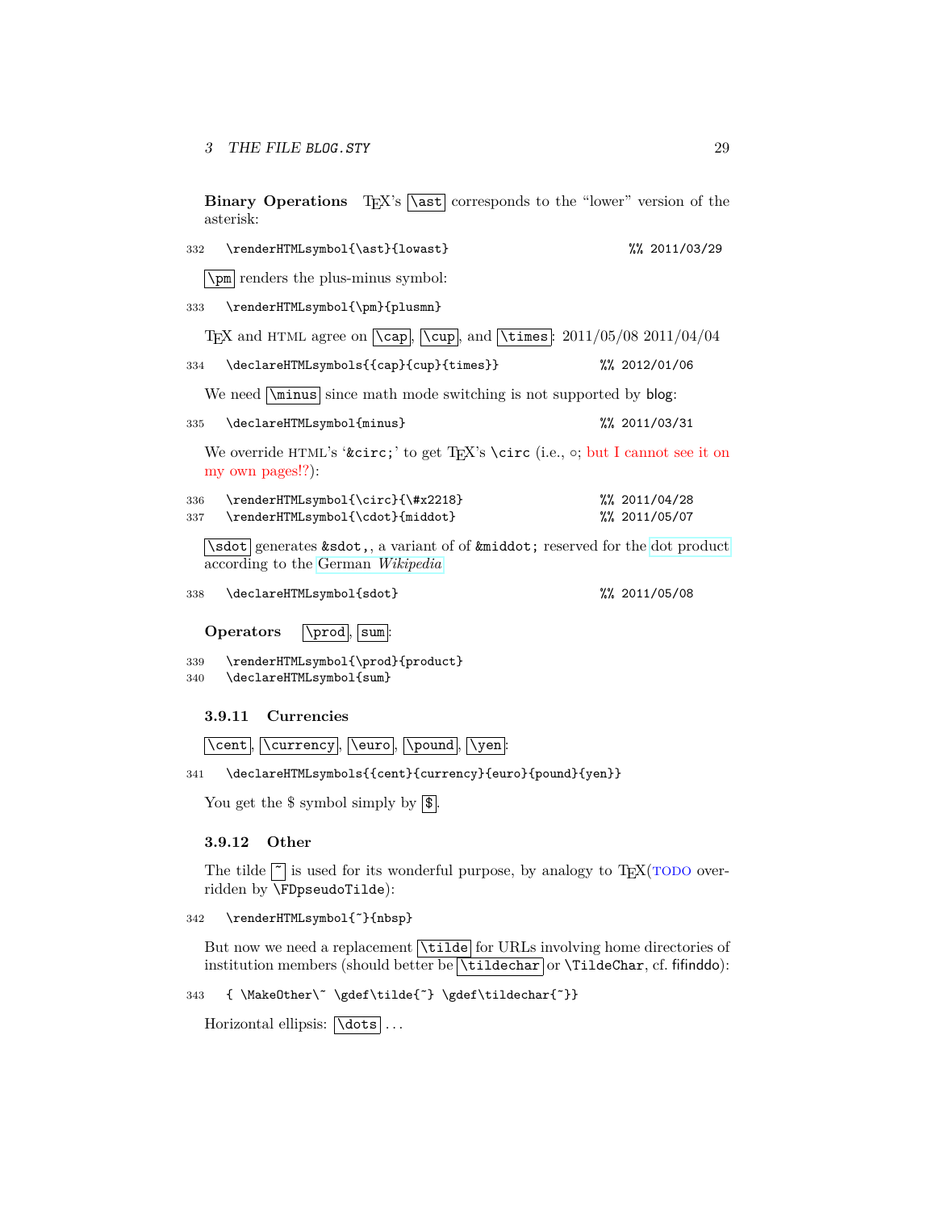**Binary Operations** TeX's `\ast` corresponds to the "lower" version of the asterisk:

```
332   \renderHTMLsymbol{\ast}{lowast}                         %% 2011/03/29
```

`\pm` renders the plus-minus symbol:

```
333   \renderHTMLsymbol{\pm}{plusmn}
```

TeX and HTML agree on `\cap`, `\cup`, and `\times`: 2011/05/08 2011/04/04

```
334   \declareHTMLsymbols{{cap}{cup}{times}}               %% 2012/01/06
```

We need `\minus` since math mode switching is not supported by blog:

```
335   \declareHTMLsymbol{minus}                            %% 2011/03/31
```

We override HTML's '`&circ;`' to get TeX's `\circ` (i.e., ∘; but I cannot see it on my own pages!?):

```
336   \renderHTMLsymbol{\circ}{\#x2218}                    %% 2011/04/28
337   \renderHTMLsymbol{\cdot}{middot}                     %% 2011/05/07
```

`\sdot` generates `&sdot;`, a variant of of `&middot;` reserved for the dot product according to the German *Wikipedia*

```
338   \declareHTMLsymbol{sdot}                             %% 2011/05/08
```

**Operators** `\prod`, `sum`:

```
339   \renderHTMLsymbol{\prod}{product}
340   \declareHTMLsymbol{sum}
```

### 3.9.11 Currencies

`\cent`, `\currency`, `\euro`, `\pound`, `\yen`:

```
341   \declareHTMLsymbols{{cent}{currency}{euro}{pound}{yen}}
```

You get the $ symbol simply by `$`.

### 3.9.12 Other

The tilde `~` is used for its wonderful purpose, by analogy to TeX(TODO overridden by `\FDpseudoTilde`):

```
342   \renderHTMLsymbol{~}{nbsp}
```

But now we need a replacement `\tilde` for URLs involving home directories of institution members (should better be `\tildechar` or `\TildeChar`, cf. fifinddo):

```
343   { \MakeOther\~ \gdef\tilde{~} \gdef\tildechar{~}}
```

Horizontal ellipsis: `\dots` ...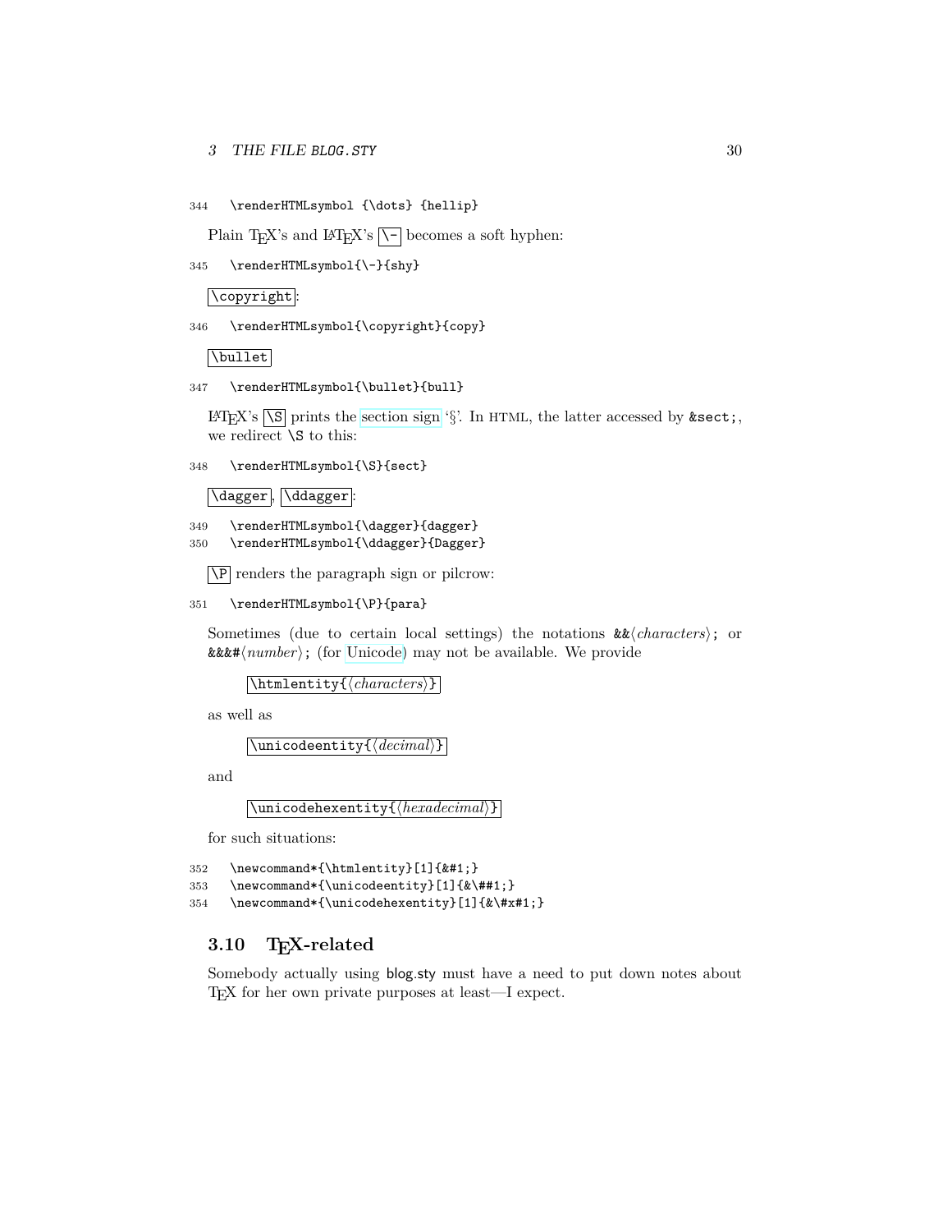```
344  \renderHTMLsymbol {\dots} {hellip}
```

Plain TeX's and LaTeX's `\-` becomes a soft hyphen:

```
345  \renderHTMLsymbol{\-}{shy}
```

`\copyright`:

```
346  \renderHTMLsymbol{\copyright}{copy}
```

`\bullet`

```
347  \renderHTMLsymbol{\bullet}{bull}
```

LaTeX's `\S` prints the section sign '§'. In HTML, the latter accessed by `&sect;`, we redirect `\S` to this:

```
348  \renderHTMLsymbol{\S}{sect}
```

`\dagger`, `\ddagger`:

```
349  \renderHTMLsymbol{\dagger}{dagger}
350  \renderHTMLsymbol{\ddagger}{Dagger}
```

`\P` renders the paragraph sign or pilcrow:

```
351  \renderHTMLsymbol{\P}{para}
```

Sometimes (due to certain local settings) the notations `&&`⟨*characters*⟩`;` or `&&&#`⟨*number*⟩`;` (for Unicode) may not be available. We provide

> `\htmlentity{`⟨*characters*⟩`}`

as well as

> `\unicodeentity{`⟨*decimal*⟩`}`

and

> `\unicodehexentity{`⟨*hexadecimal*⟩`}`

for such situations:

```
352  \newcommand*{\htmlentity}[1]{&#1;}
353  \newcommand*{\unicodeentity}[1]{&\##1;}
354  \newcommand*{\unicodehexentity}[1]{&\#x#1;}
```

## 3.10 TeX-related

Somebody actually using blog.sty must have a need to put down notes about TeX for her own private purposes at least—I expect.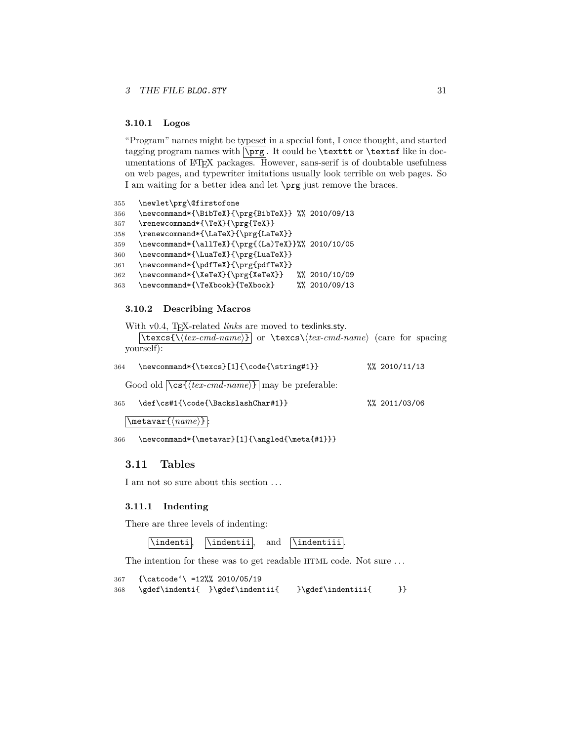### 3.10.1 Logos

"Program" names might be typeset in a special font, I once thought, and started tagging program names with `\prg`. It could be `\texttt` or `\textsf` like in documentations of LaTeX packages. However, sans-serif is of doubtable usefulness on web pages, and typewriter imitations usually look terrible on web pages. So I am waiting for a better idea and let `\prg` just remove the braces.

```
355 \newlet\prg\@firstofone
356 \newcommand*{\BibTeX}{\prg{BibTeX}} %% 2010/09/13
357 \renewcommand*{\TeX}{\prg{TeX}}
358 \renewcommand*{\LaTeX}{\prg{LaTeX}}
359 \newcommand*{\allTeX}{\prg{(La)TeX}}%% 2010/10/05
360 \newcommand*{\LuaTeX}{\prg{LuaTeX}}
361 \newcommand*{\pdfTeX}{\prg{pdfTeX}}
362 \newcommand*{\XeTeX}{\prg{XeTeX}}   %% 2010/10/09
363 \newcommand*{\TeXbook}{TeXbook}     %% 2010/09/13
```

### 3.10.2 Describing Macros

With v0.4, TeX-related *links* are moved to texlinks.sty.

`\texcs{\`⟨*tex-cmd-name*⟩`}` or `\texcs\`⟨*tex-cmd-name*⟩ (care for spacing yourself):

```
364 \newcommand*{\texcs}[1]{\code{\string#1}}          %% 2010/11/13
```

Good old `\cs{`⟨*tex-cmd-name*⟩`}` may be preferable:

```
365 \def\cs#1{\code{\BackslashChar#1}}                 %% 2011/03/06
```

`\metavar{`⟨*name*⟩`}`:

```
366 \newcommand*{\metavar}[1]{\angled{\meta{#1}}}
```

## 3.11 Tables

I am not so sure about this section ...

### 3.11.1 Indenting

There are three levels of indenting:

`\indenti`, `\indentii`, and `\indentiii`.

The intention for these was to get readable HTML code. Not sure ...

```
367 {\catcode`\ =12%% 2010/05/19
368 \gdef\indenti{  }\gdef\indentii{    }\gdef\indentiii{      }}
```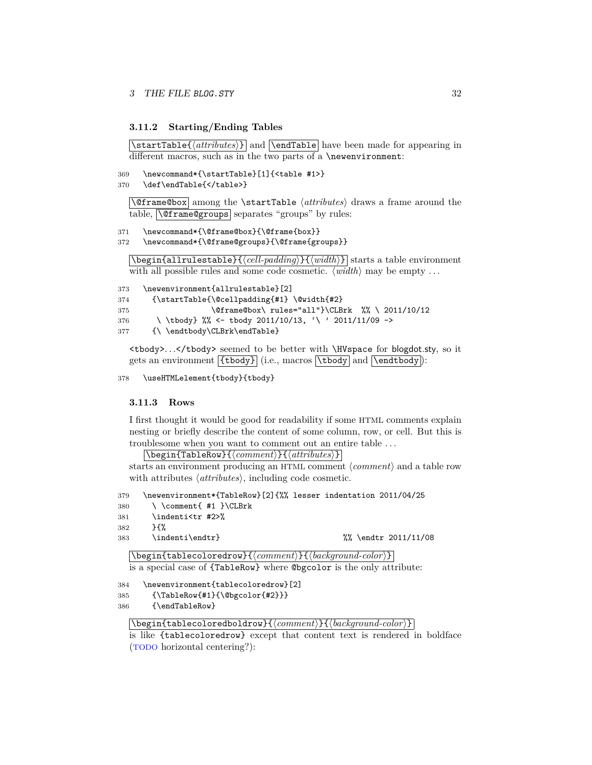### 3.11.2 Starting/Ending Tables

`\startTable{⟨attributes⟩}` and `\endTable` have been made for appearing in different macros, such as in the two parts of a `\newenvironment`:

```
369   \newcommand*{\startTable}[1]{<table #1>}
370   \def\endTable{</table>}
```

`\@frame@box` among the `\startTable` ⟨*attributes*⟩ draws a frame around the table, `\@frame@groups` separates "groups" by rules:

```
371   \newcommand*{\@frame@box}{\@frame{box}}
372   \newcommand*{\@frame@groups}{\@frame{groups}}
```

`\begin{allrulestable}{⟨cell-padding⟩}{⟨width⟩}` starts a table environment with all possible rules and some code cosmetic. ⟨*width*⟩ may be empty ...

```
373   \newenvironment{allrulestable}[2]
374     {\startTable{\@cellpadding{#1} \@width{#2}
375                  \@frame@box\ rules="all"}\CLBrk  %% \ 2011/10/12
376      \ \tbody} %% <- tbody 2011/10/13, '\ ' 2011/11/09 ->
377     {\ \endtbody\CLBrk\endTable}
```

`<tbody>...</tbody>` seemed to be better with `\HVspace` for blogdot.sty, so it gets an environment `{tbody}` (i.e., macros `\tbody` and `\endtbody`):

```
378   \useHTMLelement{tbody}{tbody}
```

### 3.11.3 Rows

I first thought it would be good for readability if some HTML comments explain nesting or briefly describe the content of some column, row, or cell. But this is troublesome when you want to comment out an entire table ...

`\begin{TableRow}{⟨comment⟩}{⟨attributes⟩}`
starts an environment producing an HTML comment ⟨*comment*⟩ and a table row with attributes ⟨*attributes*⟩, including code cosmetic.

```
379   \newenvironment*{TableRow}[2]{%% lesser indentation 2011/04/25
380     \ \comment{ #1 }\CLBrk
381     \indenti<tr #2>%
382     }{%
383     \indenti\endtr}                          %% \endtr 2011/11/08
```

`\begin{tablecoloredrow}{⟨comment⟩}{⟨background-color⟩}`
is a special case of `{TableRow}` where `@bgcolor` is the only attribute:

```
384   \newenvironment{tablecoloredrow}[2]
385     {\TableRow{#1}{\@bgcolor{#2}}}
386     {\endTableRow}
```

`\begin{tablecoloredboldrow}{⟨comment⟩}{⟨background-color⟩}`
is like `{tablecoloredrow}` except that content text is rendered in boldface (TODO horizontal centering?):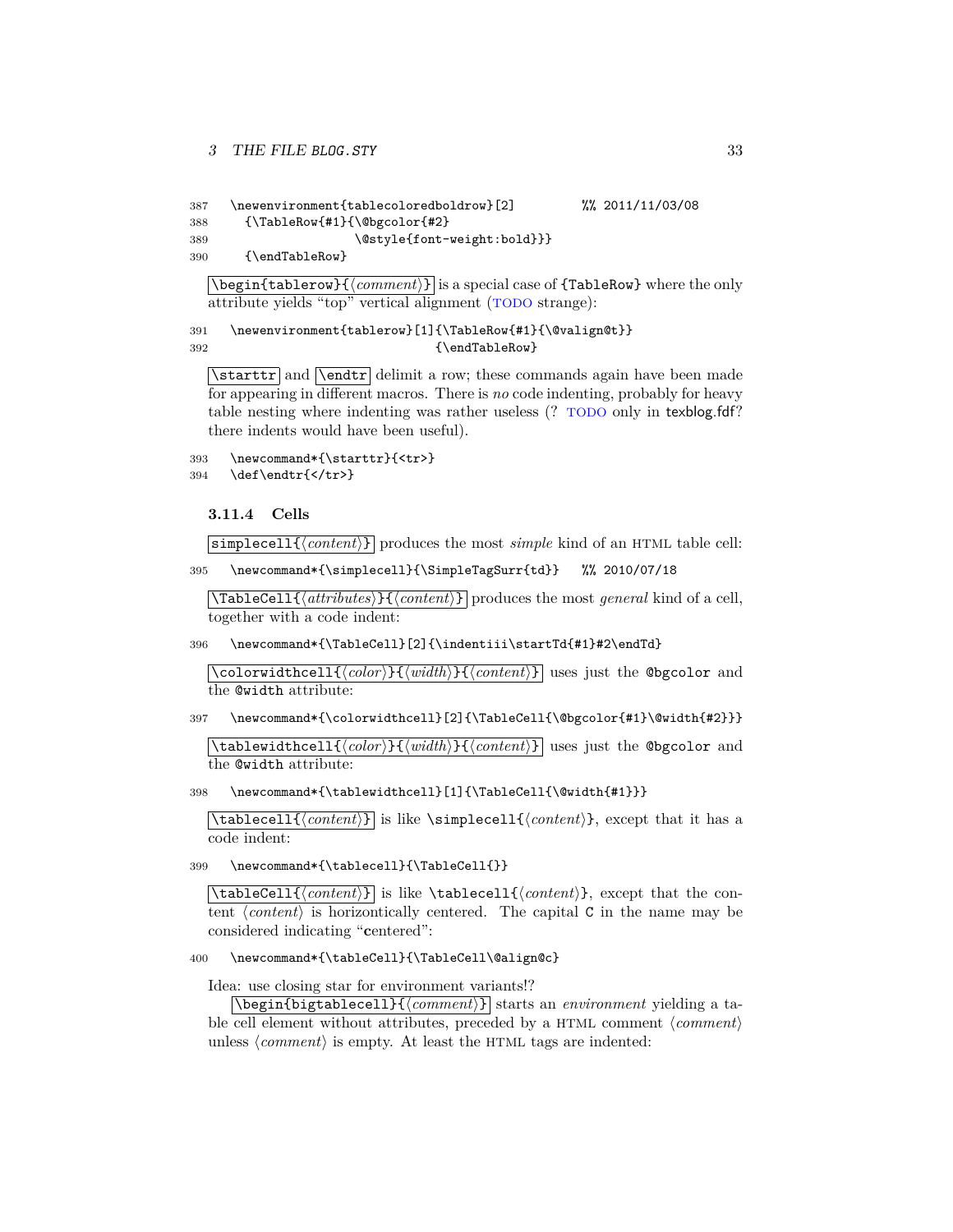```
387   \newenvironment{tablecoloredboldrow}[2]          %% 2011/11/03/08
388     {\TableRow{#1}{\@bgcolor{#2}
389                    \@style{font-weight:bold}}}
390     {\endTableRow}
```

`\begin{tablerow}{⟨comment⟩}` is a special case of `{TableRow}` where the only attribute yields "top" vertical alignment (TODO strange):

```
391   \newenvironment{tablerow}[1]{\TableRow{#1}{\@valign@t}}
392                               {\endTableRow}
```

`\starttr` and `\endtr` delimit a row; these commands again have been made for appearing in different macros. There is *no* code indenting, probably for heavy table nesting where indenting was rather useless (? TODO only in texblog.fdf? there indents would have been useful).

```
393   \newcommand*{\starttr}{<tr>}
394   \def\endtr{</tr>}
```

### 3.11.4 Cells

`simplecell{⟨content⟩}` produces the most *simple* kind of an HTML table cell:

```
395   \newcommand*{\simplecell}{\SimpleTagSurr{td}}   %% 2010/07/18
```

`\TableCell{⟨attributes⟩}{⟨content⟩}` produces the most *general* kind of a cell, together with a code indent:

```
396   \newcommand*{\TableCell}[2]{\indentiii\startTd{#1}#2\endTd}
```

`\colorwidthcell{⟨color⟩}{⟨width⟩}{⟨content⟩}` uses just the `@bgcolor` and the `@width` attribute:

```
397   \newcommand*{\colorwidthcell}[2]{\TableCell{\@bgcolor{#1}\@width{#2}}}
```

`\tablewidthcell{⟨color⟩}{⟨width⟩}{⟨content⟩}` uses just the `@bgcolor` and the `@width` attribute:

```
398   \newcommand*{\tablewidthcell}[1]{\TableCell{\@width{#1}}}
```

`\tablecell{⟨content⟩}` is like `\simplecell{⟨content⟩}`, except that it has a code indent:

```
399   \newcommand*{\tablecell}{\TableCell{}}
```

`\tableCell{⟨content⟩}` is like `\tablecell{⟨content⟩}`, except that the content ⟨content⟩ is horizontically centered. The capital `C` in the name may be considered indicating "**c**entered":

```
400   \newcommand*{\tableCell}{\TableCell\@align@c}
```

Idea: use closing star for environment variants!?

`\begin{bigtablecell}{⟨comment⟩}` starts an *environment* yielding a table cell element without attributes, preceded by a HTML comment ⟨comment⟩ unless ⟨comment⟩ is empty. At least the HTML tags are indented: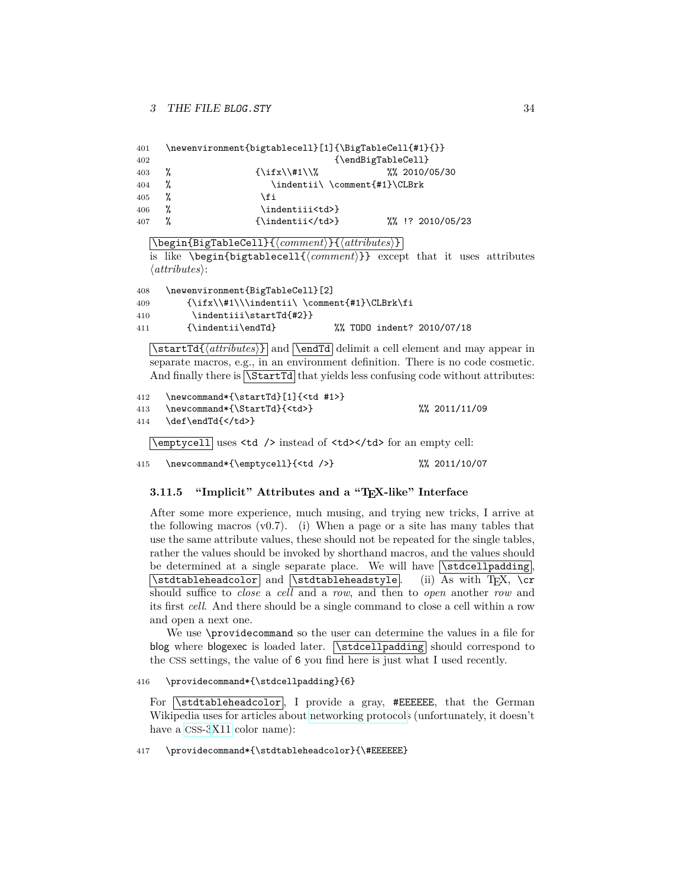```
401   \newenvironment{bigtablecell}[1]{\BigTableCell{#1}{}}
402                                   {\endBigTableCell}
403   %                {\ifx\\#1\\%             %% 2010/05/30
404   %                   \indentii\ \comment{#1}\CLBrk
405   %                 \fi
406   %                 \indentiii<td>}
407   %                {\indentii</td>}          %% !? 2010/05/23
```

`\begin{BigTableCell}{⟨comment⟩}{⟨attributes⟩}` is like `\begin{bigtablecell{⟨comment⟩}}` except that it uses attributes *⟨attributes⟩*:

```
408   \newenvironment{BigTableCell}[2]
409       {\ifx\\#1\\\indentii\ \comment{#1}\CLBrk\fi
410        \indentiii\startTd{#2}}
411       {\indentii\endTd}            %% TODO indent? 2010/07/18
```

`\startTd{⟨attributes⟩}` and `\endTd` delimit a cell element and may appear in separate macros, e.g., in an environment definition. There is no code cosmetic. And finally there is `\StartTd` that yields less confusing code without attributes:

```
412   \newcommand*{\startTd}[1]{<td #1>}
413   \newcommand*{\StartTd}{<td>}                    %% 2011/11/09
414   \def\endTd{</td>}
```

`\emptycell` uses `<td />` instead of `<td></td>` for an empty cell:

```
415   \newcommand*{\emptycell}{<td />}                %% 2011/10/07
```

### 3.11.5 "Implicit" Attributes and a "TEX-like" Interface

After some more experience, much musing, and trying new tricks, I arrive at the following macros (v0.7). (i) When a page or a site has many tables that use the same attribute values, these should not be repeated for the single tables, rather the values should be invoked by shorthand macros, and the values should be determined at a single separate place. We will have `\stdcellpadding`, `\stdtableheadcolor` and `\stdtableheadstyle`. (ii) As with TEX, `\cr` should suffice to *close* a *cell* and a *row*, and then to *open* another *row* and its first *cell*. And there should be a single command to close a cell within a row and open a next one.

We use `\providecommand` so the user can determine the values in a file for blog where blogexec is loaded later. `\stdcellpadding` should correspond to the CSS settings, the value of 6 you find here is just what I used recently.

```
416   \providecommand*{\stdcellpadding}{6}
```

For `\stdtableheadcolor`, I provide a gray, `#EEEEEE`, that the German Wikipedia uses for articles about networking protocols (unfortunately, it doesn't have a CSS-3 X11 color name):

```
417   \providecommand*{\stdtableheadcolor}{\#EEEEEE}
```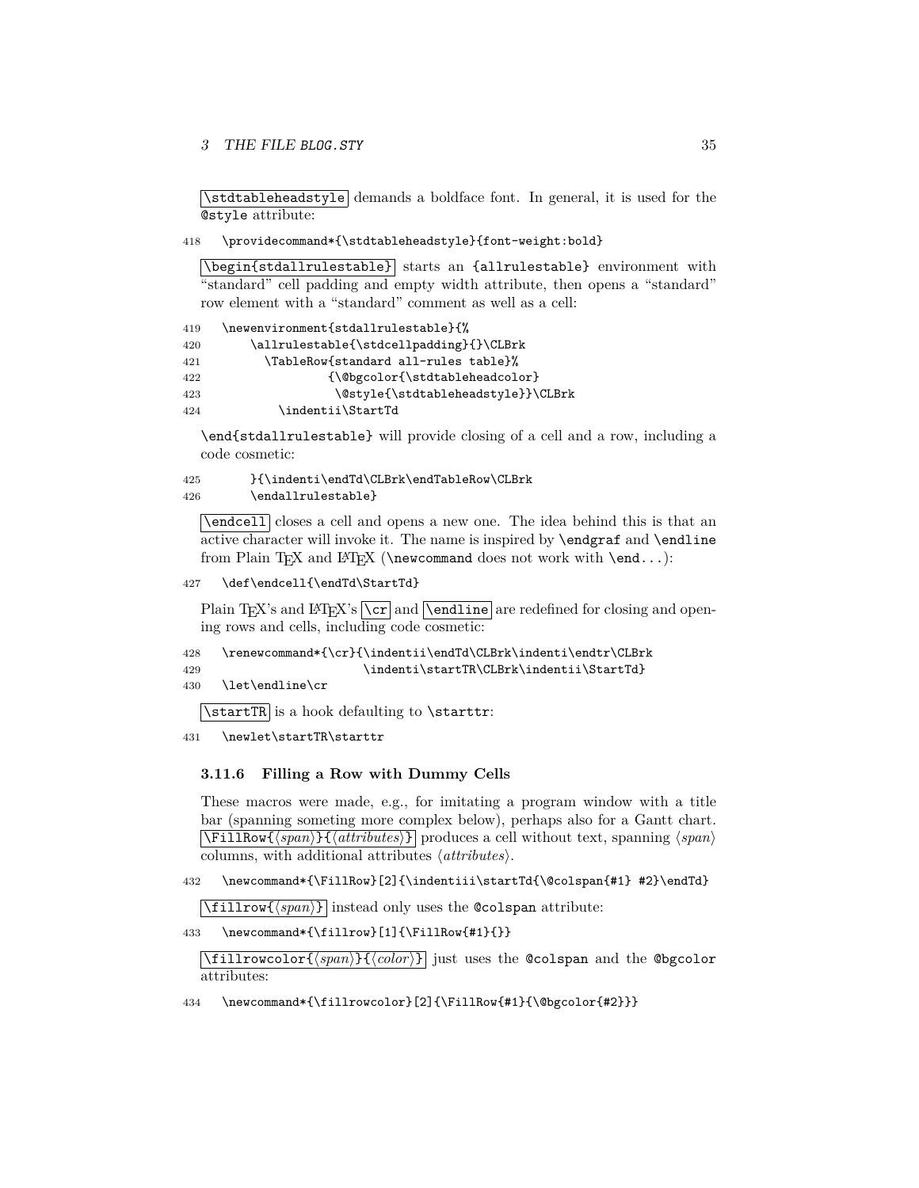`\stdtableheadstyle` demands a boldface font. In general, it is used for the `@style` attribute:

```
418   \providecommand*{\stdtableheadstyle}{font-weight:bold}
```

`\begin{stdallrulestable}` starts an `{allrulestable}` environment with "standard" cell padding and empty width attribute, then opens a "standard" row element with a "standard" comment as well as a cell:

```
419   \newenvironment{stdallrulestable}{%
420       \allrulestable{\stdcellpadding}{}\CLBrk
421         \TableRow{standard all-rules table}%
422                 {\@bgcolor{\stdtableheadcolor}
423                  \@style{\stdtableheadstyle}}\CLBrk
424           \indentii\StartTd
```

`\end{stdallrulestable}` will provide closing of a cell and a row, including a code cosmetic:

```
425       }{\indenti\endTd\CLBrk\endTableRow\CLBrk
426       \endallrulestable}
```

`\endcell` closes a cell and opens a new one. The idea behind this is that an active character will invoke it. The name is inspired by `\endgraf` and `\endline` from Plain TeX and LaTeX (`\newcommand` does not work with `\end...`):

```
427   \def\endcell{\endTd\StartTd}
```

Plain TeX's and LaTeX's `\cr` and `\endline` are redefined for closing and opening rows and cells, including code cosmetic:

```
428   \renewcommand*{\cr}{\indentii\endTd\CLBrk\indenti\endtr\CLBrk
429                       \indenti\startTR\CLBrk\indentii\StartTd}
430   \let\endline\cr
```

`\startTR` is a hook defaulting to `\starttr`:

```
431   \newlet\startTR\starttr
```

### 3.11.6 Filling a Row with Dummy Cells

These macros were made, e.g., for imitating a program window with a title bar (spanning someting more complex below), perhaps also for a Gantt chart. `\FillRow{⟨span⟩}{⟨attributes⟩}` produces a cell without text, spanning ⟨*span*⟩ columns, with additional attributes ⟨*attributes*⟩.

```
432   \newcommand*{\FillRow}[2]{\indentiii\startTd{\@colspan{#1} #2}\endTd}
```

`\fillrow{⟨span⟩}` instead only uses the `@colspan` attribute:

```
433   \newcommand*{\fillrow}[1]{\FillRow{#1}{}}
```

`\fillrowcolor{⟨span⟩}{⟨color⟩}` just uses the `@colspan` and the `@bgcolor` attributes:

```
434   \newcommand*{\fillrowcolor}[2]{\FillRow{#1}{\@bgcolor{#2}}}
```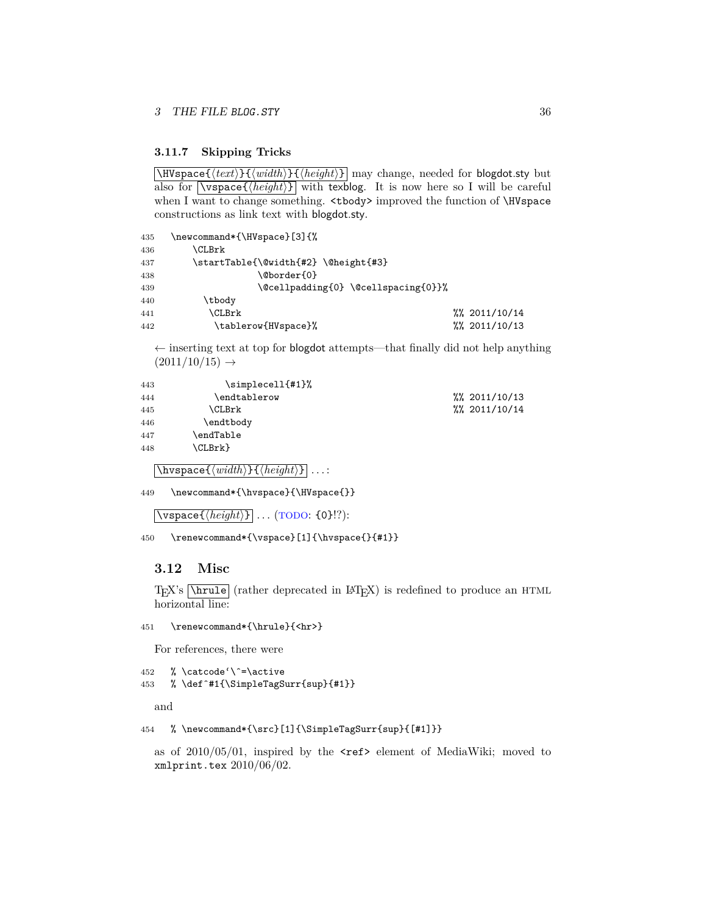### 3.11.7 Skipping Tricks

`\HVspace{⟨text⟩}{⟨width⟩}{⟨height⟩}` may change, needed for blogdot.sty but also for `\vspace{⟨height⟩}` with texblog. It is now here so I will be careful when I want to change something. `<tbody>` improved the function of `\HVspace` constructions as link text with blogdot.sty.

```
435  \newcommand*{\HVspace}[3]{%
436      \CLBrk
437      \startTable{\@width{#2} \@height{#3}
438                  \@border{0}
439                  \@cellpadding{0} \@cellspacing{0}}%
440        \tbody
441         \CLBrk                                        %% 2011/10/14
442          \tablerow{HVspace}%                          %% 2011/10/13
```

← inserting text at top for blogdot attempts—that finally did not help anything (2011/10/15) →

```
443            \simplecell{#1}%
444          \endtablerow                                 %% 2011/10/13
445         \CLBrk                                        %% 2011/10/14
446        \endtbody
447      \endTable
448      \CLBrk}
```

`\hvspace{⟨width⟩}{⟨height⟩}` . . . :

```
449  \newcommand*{\hvspace}{\HVspace{}}
```

`\vspace{⟨height⟩}` . . . (TODO: `{0}`!?):

```
450  \renewcommand*{\vspace}[1]{\hvspace{}{#1}}
```

## 3.12 Misc

TeX's `\hrule` (rather deprecated in LaTeX) is redefined to produce an HTML horizontal line:

```
451  \renewcommand*{\hrule}{<hr>}
```

For references, there were

```
452  % \catcode`\^=\active
453  % \def^#1{\SimpleTagSurr{sup}{#1}}
```

and

```
454  % \newcommand*{\src}[1]{\SimpleTagSurr{sup}{[#1]}}
```

as of 2010/05/01, inspired by the `<ref>` element of MediaWiki; moved to `xmlprint.tex` 2010/06/02.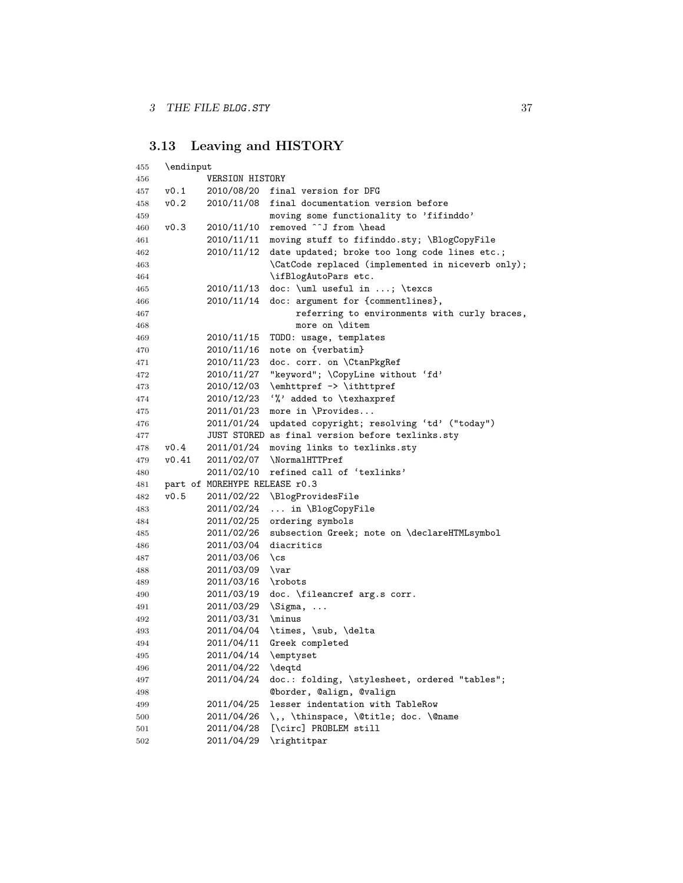## 3.13 Leaving and HISTORY

```
455  \endinput
456          VERSION HISTORY
457  v0.1    2010/08/20  final version for DFG
458  v0.2    2010/11/08  final documentation version before
459                      moving some functionality to 'fifinddo'
460  v0.3    2010/11/10  removed ^^J from \head
461          2010/11/11  moving stuff to fifinddo.sty; \BlogCopyFile
462          2010/11/12  date updated; broke too long code lines etc.;
463                      \CatCode replaced (implemented in niceverb only);
464                      \ifBlogAutoPars etc.
465          2010/11/13  doc: \uml useful in ...; \texcs
466          2010/11/14  doc: argument for {commentlines},
467                           referring to environments with curly braces,
468                           more on \ditem
469          2010/11/15  TODO: usage, templates
470          2010/11/16  note on {verbatim}
471          2010/11/23  doc. corr. on \CtanPkgRef
472          2010/11/27  "keyword"; \CopyLine without `fd'
473          2010/12/03  \emhttpref -> \ithttpref
474          2010/12/23  `%' added to \texhaxpref
475          2011/01/23  more in \Provides...
476          2011/01/24  updated copyright; resolving `td' ("today")
477          JUST STORED as final version before texlinks.sty
478  v0.4    2011/01/24  moving links to texlinks.sty
479  v0.41   2011/02/07  \NormalHTTPref
480          2011/02/10  refined call of `texlinks'
481  part of MOREHYPE RELEASE r0.3
482  v0.5    2011/02/22  \BlogProvidesFile
483          2011/02/24  ... in \BlogCopyFile
484          2011/02/25  ordering symbols
485          2011/02/26  subsection Greek; note on \declareHTMLsymbol
486          2011/03/04  diacritics
487          2011/03/06  \cs
488          2011/03/09  \var
489          2011/03/16  \robots
490          2011/03/19  doc. \fileancref arg.s corr.
491          2011/03/29  \Sigma, ...
492          2011/03/31  \minus
493          2011/04/04  \times, \sub, \delta
494          2011/04/11  Greek completed
495          2011/04/14  \emptyset
496          2011/04/22  \deqtd
497          2011/04/24  doc.: folding, \stylesheet, ordered "tables";
498                      @border, @align, @valign
499          2011/04/25  lesser indentation with TableRow
500          2011/04/26  \,, \thinspace, \@title; doc. \@name
501          2011/04/28  [\circ] PROBLEM still
502          2011/04/29  \rightitpar
```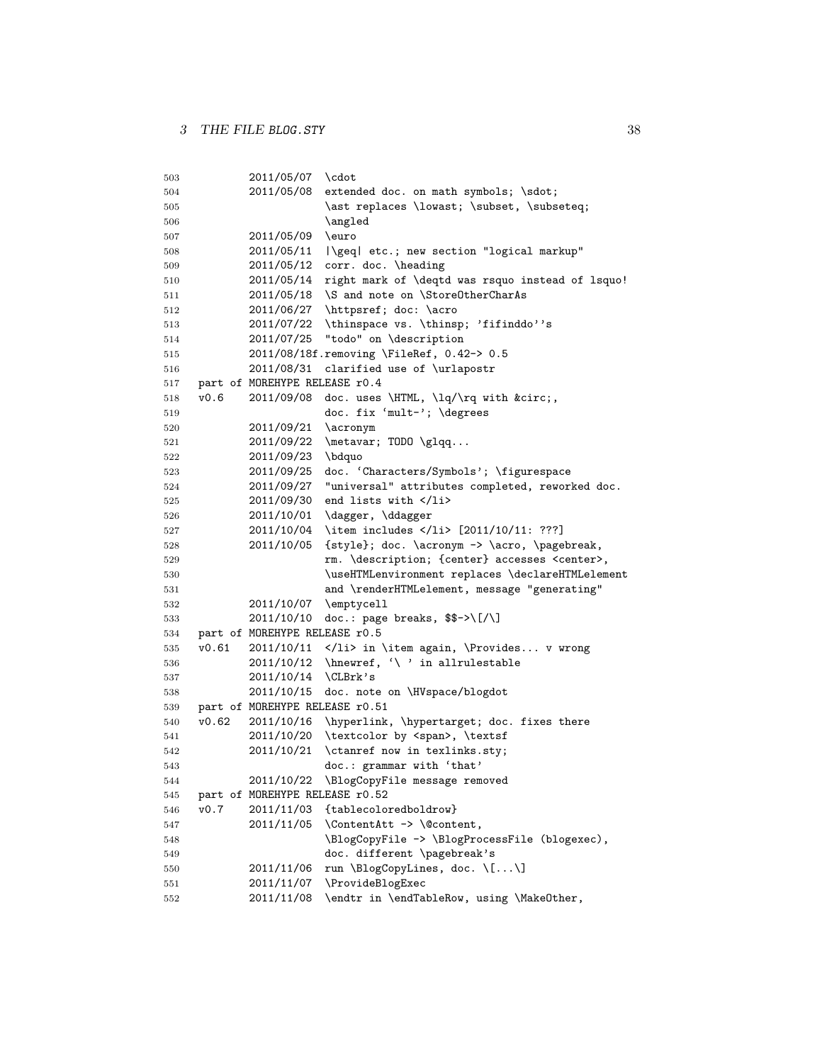```
503          2011/05/07  \cdot
504          2011/05/08  extended doc. on math symbols; \sdot;
505                      \ast replaces \lowast; \subset, \subseteq;
506                      \angled
507          2011/05/09  \euro
508          2011/05/11  |\geq| etc.; new section "logical markup"
509          2011/05/12  corr. doc. \heading
510          2011/05/14  right mark of \deqtd was rsquo instead of lsquo!
511          2011/05/18  \S and note on \StoreOtherCharAs
512          2011/06/27  \httpsref; doc: \acro
513          2011/07/22  \thinspace vs. \thinsp; 'fifinddo''s
514          2011/07/25  "todo" on \description
515          2011/08/18f.removing \FileRef, 0.42-> 0.5
516          2011/08/31  clarified use of \urlapostr
517   part of MOREHYPE RELEASE r0.4
518   v0.6   2011/09/08  doc. uses \HTML, \lq/\rq with &circ;,
519                      doc. fix 'mult-'; \degrees
520          2011/09/21  \acronym
521          2011/09/22  \metavar; TODO \glqq...
522          2011/09/23  \bdquo
523          2011/09/25  doc. 'Characters/Symbols'; \figurespace
524          2011/09/27  "universal" attributes completed, reworked doc.
525          2011/09/30  end lists with </li>
526          2011/10/01  \dagger, \ddagger
527          2011/10/04  \item includes </li> [2011/10/11: ???]
528          2011/10/05  {style}; doc. \acronym -> \acro, \pagebreak,
529                      rm. \description; {center} accesses <center>,
530                      \useHTMLenvironment replaces \declareHTMLelement
531                      and \renderHTMLelement, message "generating"
532          2011/10/07  \emptycell
533          2011/10/10  doc.: page breaks, $$->\[/\]
534   part of MOREHYPE RELEASE r0.5
535   v0.61  2011/10/11  </li> in \item again, \Provides... v wrong
536          2011/10/12  \hnewref, '\ ' in allrulestable
537          2011/10/14  \CLBrk's
538          2011/10/15  doc. note on \HVspace/blogdot
539   part of MOREHYPE RELEASE r0.51
540   v0.62  2011/10/16  \hyperlink, \hypertarget; doc. fixes there
541          2011/10/20  \textcolor by <span>, \textsf
542          2011/10/21  \ctanref now in texlinks.sty;
543                      doc.: grammar with 'that'
544          2011/10/22  \BlogCopyFile message removed
545   part of MOREHYPE RELEASE r0.52
546   v0.7   2011/11/03  {tablecoloredboldrow}
547          2011/11/05  \ContentAtt -> \@content,
548                      \BlogCopyFile -> \BlogProcessFile (blogexec),
549                      doc. different \pagebreak's
550          2011/11/06  run \BlogCopyLines, doc. \[...\]
551          2011/11/07  \ProvideBlogExec
552          2011/11/08  \endtr in \endTableRow, using \MakeOther,
```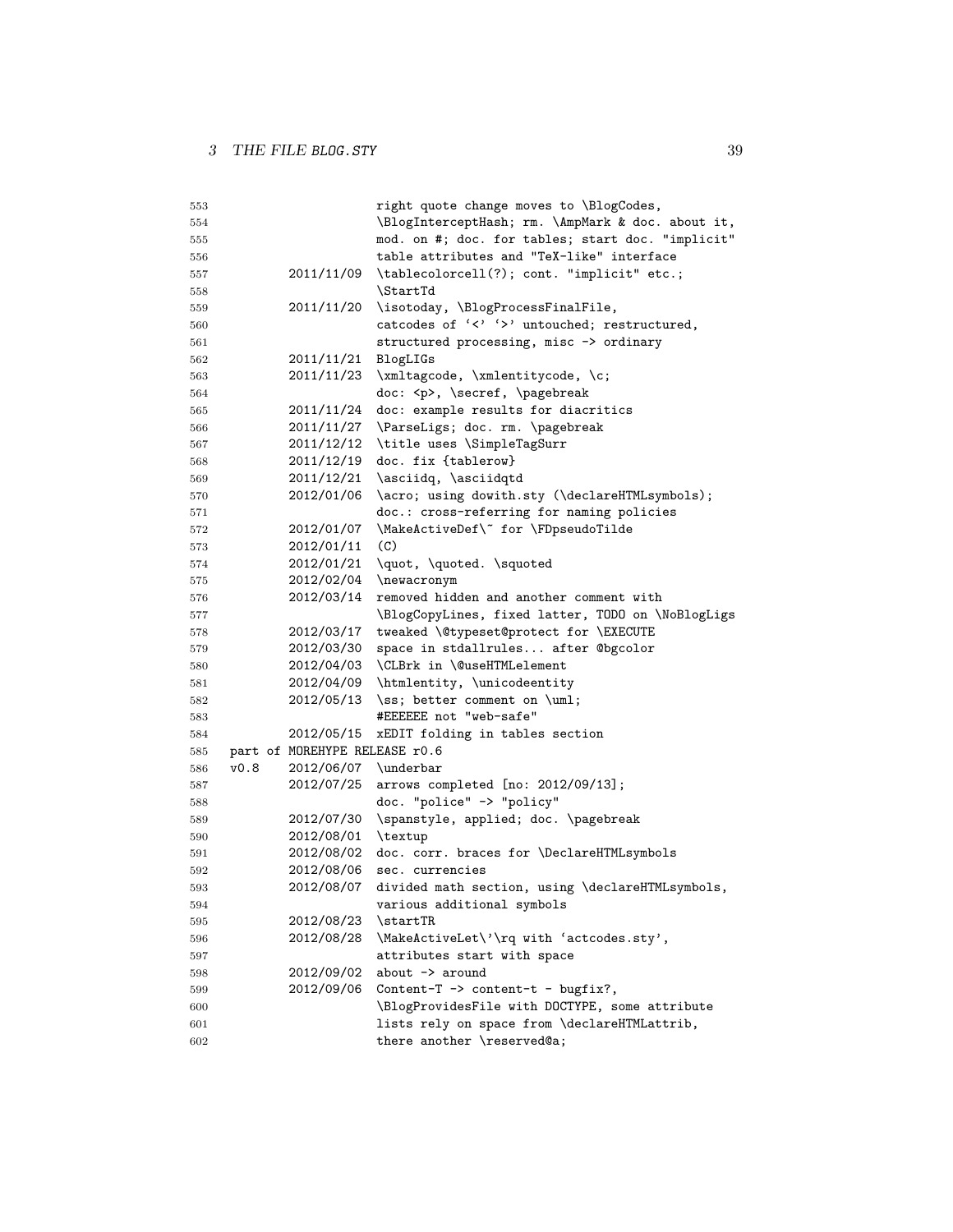```
553                   right quote change moves to \BlogCodes,
554                   \BlogInterceptHash; rm. \AmpMark & doc. about it,
555                   mod. on #; doc. for tables; start doc. "implicit"
556                   table attributes and "TeX-like" interface
557        2011/11/09 \tablecolorcell(?); cont. "implicit" etc.;
558                   \StartTd
559        2011/11/20 \isotoday, \BlogProcessFinalFile,
560                   catcodes of `<' `>' untouched; restructured,
561                   structured processing, misc -> ordinary
562        2011/11/21 BlogLIGs
563        2011/11/23 \xmltagcode, \xmlentitycode, \c;
564                   doc: <p>, \secref, \pagebreak
565        2011/11/24 doc: example results for diacritics
566        2011/11/27 \ParseLigs; doc. rm. \pagebreak
567        2011/12/12 \title uses \SimpleTagSurr
568        2011/12/19 doc. fix {tablerow}
569        2011/12/21 \asciidq, \asciidqtd
570        2012/01/06 \acro; using dowith.sty (\declareHTMLsymbols);
571                   doc.: cross-referring for naming policies
572        2012/01/07 \MakeActiveDef\~ for \FDpseudoTilde
573        2012/01/11 (C)
574        2012/01/21 \quot, \quoted. \squoted
575        2012/02/04 \newacronym
576        2012/03/14 removed hidden and another comment with
577                   \BlogCopyLines, fixed latter, TODO on \NoBlogLigs
578        2012/03/17 tweaked \@typeset@protect for \EXECUTE
579        2012/03/30 space in stdallrules... after @bgcolor
580        2012/04/03 \CLBrk in \@useHTMLelement
581        2012/04/09 \htmlentity, \unicodeentity
582        2012/05/13 \ss; better comment on \uml;
583                   #EEEEEE not "web-safe"
584        2012/05/15 xEDIT folding in tables section
585  part of MOREHYPE RELEASE r0.6
586  v0.8  2012/06/07 \underbar
587        2012/07/25 arrows completed [no: 2012/09/13];
588                   doc. "police" -> "policy"
589        2012/07/30 \spanstyle, applied; doc. \pagebreak
590        2012/08/01 \textup
591        2012/08/02 doc. corr. braces for \DeclareHTMLsymbols
592        2012/08/06 sec. currencies
593        2012/08/07 divided math section, using \declareHTMLsymbols,
594                   various additional symbols
595        2012/08/23 \startTR
596        2012/08/28 \MakeActiveLet\'\rq with `actcodes.sty',
597                   attributes start with space
598        2012/09/02 about -> around
599        2012/09/06 Content-T -> content-t - bugfix?,
600                   \BlogProvidesFile with DOCTYPE, some attribute
601                   lists rely on space from \declareHTMLattrib,
602                   there another \reserved@a;
```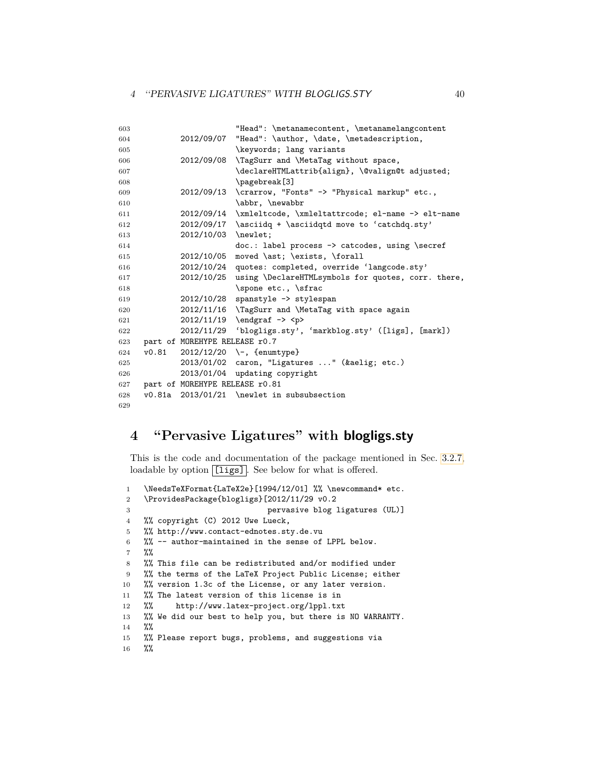```
603                    "Head": \metanamecontent, \metanamelangcontent
604         2012/09/07 "Head": \author, \date, \metadescription,
605                    \keywords; lang variants
606         2012/09/08 \TagSurr and \MetaTag without space,
607                    \declareHTMLattrib{align}, \@valign@t adjusted;
608                    \pagebreak[3]
609         2012/09/13 \crarrow, "Fonts" -> "Physical markup" etc.,
610                    \abbr, \newabbr
611         2012/09/14 \xmleltcode, \xmleltattrcode; el-name -> elt-name
612         2012/09/17 \asciidq + \asciidqtd move to 'catchdq.sty'
613         2012/10/03 \newlet;
614                    doc.: label process -> catcodes, using \secref
615         2012/10/05 moved \ast; \exists, \forall
616         2012/10/24 quotes: completed, override 'langcode.sty'
617         2012/10/25 using \DeclareHTMLsymbols for quotes, corr. there,
618                    \spone etc., \sfrac
619         2012/10/28 spanstyle -> stylespan
620         2012/11/16 \TagSurr and \MetaTag with space again
621         2012/11/19 \endgraf -> <p>
622         2012/11/29 'blogligs.sty', 'markblog.sty' ([ligs], [mark])
623 part of MOREHYPE RELEASE r0.7
624 v0.81   2012/12/20 \-, {enumtype}
625         2013/01/02 caron, "Ligatures ..." (&aelig; etc.)
626         2013/01/04 updating copyright
627 part of MOREHYPE RELEASE r0.81
628 v0.81a  2013/01/21 \newlet in subsubsection
629
```

# 4 "Pervasive Ligatures" with blogligs.sty

This is the code and documentation of the package mentioned in Sec. 3.2.7, loadable by option [ligs]. See below for what is offered.

```
1  \NeedsTeXFormat{LaTeX2e}[1994/12/01] %% \newcommand* etc.
2  \ProvidesPackage{blogligs}[2012/11/29 v0.2
3                            pervasive blog ligatures (UL)]
4  %% copyright (C) 2012 Uwe Lueck,
5  %% http://www.contact-ednotes.sty.de.vu
6  %% -- author-maintained in the sense of LPPL below.
7  %%
8  %% This file can be redistributed and/or modified under
9  %% the terms of the LaTeX Project Public License; either
10 %% version 1.3c of the License, or any later version.
11 %% The latest version of this license is in
12 %%     http://www.latex-project.org/lppl.txt
13 %% We did our best to help you, but there is NO WARRANTY.
14 %%
15 %% Please report bugs, problems, and suggestions via
16 %%
```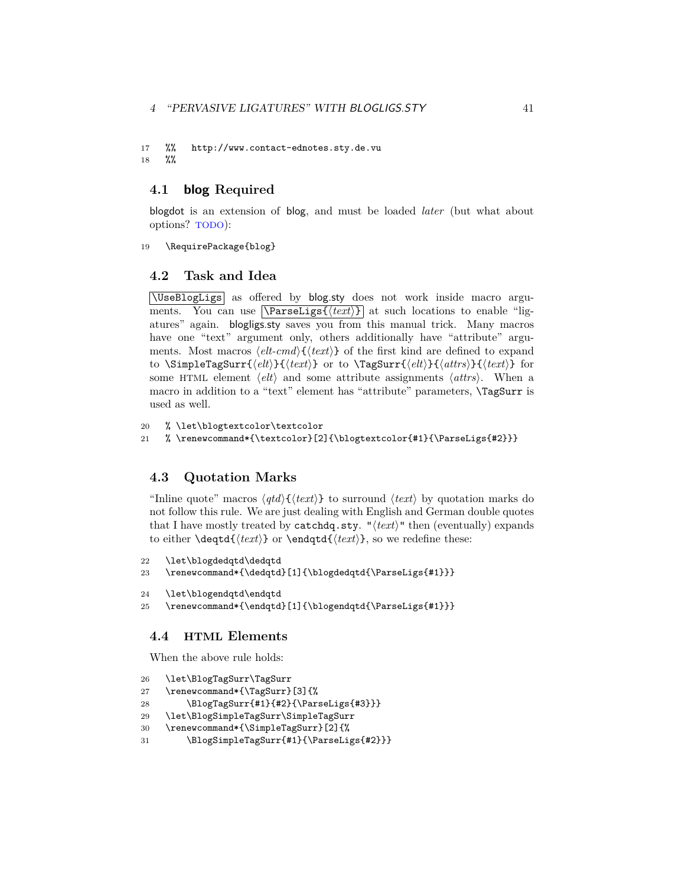```
17  %%   http://www.contact-ednotes.sty.de.vu
18  %%
```

## 4.1 blog Required

blogdot is an extension of blog, and must be loaded *later* (but what about options? TODO):

```
19  \RequirePackage{blog}
```

## 4.2 Task and Idea

`\UseBlogLigs` as offered by blog.sty does not work inside macro arguments. You can use `\ParseLigs{⟨text⟩}` at such locations to enable "ligatures" again. blogligs.sty saves you from this manual trick. Many macros have one "text" argument only, others additionally have "attribute" arguments. Most macros ⟨*elt-cmd*⟩{⟨*text*⟩} of the first kind are defined to expand to `\SimpleTagSurr{⟨elt⟩}{⟨text⟩}` or to `\TagSurr{⟨elt⟩}{⟨attrs⟩}{⟨text⟩}` for some HTML element ⟨*elt*⟩ and some attribute assignments ⟨*attrs*⟩. When a macro in addition to a "text" element has "attribute" parameters, `\TagSurr` is used as well.

```
20  % \let\blogtextcolor\textcolor
21  % \renewcommand*{\textcolor}[2]{\blogtextcolor{#1}{\ParseLigs{#2}}}
```

## 4.3 Quotation Marks

"Inline quote" macros ⟨*qtd*⟩{⟨*text*⟩} to surround ⟨*text*⟩ by quotation marks do not follow this rule. We are just dealing with English and German double quotes that I have mostly treated by `catchdq.sty`. `"⟨text⟩"` then (eventually) expands to either `\deqtd{⟨text⟩}` or `\endqtd{⟨text⟩}`, so we redefine these:

```
22  \let\blogdedqtd\dedqtd
23  \renewcommand*{\dedqtd}[1]{\blogdedqtd{\ParseLigs{#1}}}
24  \let\blogendqtd\endqtd
25  \renewcommand*{\endqtd}[1]{\blogendqtd{\ParseLigs{#1}}}
```

## 4.4 HTML Elements

When the above rule holds:

```
26  \let\BlogTagSurr\TagSurr
27  \renewcommand*{\TagSurr}[3]{%
28      \BlogTagSurr{#1}{#2}{\ParseLigs{#3}}}
29  \let\BlogSimpleTagSurr\SimpleTagSurr
30  \renewcommand*{\SimpleTagSurr}[2]{%
31      \BlogSimpleTagSurr{#1}{\ParseLigs{#2}}}
```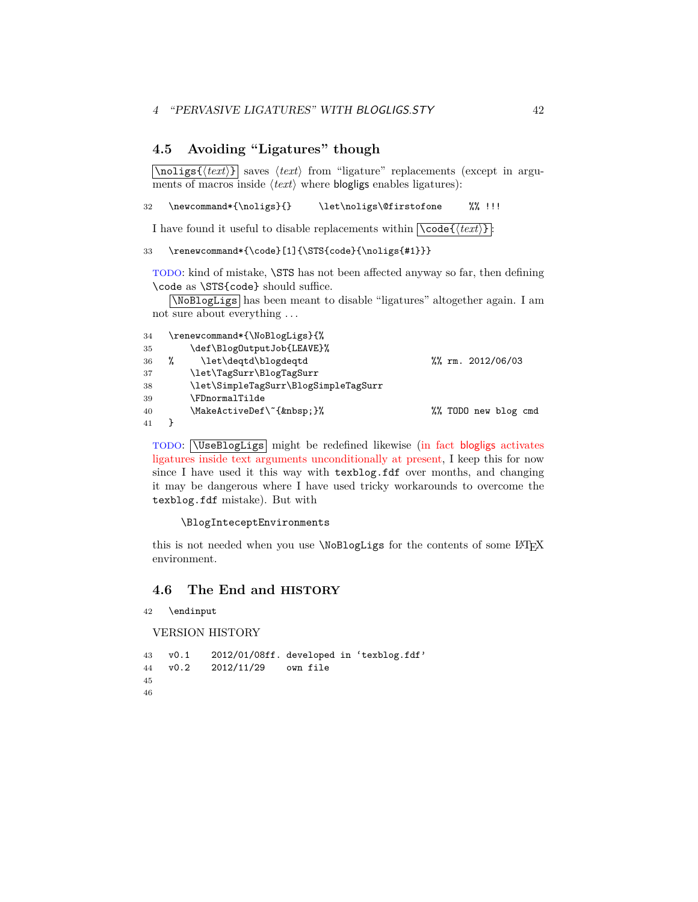## 4.5 Avoiding "Ligatures" though

`\noligs{⟨text⟩}` saves ⟨*text*⟩ from "ligature" replacements (except in arguments of macros inside ⟨*text*⟩ where blogligs enables ligatures):

```
32  \newcommand*{\noligs}{}     \let\noligs\@firstofone     %% !!!
```

I have found it useful to disable replacements within `\code{⟨text⟩}`:

```
33  \renewcommand*{\code}[1]{\STS{code}{\noligs{#1}}}
```

TODO: kind of mistake, `\STS` has not been affected anyway so far, then defining `\code` as `\STS{code}` should suffice.

`\NoBlogLigs` has been meant to disable "ligatures" altogether again. I am not sure about everything ...

```
34  \renewcommand*{\NoBlogLigs}{%
35      \def\BlogOutputJob{LEAVE}%
36  %     \let\deqtd\blogdeqtd                        %% rm. 2012/06/03
37      \let\TagSurr\BlogTagSurr
38      \let\SimpleTagSurr\BlogSimpleTagSurr
39      \FDnormalTilde
40      \MakeActiveDef\~{&nbsp;}%                     %% TODO new blog cmd
41  }
```

TODO: `\UseBlogLigs` might be redefined likewise (in fact blogligs activates ligatures inside text arguments unconditionally at present, I keep this for now since I have used it this way with `texblog.fdf` over months, and changing it may be dangerous where I have used tricky workarounds to overcome the `texblog.fdf` mistake). But with

```
\BlogInteceptEnvironments
```

this is not needed when you use `\NoBlogLigs` for the contents of some LaTeX environment.

## 4.6 The End and HISTORY

```
42  \endinput
```

VERSION HISTORY

```
43  v0.1    2012/01/08ff. developed in ‘texblog.fdf’
44  v0.2    2012/11/29    own file
45
46
```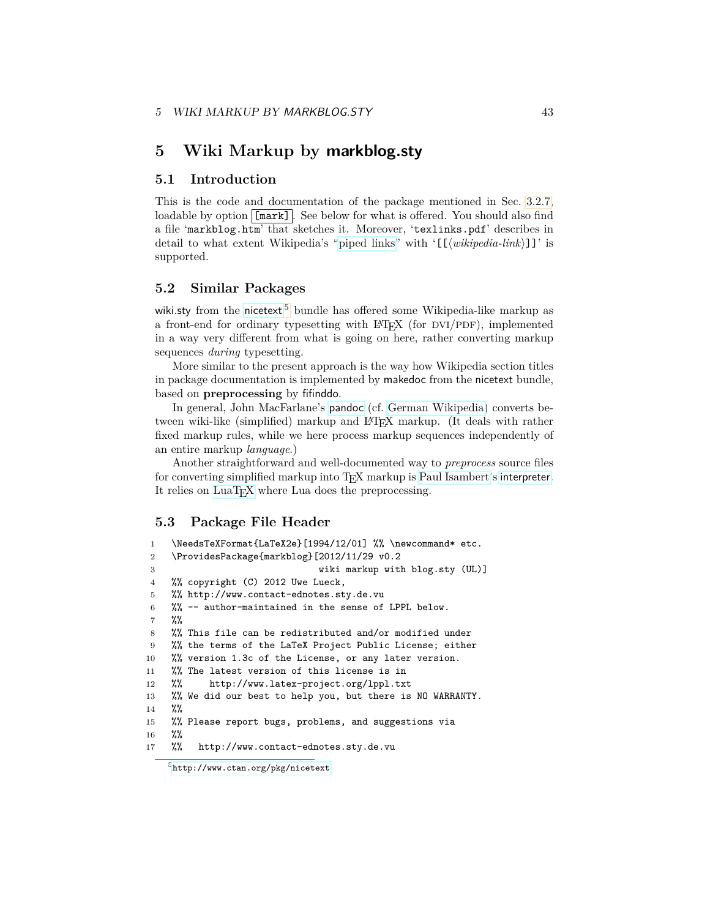# 5 Wiki Markup by markblog.sty

## 5.1 Introduction

This is the code and documentation of the package mentioned in Sec. 3.2.7, loadable by option `[mark]`. See below for what is offered. You should also find a file '`markblog.htm`' that sketches it. Moreover, '`texlinks.pdf`' describes in detail to what extent Wikipedia's "piped links" with '`[[`⟨*wikipedia-link*⟩`]]`' is supported.

## 5.2 Similar Packages

wiki.sty from the nicetext[5] bundle has offered some Wikipedia-like markup as a front-end for ordinary typesetting with LaTeX (for DVI/PDF), implemented in a way very different from what is going on here, rather converting markup sequences *during* typesetting.

More similar to the present approach is the way how Wikipedia section titles in package documentation is implemented by makedoc from the nicetext bundle, based on **preprocessing** by fifinddo.

In general, John MacFarlane's pandoc (cf. German Wikipedia) converts between wiki-like (simplified) markup and LaTeX markup. (It deals with rather fixed markup rules, while we here process markup sequences independently of an entire markup *language*.)

Another straightforward and well-documented way to *preprocess* source files for converting simplified markup into TeX markup is Paul Isambert's interpreter. It relies on LuaTeX where Lua does the preprocessing.

## 5.3 Package File Header

```
1   \NeedsTeXFormat{LaTeX2e}[1994/12/01] %% \newcommand* etc.
2   \ProvidesPackage{markblog}[2012/11/29 v0.2
3                                wiki markup with blog.sty (UL)]
4   %% copyright (C) 2012 Uwe Lueck,
5   %% http://www.contact-ednotes.sty.de.vu
6   %% -- author-maintained in the sense of LPPL below.
7   %%
8   %% This file can be redistributed and/or modified under
9   %% the terms of the LaTeX Project Public License; either
10  %% version 1.3c of the License, or any later version.
11  %% The latest version of this license is in
12  %%     http://www.latex-project.org/lppl.txt
13  %% We did our best to help you, but there is NO WARRANTY.
14  %%
15  %% Please report bugs, problems, and suggestions via
16  %%
17  %%   http://www.contact-ednotes.sty.de.vu
```

[5] http://www.ctan.org/pkg/nicetext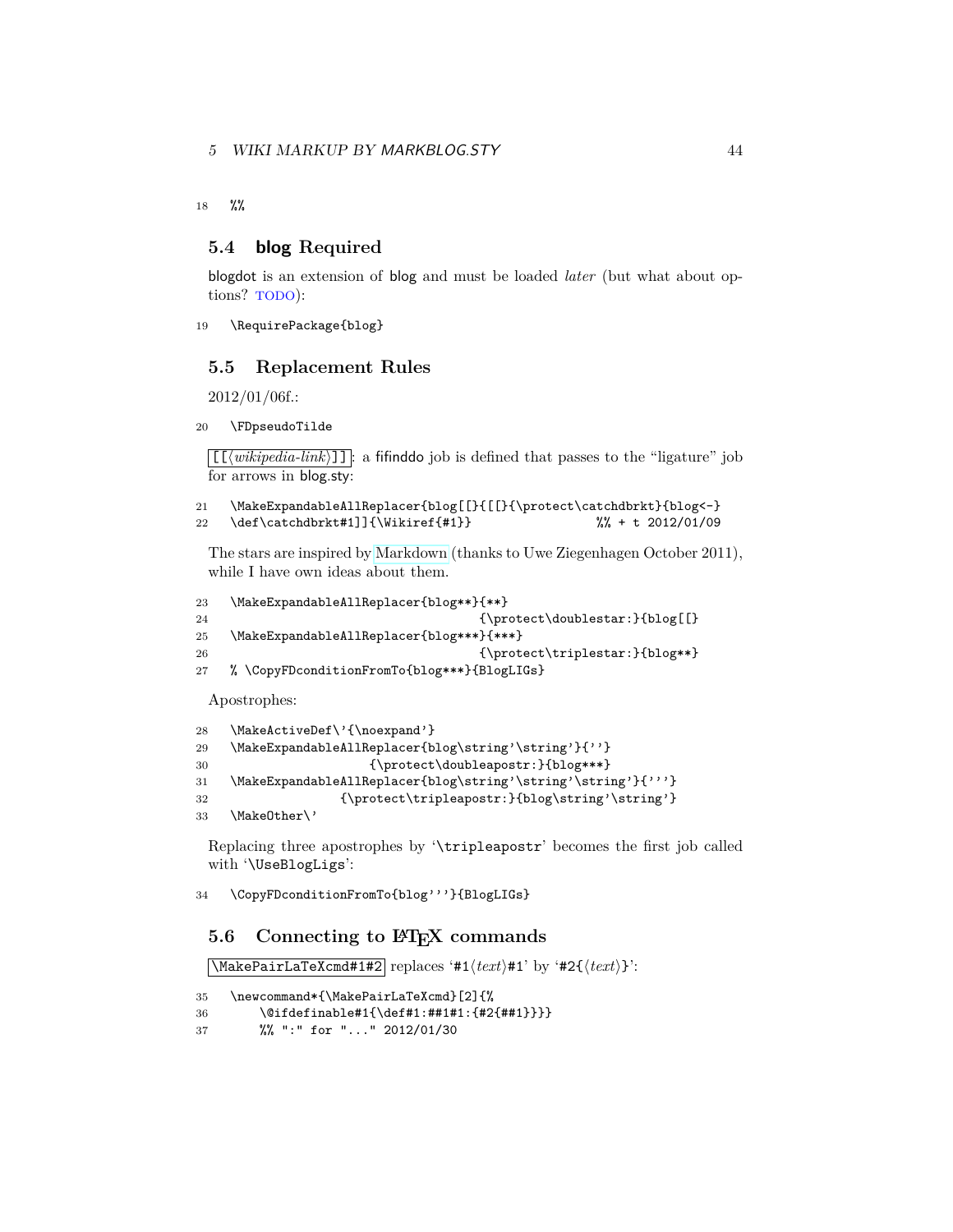```
18  %%
```

## 5.4 blog Required

blogdot is an extension of blog and must be loaded *later* (but what about options? TODO):

```
19  \RequirePackage{blog}
```

## 5.5 Replacement Rules

2012/01/06f.:

```
20  \FDpseudoTilde
```

[[⟨*wikipedia-link*⟩]]: a fifinddo job is defined that passes to the "ligature" job for arrows in blog.sty:

```
21  \MakeExpandableAllReplacer{blog[[}{[[}{\protect\catchdbrkt}{blog<-}
22  \def\catchdbrkt#1]]{\Wikiref{#1}}                 %% + t 2012/01/09
```

The stars are inspired by Markdown (thanks to Uwe Ziegenhagen October 2011), while I have own ideas about them.

```
23  \MakeExpandableAllReplacer{blog**}{**}
24                                    {\protect\doublestar:}{blog[[}
25  \MakeExpandableAllReplacer{blog***}{***}
26                                    {\protect\triplestar:}{blog**}
27  % \CopyFDconditionFromTo{blog***}{BlogLIGs}
```

Apostrophes:

```
28  \MakeActiveDef\'{\noexpand'}
29  \MakeExpandableAllReplacer{blog\string'\string'}{''}
30                     {\protect\doubleapostr:}{blog***}
31  \MakeExpandableAllReplacer{blog\string'\string'\string'}{'''}
32                 {\protect\tripleapostr:}{blog\string'\string'}
33  \MakeOther\'
```

Replacing three apostrophes by '\tripleapostr' becomes the first job called with '\UseBlogLigs':

```
34  \CopyFDconditionFromTo{blog'''}{BlogLIGs}
```

## 5.6 Connecting to LaTeX commands

\MakePairLaTeXcmd#1#2 replaces '#1⟨*text*⟩#1' by '#2{⟨*text*⟩}':

```
35  \newcommand*{\MakePairLaTeXcmd}[2]{%
36      \@ifdefinable#1{\def#1:##1#1:{#2{##1}}}}
37      %% ":" for "..." 2012/01/30
```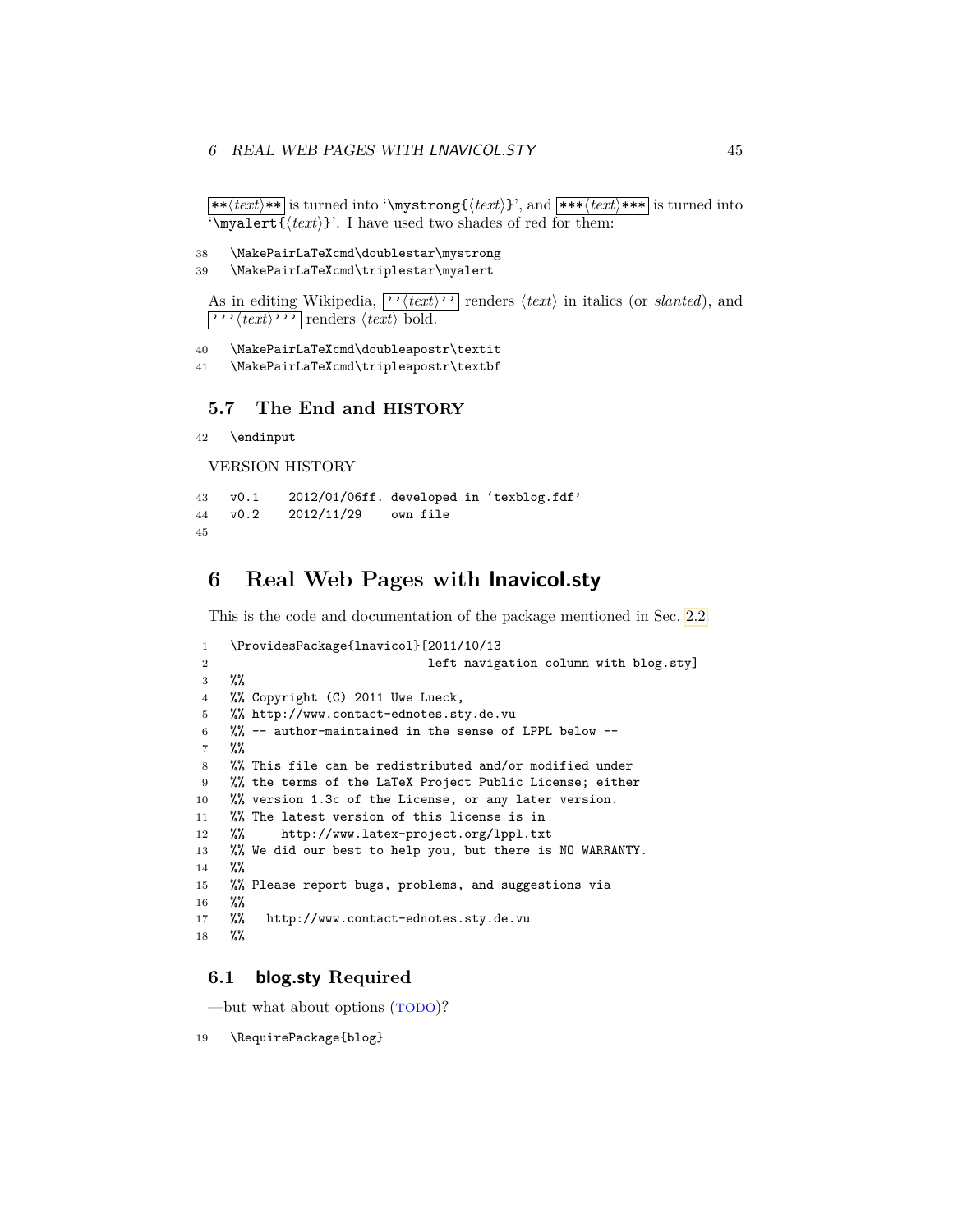`**⟨text⟩**` is turned into '`\mystrong{⟨text⟩}`', and `***⟨text⟩***` is turned into '`\myalert{⟨text⟩}`'. I have used two shades of red for them:

```
38  \MakePairLaTeXcmd\doublestar\mystrong
39  \MakePairLaTeXcmd\triplestar\myalert
```

As in editing Wikipedia, `''⟨text⟩''` renders ⟨text⟩ in italics (or *slanted*), and `'''⟨text⟩'''` renders ⟨text⟩ bold.

```
40  \MakePairLaTeXcmd\doubleapostr\textit
41  \MakePairLaTeXcmd\tripleapostr\textbf
```

### 5.7 The End and HISTORY

```
42  \endinput
```

VERSION HISTORY

```
43  v0.1    2012/01/06ff. developed in 'texblog.fdf'
44  v0.2    2012/11/29    own file
45
```

## 6 Real Web Pages with lnavicol.sty

This is the code and documentation of the package mentioned in Sec. 2.2

```
1   \ProvidesPackage{lnavicol}[2011/10/13
2                              left navigation column with blog.sty]
3   %%
4   %% Copyright (C) 2011 Uwe Lueck,
5   %% http://www.contact-ednotes.sty.de.vu
6   %% -- author-maintained in the sense of LPPL below --
7   %%
8   %% This file can be redistributed and/or modified under
9   %% the terms of the LaTeX Project Public License; either
10  %% version 1.3c of the License, or any later version.
11  %% The latest version of this license is in
12  %%     http://www.latex-project.org/lppl.txt
13  %% We did our best to help you, but there is NO WARRANTY.
14  %%
15  %% Please report bugs, problems, and suggestions via
16  %%
17  %%   http://www.contact-ednotes.sty.de.vu
18  %%
```

### 6.1 blog.sty Required

—but what about options (TODO)?

```
19  \RequirePackage{blog}
```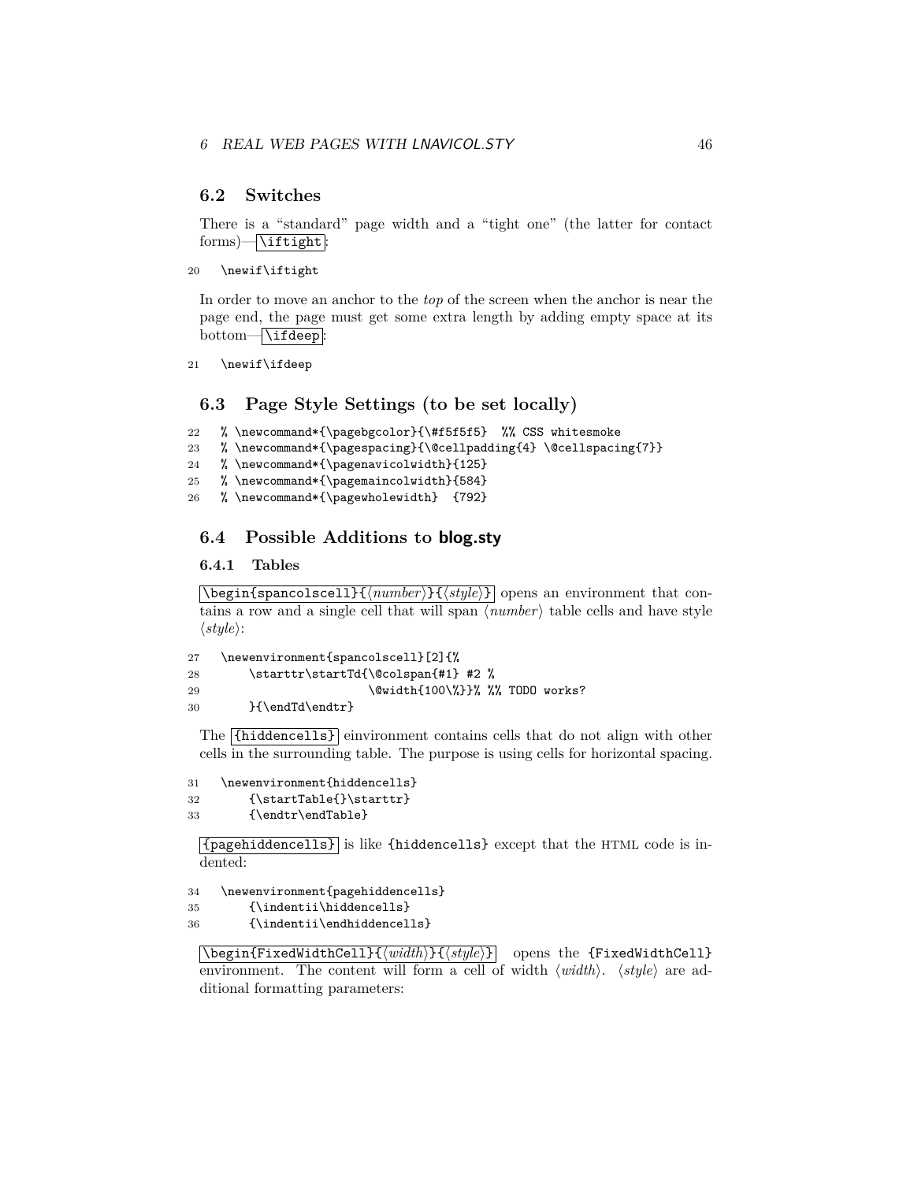## 6.2 Switches

There is a "standard" page width and a "tight one" (the latter for contact forms)—`\iftight`:

```
20   \newif\iftight
```

In order to move an anchor to the *top* of the screen when the anchor is near the page end, the page must get some extra length by adding empty space at its bottom—`\ifdeep`:

```
21   \newif\ifdeep
```

## 6.3 Page Style Settings (to be set locally)

```
22   % \newcommand*{\pagebgcolor}{\#f5f5f5}  %% CSS whitesmoke
23   % \newcommand*{\pagespacing}{\@cellpadding{4} \@cellspacing{7}}
24   % \newcommand*{\pagenavicolwidth}{125}
25   % \newcommand*{\pagemaincolwidth}{584}
26   % \newcommand*{\pagewholewidth}  {792}
```

## 6.4 Possible Additions to **blog.sty**

### 6.4.1 Tables

`\begin{spancolscell}{⟨number⟩}{⟨style⟩}` opens an environment that contains a row and a single cell that will span ⟨*number*⟩ table cells and have style ⟨*style*⟩:

```
27   \newenvironment{spancolscell}[2]{%
28       \starttr\startTd{\@colspan{#1} #2 %
29                        \@width{100\%}}% %% TODO works?
30       }{\endTd\endtr}
```

The `{hiddencells}` eínvironment contains cells that do not align with other cells in the surrounding table. The purpose is using cells for horizontal spacing.

```
31   \newenvironment{hiddencells}
32       {\startTable{}\starttr}
33       {\endtr\endTable}
```

`{pagehiddencells}` is like `{hiddencells}` except that the HTML code is indented:

```
34   \newenvironment{pagehiddencells}
35       {\indentii\hiddencells}
36       {\indentii\endhiddencells}
```

`\begin{FixedWidthCell}{⟨width⟩}{⟨style⟩}` opens the `{FixedWidthCell}` environment. The content will form a cell of width ⟨*width*⟩. ⟨*style*⟩ are additional formatting parameters: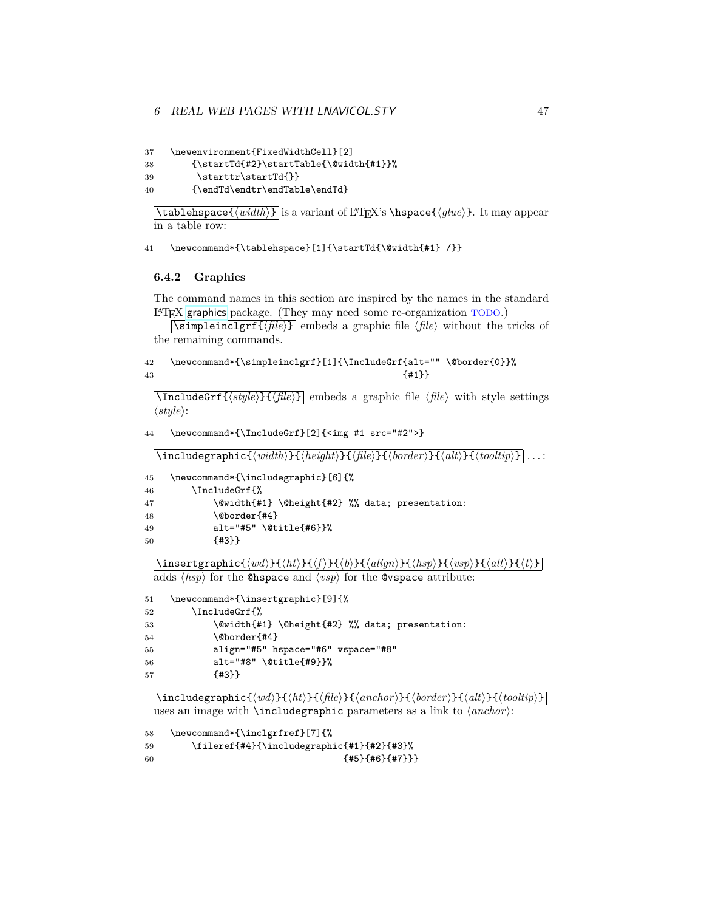```
37  \newenvironment{FixedWidthCell}[2]
38      {\startTd{#2}\startTable{\@width{#1}}%
39       \starttr\startTd{}}
40      {\endTd\endtr\endTable\endTd}
```

`\tablehspace{⟨width⟩}` is a variant of LaTeX's `\hspace{⟨glue⟩}`. It may appear in a table row:

```
41  \newcommand*{\tablehspace}[1]{\startTd{\@width{#1} /}}
```

### 6.4.2 Graphics

The command names in this section are inspired by the names in the standard LaTeX `graphics` package. (They may need some re-organization TODO.)

`\simpleinclgrf{⟨file⟩}` embeds a graphic file ⟨*file*⟩ without the tricks of the remaining commands.

```
42  \newcommand*{\simpleinclgrf}[1]{\IncludeGrf{alt="" \@border{0}}%
43                                              {#1}}
```

`\IncludeGrf{⟨style⟩}{⟨file⟩}` embeds a graphic file ⟨*file*⟩ with style settings ⟨*style*⟩:

```
44  \newcommand*{\IncludeGrf}[2]{<img #1 src="#2">}
```

`\includegraphic{⟨width⟩}{⟨height⟩}{⟨file⟩}{⟨border⟩}{⟨alt⟩}{⟨tooltip⟩}` . . . :

```
45  \newcommand*{\includegraphic}[6]{%
46      \IncludeGrf{%
47          \@width{#1} \@height{#2} %% data; presentation:
48          \@border{#4}
49          alt="#5" \@title{#6}}%
50          {#3}}
```

`\insertgraphic{⟨wd⟩}{⟨ht⟩}{⟨f⟩}{⟨b⟩}{⟨align⟩}{⟨hsp⟩}{⟨vsp⟩}{⟨alt⟩}{⟨t⟩}` adds ⟨*hsp*⟩ for the `@hspace` and ⟨*vsp*⟩ for the `@vspace` attribute:

```
51  \newcommand*{\insertgraphic}[9]{%
52      \IncludeGrf{%
53          \@width{#1} \@height{#2} %% data; presentation:
54          \@border{#4}
55          align="#5" hspace="#6" vspace="#8"
56          alt="#8" \@title{#9}}%
57          {#3}}
```

`\includegraphic{⟨wd⟩}{⟨ht⟩}{⟨file⟩}{⟨anchor⟩}{⟨border⟩}{⟨alt⟩}{⟨tooltip⟩}` uses an image with `\includegraphic` parameters as a link to ⟨*anchor*⟩:

```
58  \newcommand*{\inclgrfref}[7]{%
59      \fileref{#4}{\includegraphic{#1}{#2}{#3}%
60                                  {#5}{#6}{#7}}}
```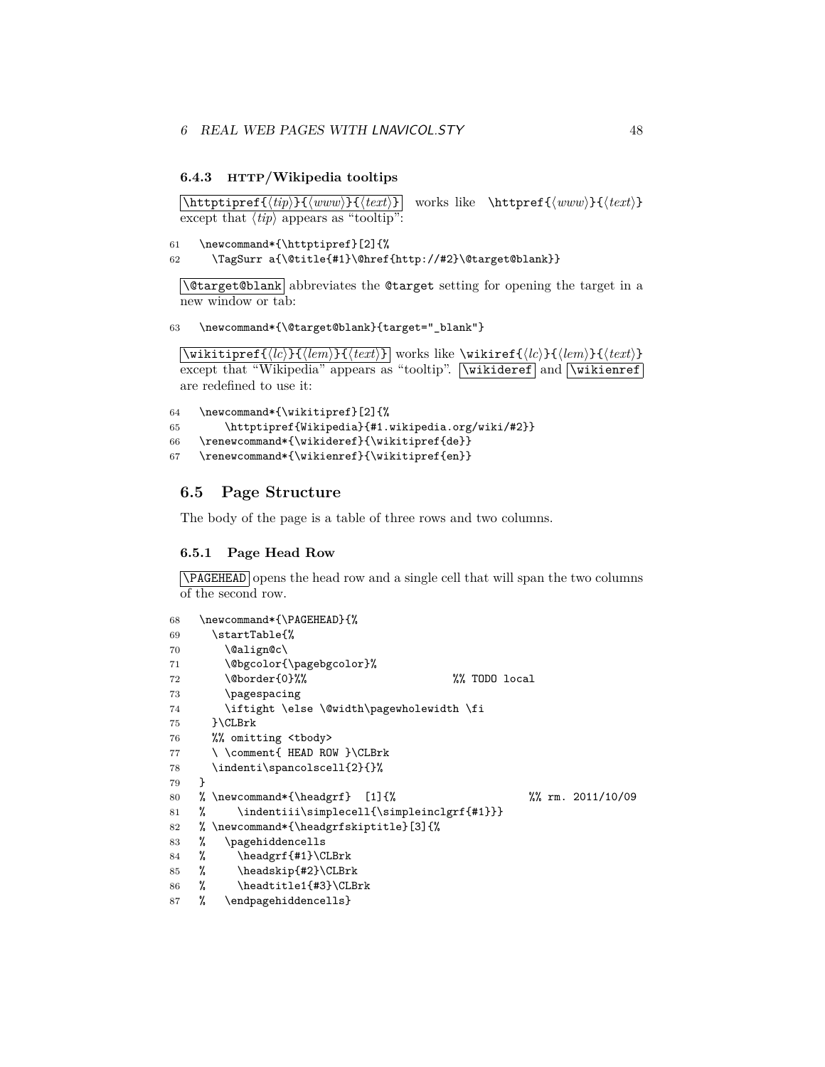### 6.4.3 HTTP/Wikipedia tooltips

`\httptipref{⟨tip⟩}{⟨www⟩}{⟨text⟩}` works like `\httpref{⟨www⟩}{⟨text⟩}` except that ⟨*tip*⟩ appears as "tooltip":

```
61   \newcommand*{\httptipref}[2]{%
62     \TagSurr a{\@title{#1}\@href{http://#2}\@target@blank}}
```

`\@target@blank` abbreviates the `@target` setting for opening the target in a new window or tab:

```
63   \newcommand*{\@target@blank}{target="_blank"}
```

`\wikitipref{⟨lc⟩}{⟨lem⟩}{⟨text⟩}` works like `\wikiref{⟨lc⟩}{⟨lem⟩}{⟨text⟩}` except that "Wikipedia" appears as "tooltip". `\wikideref` and `\wikienref` are redefined to use it:

```
64   \newcommand*{\wikitipref}[2]{%
65       \httptipref{Wikipedia}{#1.wikipedia.org/wiki/#2}}
66   \renewcommand*{\wikideref}{\wikitipref{de}}
67   \renewcommand*{\wikienref}{\wikitipref{en}}
```

## 6.5 Page Structure

The body of the page is a table of three rows and two columns.

### 6.5.1 Page Head Row

`\PAGEHEAD` opens the head row and a single cell that will span the two columns of the second row.

```
68   \newcommand*{\PAGEHEAD}{%
69     \startTable{%
70       \@align@c\
71       \@bgcolor{\pagebgcolor}%
72       \@border{0}%%                          %% TODO local
73       \pagespacing
74       \iftight \else \@width\pagewholewidth \fi
75     }\CLBrk
76     %% omitting <tbody>
77     \ \comment{ HEAD ROW }\CLBrk
78     \indenti\spancolscell{2}{}%
79   }
80   % \newcommand*{\headgrf}  [1]{%                      %% rm. 2011/10/09
81   %     \indentiii\simplecell{\simpleinclgrf{#1}}}
82   % \newcommand*{\headgrfskiptitle}[3]{%
83   %   \pagehiddencells
84   %     \headgrf{#1}\CLBrk
85   %     \headskip{#2}\CLBrk
86   %     \headtitle1{#3}\CLBrk
87   %   \endpagehiddencells}
```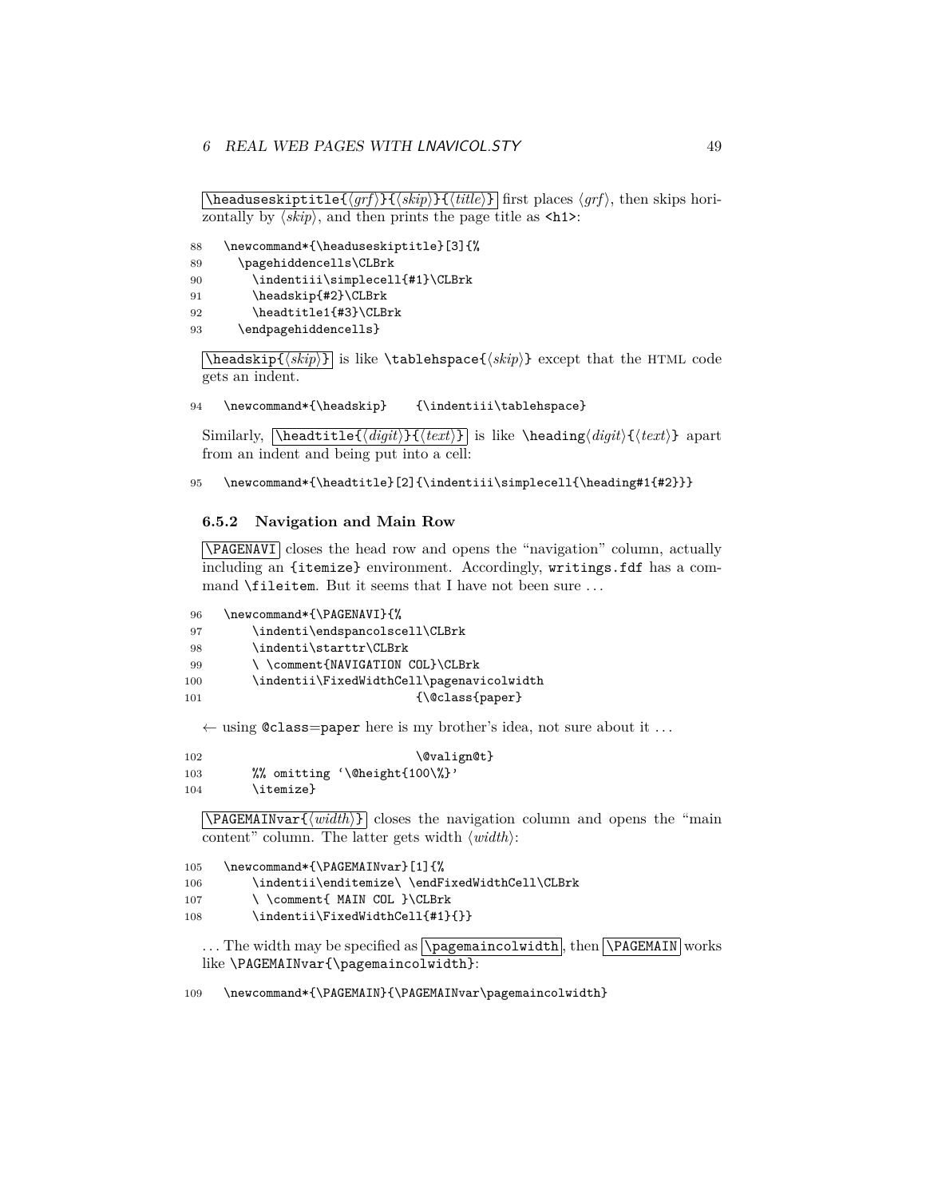`\headuseskiptitle{⟨grf⟩}{⟨skip⟩}{⟨title⟩}` first places ⟨*grf*⟩, then skips horizontally by ⟨*skip*⟩, and then prints the page title as `<h1>`:

```
88  \newcommand*{\headuseskiptitle}[3]{%
89    \pagehiddencells\CLBrk
90      \indentiii\simplecell{#1}\CLBrk
91      \headskip{#2}\CLBrk
92      \headtitle1{#3}\CLBrk
93    \endpagehiddencells}
```

`\headskip{⟨skip⟩}` is like `\tablehspace{⟨skip⟩}` except that the HTML code gets an indent.

```
94  \newcommand*{\headskip}    {\indentiii\tablehspace}
```

Similarly, `\headtitle{⟨digit⟩}{⟨text⟩}` is like `\heading⟨digit⟩{⟨text⟩}` apart from an indent and being put into a cell:

```
95  \newcommand*{\headtitle}[2]{\indentiii\simplecell{\heading#1{#2}}}
```

### 6.5.2 Navigation and Main Row

`\PAGENAVI` closes the head row and opens the "navigation" column, actually including an `{itemize}` environment. Accordingly, `writings.fdf` has a command `\fileitem`. But it seems that I have not been sure . . .

```
96  \newcommand*{\PAGENAVI}{%
97      \indenti\endspancolscell\CLBrk
98      \indenti\starttr\CLBrk
99      \ \comment{NAVIGATION COL}\CLBrk
100     \indentii\FixedWidthCell\pagenavicolwidth
101                             {\@class{paper}
```

← using `@class=paper` here is my brother's idea, not sure about it . . .

```
102                             \@valign@t}
103     %% omitting '\@height{100\%}'
104     \itemize}
```

`\PAGEMAINvar{⟨width⟩}` closes the navigation column and opens the "main content" column. The latter gets width ⟨*width*⟩:

```
105 \newcommand*{\PAGEMAINvar}[1]{%
106     \indentii\enditemize\ \endFixedWidthCell\CLBrk
107     \ \comment{ MAIN COL }\CLBrk
108     \indentii\FixedWidthCell{#1}{}}
```

. . . The width may be specified as `\pagemaincolwidth`, then `\PAGEMAIN` works like `\PAGEMAINvar{\pagemaincolwidth}`:

```
109 \newcommand*{\PAGEMAIN}{\PAGEMAINvar\pagemaincolwidth}
```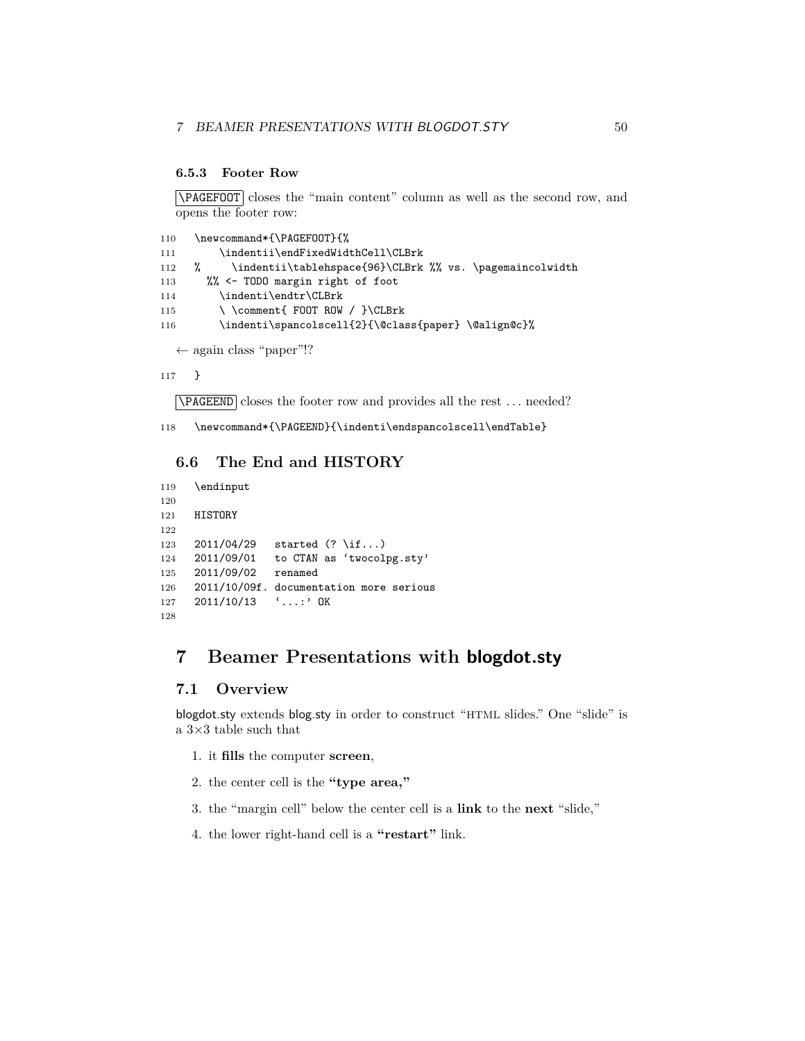### 6.5.3 Footer Row

\PAGEFOOT closes the "main content" column as well as the second row, and opens the footer row:

```
110   \newcommand*{\PAGEFOOT}{%
111       \indentii\endFixedWidthCell\CLBrk
112   %     \indentii\tablehspace{96}\CLBrk %% vs. \pagemaincolwidth
113     %% <- TODO margin right of foot
114       \indenti\endtr\CLBrk
115       \ \comment{ FOOT ROW / }\CLBrk
116       \indenti\spancolscell{2}{\@class{paper} \@align@c}%
```

← again class "paper"!?

```
117   }
```

\PAGEEND closes the footer row and provides all the rest . . . needed?

```
118   \newcommand*{\PAGEEND}{\indenti\endspancolscell\endTable}
```

## 6.6 The End and HISTORY

```
119   \endinput
120
121   HISTORY
122
123   2011/04/29   started (? \if...)
124   2011/09/01   to CTAN as 'twocolpg.sty'
125   2011/09/02   renamed
126   2011/10/09f. documentation more serious
127   2011/10/13   '...:' OK
128
```

# 7 Beamer Presentations with blogdot.sty

## 7.1 Overview

blogdot.sty extends blog.sty in order to construct "HTML slides." One "slide" is a 3×3 table such that

1. it **fills** the computer **screen**,
2. the center cell is the **"type area,"**
3. the "margin cell" below the center cell is a **link** to the **next** "slide,"
4. the lower right-hand cell is a **"restart"** link.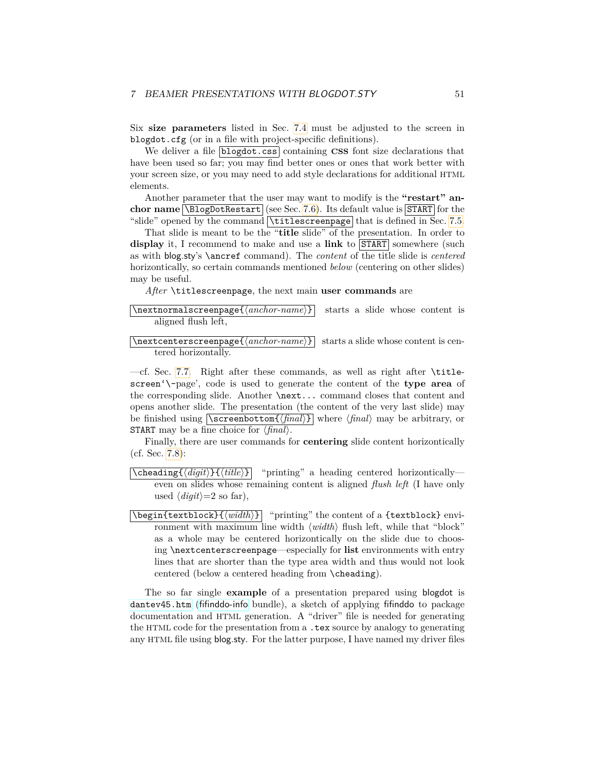Six **size parameters** listed in Sec. 7.4 must be adjusted to the screen in `blogdot.cfg` (or in a file with project-specific definitions).

We deliver a file `blogdot.css` containing **CSS** font size declarations that have been used so far; you may find better ones or ones that work better with your screen size, or you may need to add style declarations for additional HTML elements.

Another parameter that the user may want to modify is the **"restart" anchor name** `\BlogDotRestart` (see Sec. 7.6). Its default value is `START` for the "slide" opened by the command `\titlescreenpage` that is defined in Sec. 7.5.

That slide is meant to be the "**title** slide" of the presentation. In order to **display** it, I recommend to make and use a **link** to `START` somewhere (such as with blog.sty's `\ancref` command). The *content* of the title slide is *centered* horizontically, so certain commands mentioned *below* (centering on other slides) may be useful.

*After* `\titlescreenpage`, the next main **user commands** are

`\nextnormalscreenpage{⟨anchor-name⟩}` starts a slide whose content is aligned flush left,

`\nextcenterscreenpage{⟨anchor-name⟩}` starts a slide whose content is centered horizontally.

—cf. Sec. 7.7. Right after these commands, as well as right after `\titlescreen'\-page'`, code is used to generate the content of the **type area** of the corresponding slide. Another `\next...` command closes that content and opens another slide. The presentation (the content of the very last slide) may be finished using `\screenbottom{⟨final⟩}` where ⟨*final*⟩ may be arbitrary, or `START` may be a fine choice for ⟨*final*⟩.

Finally, there are user commands for **centering** slide content horizontically (cf. Sec. 7.8):

`\cheading{⟨digit⟩}{⟨title⟩}` "printing" a heading centered horizontically—even on slides whose remaining content is aligned *flush left* (I have only used ⟨*digit*⟩=2 so far),

`\begin{textblock}{⟨width⟩}` "printing" the content of a `{textblock}` environment with maximum line width ⟨*width*⟩ flush left, while that "block" as a whole may be centered horizontically on the slide due to choosing `\nextcenterscreenpage`—especially for **list** environments with entry lines that are shorter than the type area width and thus would not look centered (below a centered heading from `\cheading`).

The so far single **example** of a presentation prepared using blogdot is `dantev45.htm` (fifinddo-info bundle), a sketch of applying fifinddo to package documentation and HTML generation. A "driver" file is needed for generating the HTML code for the presentation from a `.tex` source by analogy to generating any HTML file using blog.sty. For the latter purpose, I have named my driver files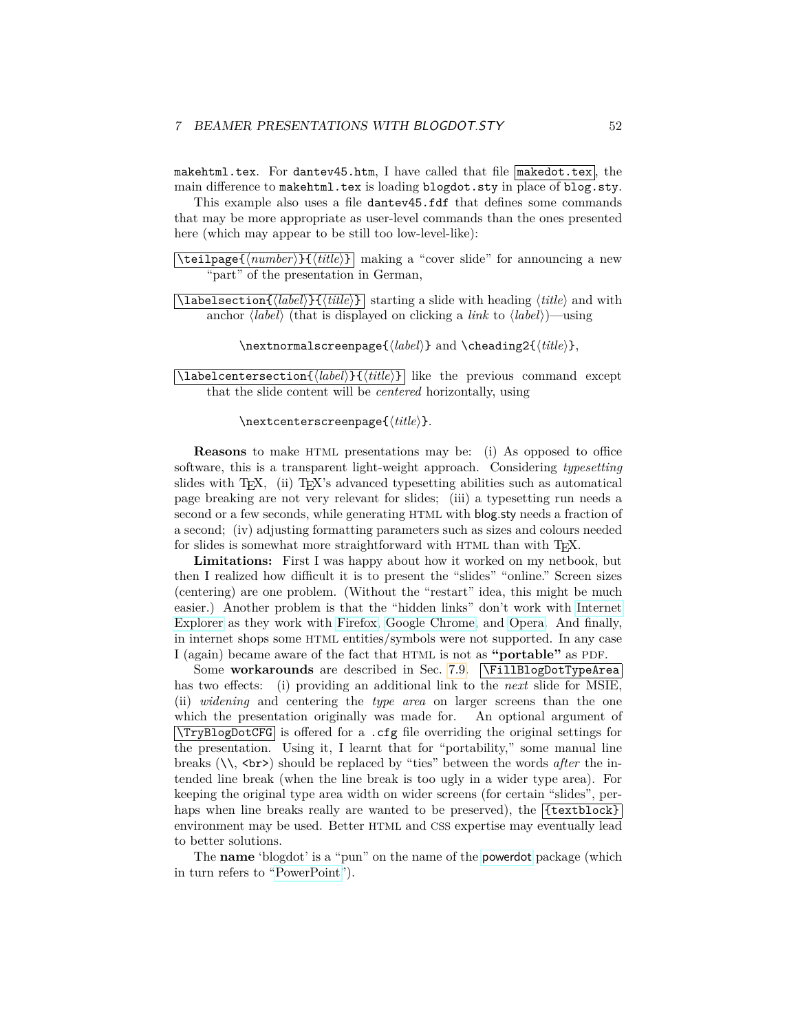`makehtml.tex`. For `dantev45.htm`, I have called that file `makedot.tex`, the main difference to `makehtml.tex` is loading `blogdot.sty` in place of `blog.sty`.

This example also uses a file `dantev45.fdf` that defines some commands that may be more appropriate as user-level commands than the ones presented here (which may appear to be still too low-level-like):

`\teilpage{⟨number⟩}{⟨title⟩}` making a "cover slide" for announcing a new "part" of the presentation in German,

`\labelsection{⟨label⟩}{⟨title⟩}` starting a slide with heading ⟨*title*⟩ and with anchor ⟨*label*⟩ (that is displayed on clicking a *link* to ⟨*label*⟩)—using

> `\nextnormalscreenpage{⟨label⟩}` and `\cheading2{⟨title⟩}`,

`\labelcentersection{⟨label⟩}{⟨title⟩}` like the previous command except that the slide content will be *centered* horizontally, using

> `\nextcenterscreenpage{⟨title⟩}`.

**Reasons** to make HTML presentations may be: (i) As opposed to office software, this is a transparent light-weight approach. Considering *typesetting* slides with TeX, (ii) TeX's advanced typesetting abilities such as automatical page breaking are not very relevant for slides; (iii) a typesetting run needs a second or a few seconds, while generating HTML with blog.sty needs a fraction of a second; (iv) adjusting formatting parameters such as sizes and colours needed for slides is somewhat more straightforward with HTML than with TeX.

**Limitations:** First I was happy about how it worked on my netbook, but then I realized how difficult it is to present the "slides" "online." Screen sizes (centering) are one problem. (Without the "restart" idea, this might be much easier.) Another problem is that the "hidden links" don't work with Internet Explorer as they work with Firefox, Google Chrome, and Opera. And finally, in internet shops some HTML entities/symbols were not supported. In any case I (again) became aware of the fact that HTML is not as **"portable"** as PDF.

Some **workarounds** are described in Sec. 7.9. `\FillBlogDotTypeArea` has two effects: (i) providing an additional link to the *next* slide for MSIE, (ii) *widening* and centering the *type area* on larger screens than the one which the presentation originally was made for. An optional argument of `\TryBlogDotCFG` is offered for a `.cfg` file overriding the original settings for the presentation. Using it, I learnt that for "portability," some manual line breaks (`\\`, `<br>`) should be replaced by "ties" between the words *after* the intended line break (when the line break is too ugly in a wider type area). For keeping the original type area width on wider screens (for certain "slides", perhaps when line breaks really are wanted to be preserved), the `{textblock}` environment may be used. Better HTML and CSS expertise may eventually lead to better solutions.

The **name** 'blogdot' is a "pun" on the name of the powerdot package (which in turn refers to "PowerPoint").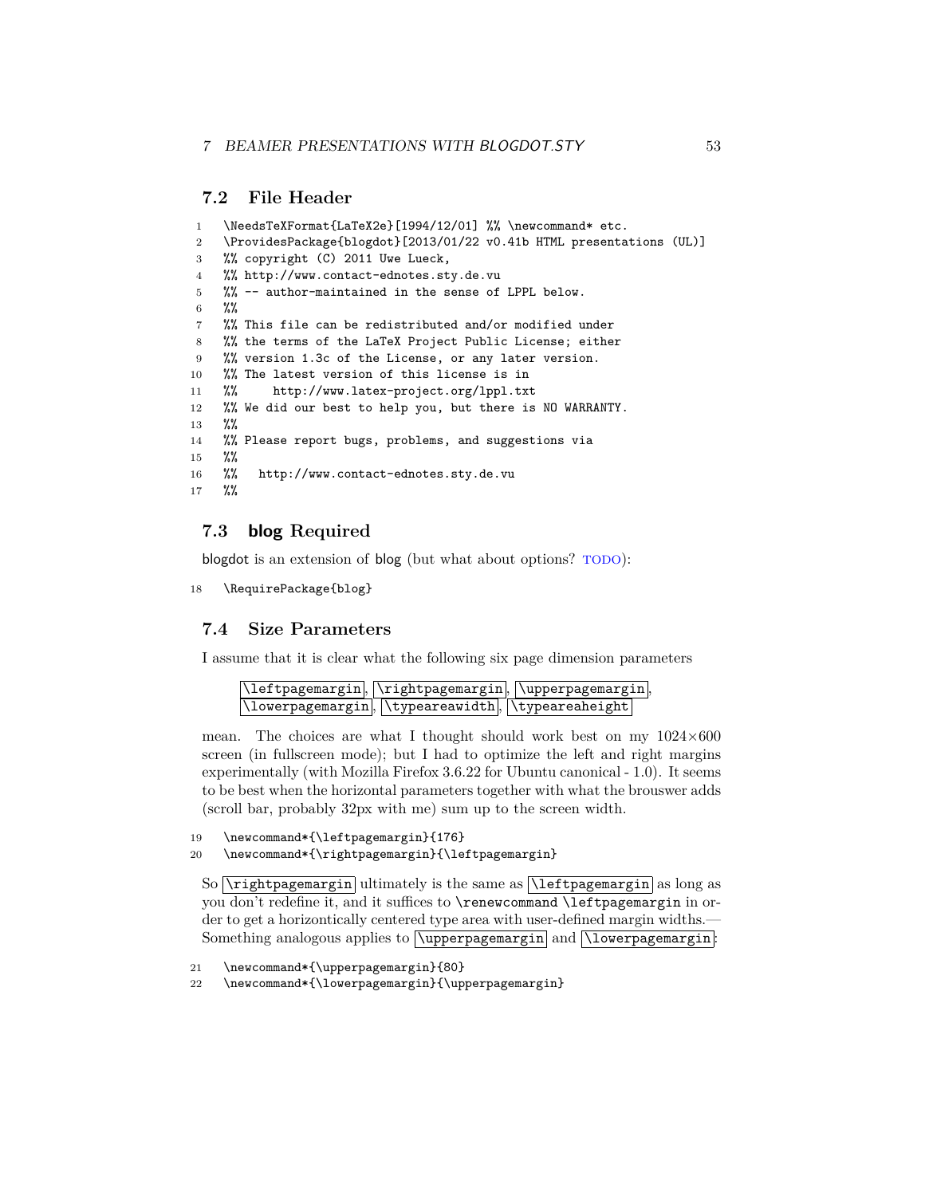## 7.2 File Header

```
1   \NeedsTeXFormat{LaTeX2e}[1994/12/01] %% \newcommand* etc.
2   \ProvidesPackage{blogdot}[2013/01/22 v0.41b HTML presentations (UL)]
3   %% copyright (C) 2011 Uwe Lueck,
4   %% http://www.contact-ednotes.sty.de.vu
5   %% -- author-maintained in the sense of LPPL below.
6   %%
7   %% This file can be redistributed and/or modified under
8   %% the terms of the LaTeX Project Public License; either
9   %% version 1.3c of the License, or any later version.
10  %% The latest version of this license is in
11  %%     http://www.latex-project.org/lppl.txt
12  %% We did our best to help you, but there is NO WARRANTY.
13  %%
14  %% Please report bugs, problems, and suggestions via
15  %%
16  %%   http://www.contact-ednotes.sty.de.vu
17  %%
```

## 7.3 blog Required

blogdot is an extension of blog (but what about options? TODO):

```
18  \RequirePackage{blog}
```

## 7.4 Size Parameters

I assume that it is clear what the following six page dimension parameters

`\leftpagemargin`, `\rightpagemargin`, `\upperpagemargin`, `\lowerpagemargin`, `\typeareawidth`, `\typeareaheight`

mean. The choices are what I thought should work best on my 1024×600 screen (in fullscreen mode); but I had to optimize the left and right margins experimentally (with Mozilla Firefox 3.6.22 for Ubuntu canonical - 1.0). It seems to be best when the horizontal parameters together with what the brouswer adds (scroll bar, probably 32px with me) sum up to the screen width.

```
19  \newcommand*{\leftpagemargin}{176}
20  \newcommand*{\rightpagemargin}{\leftpagemargin}
```

So `\rightpagemargin` ultimately is the same as `\leftpagemargin` as long as you don't redefine it, and it suffices to `\renewcommand \leftpagemargin` in order to get a horizontically centered type area with user-defined margin widths.—Something analogous applies to `\upperpagemargin` and `\lowerpagemargin`:

```
21  \newcommand*{\upperpagemargin}{80}
22  \newcommand*{\lowerpagemargin}{\upperpagemargin}
```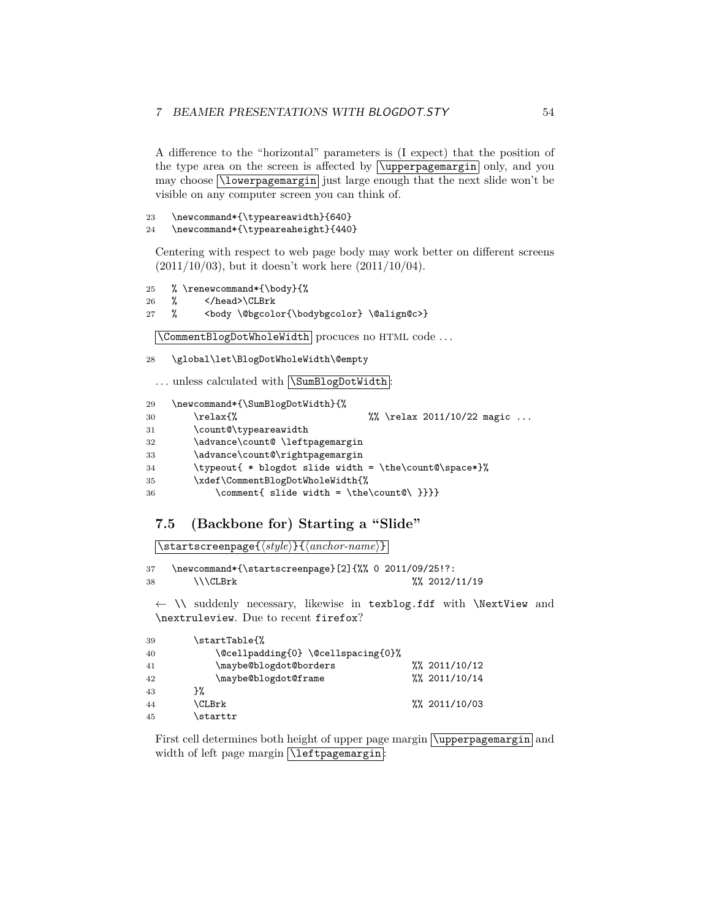A difference to the "horizontal" parameters is (I expect) that the position of the type area on the screen is affected by `\upperpagemargin` only, and you may choose `\lowerpagemargin` just large enough that the next slide won't be visible on any computer screen you can think of.

```
23   \newcommand*{\typeareawidth}{640}
24   \newcommand*{\typeareaheight}{440}
```

Centering with respect to web page body may work better on different screens (2011/10/03), but it doesn't work here (2011/10/04).

```
25   % \renewcommand*{\body}{%
26   %     </head>\CLBrk
27   %     <body \@bgcolor{\bodybgcolor} \@align@c>}
```

`\CommentBlogDotWholeWidth` procuces no HTML code ...

```
28   \global\let\BlogDotWholeWidth\@empty
```

... unless calculated with `\SumBlogDotWidth`:

```
29   \newcommand*{\SumBlogDotWidth}{%
30       \relax{%                        %% \relax 2011/10/22 magic ...
31       \count@\typeareawidth
32       \advance\count@ \leftpagemargin
33       \advance\count@\rightpagemargin
34       \typeout{ * blogdot slide width = \the\count@\space*}%
35       \xdef\CommentBlogDotWholeWidth{%
36           \comment{ slide width = \the\count@\ }}}}
```

## 7.5 (Backbone for) Starting a "Slide"

`\startscreenpage{⟨style⟩}{⟨anchor-name⟩}`

```
37   \newcommand*{\startscreenpage}[2]{%% 0 2011/09/25!?:
38       \\\CLBrk                               %% 2012/11/19
```

← `\\` suddenly necessary, likewise in `texblog.fdf` with `\NextView` and `\nextruleview`. Due to recent `firefox`?

```
39       \startTable{%
40           \@cellpadding{0} \@cellspacing{0}%
41           \maybe@blogdot@borders             %% 2011/10/12
42           \maybe@blogdot@frame               %% 2011/10/14
43       }%
44       \CLBrk                                 %% 2011/10/03
45       \starttr
```

First cell determines both height of upper page margin `\upperpagemargin` and width of left page margin `\leftpagemargin`: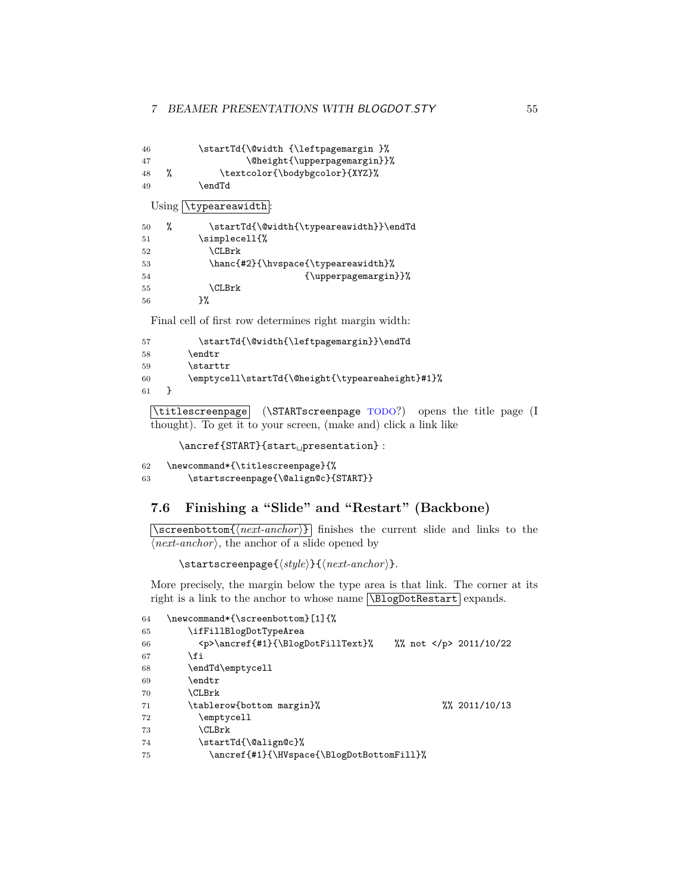```
46        \startTd{\@width {\leftpagemargin }%
47                 \@height{\upperpagemargin}}%
48  %         \textcolor{\bodybgcolor}{XYZ}%
49        \endTd
```

Using `\typeareawidth`:

```
50  %       \startTd{\@width{\typeareawidth}}\endTd
51        \simplecell{%
52          \CLBrk
53          \hanc{#2}{\hvspace{\typeareawidth}%
54                           {\upperpagemargin}}%
55          \CLBrk
56        }%
```

Final cell of first row determines right margin width:

```
57        \startTd{\@width{\leftpagemargin}}\endTd
58      \endtr
59      \starttr
60      \emptycell\startTd{\@height{\typeareaheight}#1}%
61  }
```

`\titlescreenpage` (\STARTscreenpage TODO?) opens the title page (I thought). To get it to your screen, (make and) click a link like

> `\ancref{START}{start␣presentation}` :

```
62  \newcommand*{\titlescreenpage}{%
63      \startscreenpage{\@align@c}{START}}
```

## 7.6 Finishing a "Slide" and "Restart" (Backbone)

`\screenbottom{⟨next-anchor⟩}` finishes the current slide and links to the ⟨*next-anchor*⟩, the anchor of a slide opened by

> `\startscreenpage{⟨style⟩}{⟨next-anchor⟩}`.

More precisely, the margin below the type area is that link. The corner at its right is a link to the anchor to whose name `\BlogDotRestart` expands.

```
64  \newcommand*{\screenbottom}[1]{%
65      \ifFillBlogDotTypeArea
66        <p>\ancref{#1}{\BlogDotFillText}%    %% not </p> 2011/10/22
67      \fi
68      \endTd\emptycell
69      \endtr
70      \CLBrk
71      \tablerow{bottom margin}%                       %% 2011/10/13
72        \emptycell
73        \CLBrk
74        \startTd{\@align@c}%
75          \ancref{#1}{\HVspace{\BlogDotBottomFill}%
```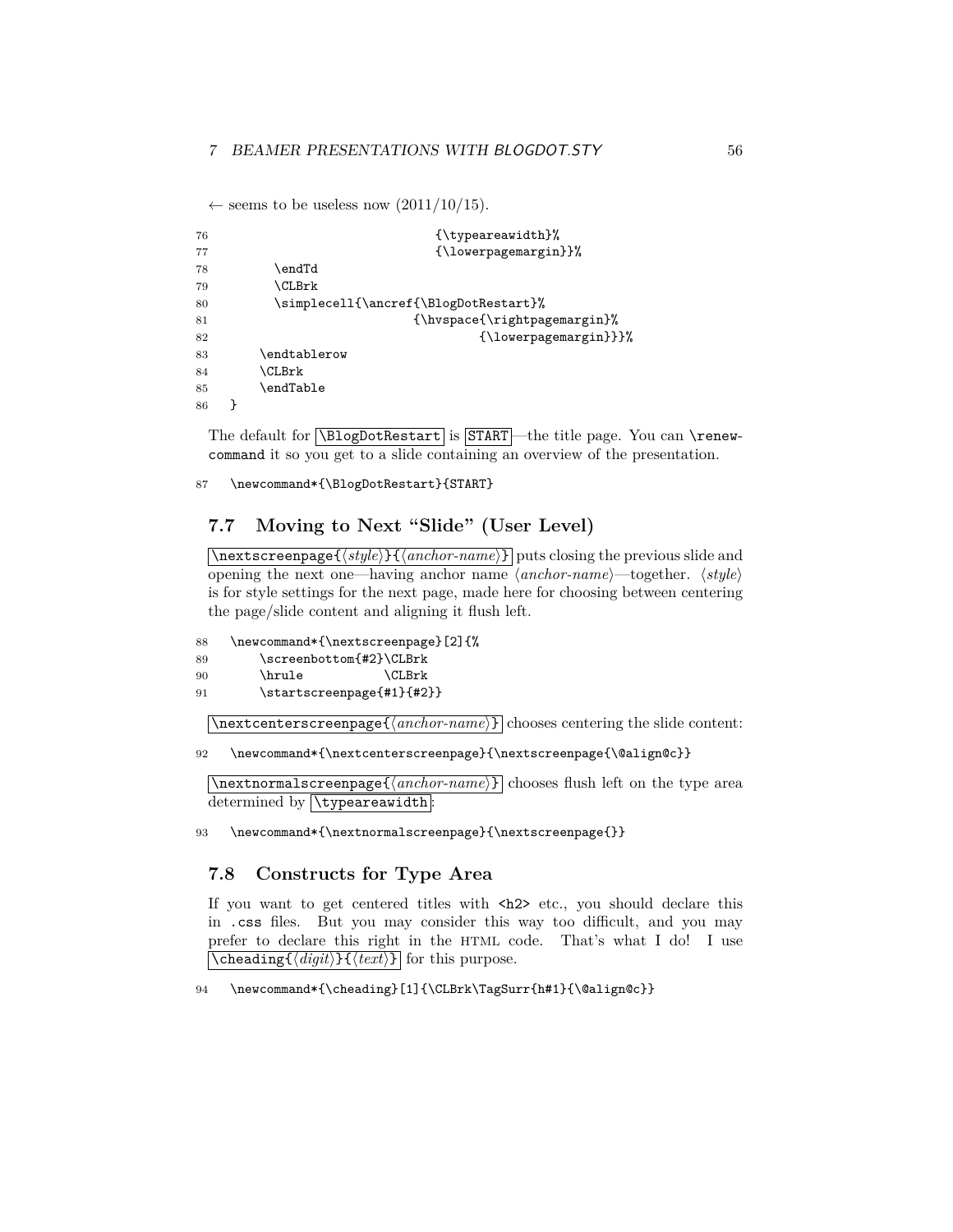← seems to be useless now (2011/10/15).

```
76                              {\typeareawidth}%
77                              {\lowerpagemargin}}%
78          \endTd
79          \CLBrk
80          \simplecell{\ancref{\BlogDotRestart}%
81                           {\hvspace{\rightpagemargin}%
82                                  {\lowerpagemargin}}}%
83        \endtablerow
84        \CLBrk
85        \endTable
86    }
```

The default for `\BlogDotRestart` is `START`—the title page. You can `\renewcommand` it so you get to a slide containing an overview of the presentation.

```
87    \newcommand*{\BlogDotRestart}{START}
```

## 7.7 Moving to Next "Slide" (User Level)

`\nextscreenpage{⟨style⟩}{⟨anchor-name⟩}` puts closing the previous slide and opening the next one—having anchor name ⟨*anchor-name*⟩—together. ⟨*style*⟩ is for style settings for the next page, made here for choosing between centering the page/slide content and aligning it flush left.

```
88    \newcommand*{\nextscreenpage}[2]{%
89        \screenbottom{#2}\CLBrk
90        \hrule           \CLBrk
91        \startscreenpage{#1}{#2}}
```

`\nextcenterscreenpage{⟨anchor-name⟩}` chooses centering the slide content:

```
92    \newcommand*{\nextcenterscreenpage}{\nextscreenpage{\@align@c}}
```

`\nextnormalscreenpage{⟨anchor-name⟩}` chooses flush left on the type area determined by `\typeareawidth`:

```
93    \newcommand*{\nextnormalscreenpage}{\nextscreenpage{}}
```

## 7.8 Constructs for Type Area

If you want to get centered titles with `<h2>` etc., you should declare this in `.css` files. But you may consider this way too difficult, and you may prefer to declare this right in the HTML code. That's what I do! I use `\cheading{⟨digit⟩}{⟨text⟩}` for this purpose.

```
94    \newcommand*{\cheading}[1]{\CLBrk\TagSurr{h#1}{\@align@c}}
```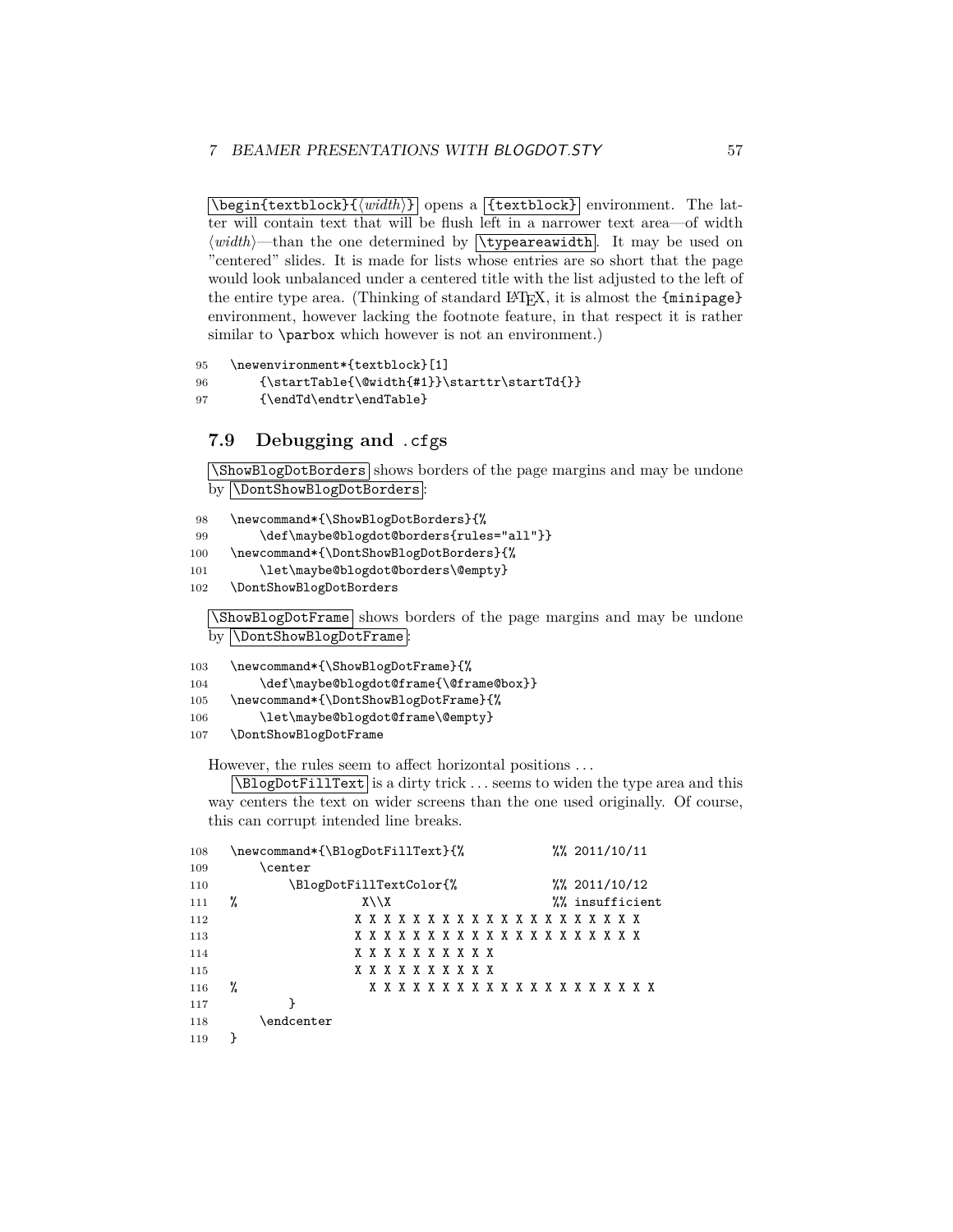`\begin{textblock}{⟨width⟩}` opens a `{textblock}` environment. The latter will contain text that will be flush left in a narrower text area—of width ⟨*width*⟩—than the one determined by `\typeareawidth`. It may be used on "centered" slides. It is made for lists whose entries are so short that the page would look unbalanced under a centered title with the list adjusted to the left of the entire type area. (Thinking of standard LaTeX, it is almost the `{minipage}` environment, however lacking the footnote feature, in that respect it is rather similar to `\parbox` which however is not an environment.)

```
95  \newenvironment*{textblock}[1]
96      {\startTable{\@width{#1}}\starttr\startTd{}}
97      {\endTd\endtr\endTable}
```

### 7.9 Debugging and .cfgs

`\ShowBlogDotBorders` shows borders of the page margins and may be undone by `\DontShowBlogDotBorders`:

```
98  \newcommand*{\ShowBlogDotBorders}{%
99      \def\maybe@blogdot@borders{rules="all"}}
100 \newcommand*{\DontShowBlogDotBorders}{%
101     \let\maybe@blogdot@borders\@empty}
102 \DontShowBlogDotBorders
```

`\ShowBlogDotFrame` shows borders of the page margins and may be undone by `\DontShowBlogDotFrame`:

```
103 \newcommand*{\ShowBlogDotFrame}{%
104     \def\maybe@blogdot@frame{\@frame@box}}
105 \newcommand*{\DontShowBlogDotFrame}{%
106     \let\maybe@blogdot@frame\@empty}
107 \DontShowBlogDotFrame
```

However, the rules seem to affect horizontal positions ...

`\BlogDotFillText` is a dirty trick ... seems to widen the type area and this way centers the text on wider screens than the one used originally. Of course, this can corrupt intended line breaks.

```
108 \newcommand*{\BlogDotFillText}{%             %% 2011/10/11
109     \center
110         \BlogDotFillTextColor{%              %% 2011/10/12
111 %               X\\X                         %% insufficient
112                X X X X X X X X X X X X X X X X X X X X X X X
113                X X X X X X X X X X X X X X X X X X X X X X X
114                X X X X X X X X X X
115                X X X X X X X X X X
116 %                X X X X X X X X X X X X X X X X X X X X X X X
117         }
118     \endcenter
119 }
```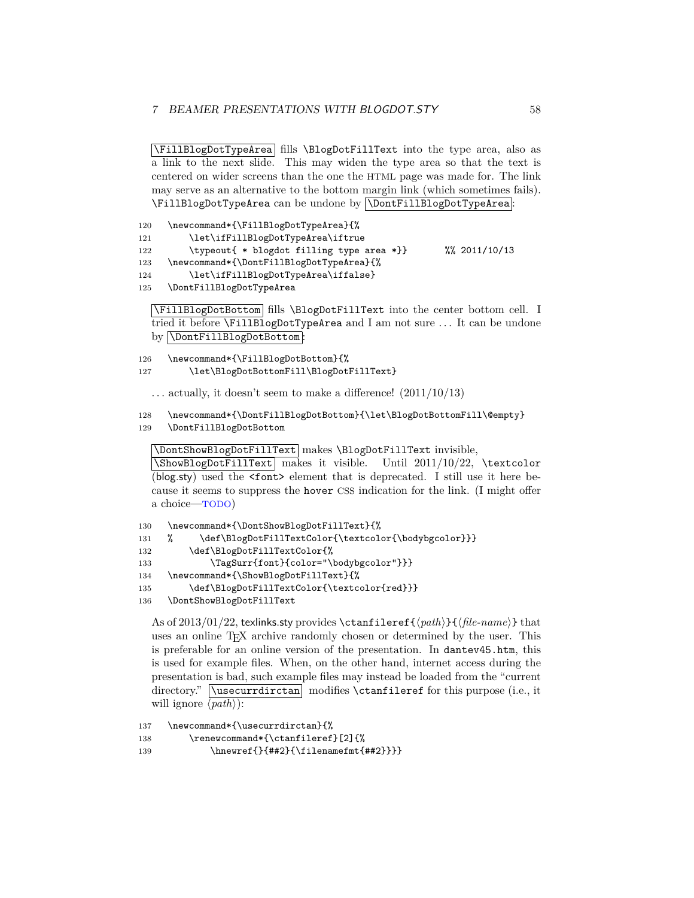`\FillBlogDotTypeArea` fills `\BlogDotFillText` into the type area, also as a link to the next slide. This may widen the type area so that the text is centered on wider screens than the one the HTML page was made for. The link may serve as an alternative to the bottom margin link (which sometimes fails). `\FillBlogDotTypeArea` can be undone by `\DontFillBlogDotTypeArea`:

```
120  \newcommand*{\FillBlogDotTypeArea}{%
121      \let\ifFillBlogDotTypeArea\iftrue
122      \typeout{ * blogdot filling type area *}}       %% 2011/10/13
123  \newcommand*{\DontFillBlogDotTypeArea}{%
124      \let\ifFillBlogDotTypeArea\iffalse}
125  \DontFillBlogDotTypeArea
```

`\FillBlogDotBottom` fills `\BlogDotFillText` into the center bottom cell. I tried it before `\FillBlogDotTypeArea` and I am not sure ... It can be undone by `\DontFillBlogDotBottom`:

```
126  \newcommand*{\FillBlogDotBottom}{%
127      \let\BlogDotBottomFill\BlogDotFillText}
```

... actually, it doesn't seem to make a difference! (2011/10/13)

```
128  \newcommand*{\DontFillBlogDotBottom}{\let\BlogDotBottomFill\@empty}
129  \DontFillBlogDotBottom
```

`\DontShowBlogDotFillText` makes `\BlogDotFillText` invisible, `\ShowBlogDotFillText` makes it visible. Until 2011/10/22, `\textcolor` (blog.sty) used the `<font>` element that is deprecated. I still use it here because it seems to suppress the `hover` CSS indication for the link. (I might offer a choice—TODO)

```
130  \newcommand*{\DontShowBlogDotFillText}{%
131  %     \def\BlogDotFillTextColor{\textcolor{\bodybgcolor}}}
132      \def\BlogDotFillTextColor{%
133          \TagSurr{font}{color="\bodybgcolor"}}}
134  \newcommand*{\ShowBlogDotFillText}{%
135      \def\BlogDotFillTextColor{\textcolor{red}}}
136  \DontShowBlogDotFillText
```

As of 2013/01/22, texlinks.sty provides `\ctanfileref{`⟨*path*⟩`}{`⟨*file-name*⟩`}` that uses an online TeX archive randomly chosen or determined by the user. This is preferable for an online version of the presentation. In `dantev45.htm`, this is used for example files. When, on the other hand, internet access during the presentation is bad, such example files may instead be loaded from the "current directory." `\usecurrdirctan` modifies `\ctanfileref` for this purpose (i.e., it will ignore ⟨*path*⟩):

```
137  \newcommand*{\usecurrdirctan}{%
138      \renewcommand*{\ctanfileref}[2]{%
139          \hnewref{}{##2}{\filenamefmt{##2}}}}
```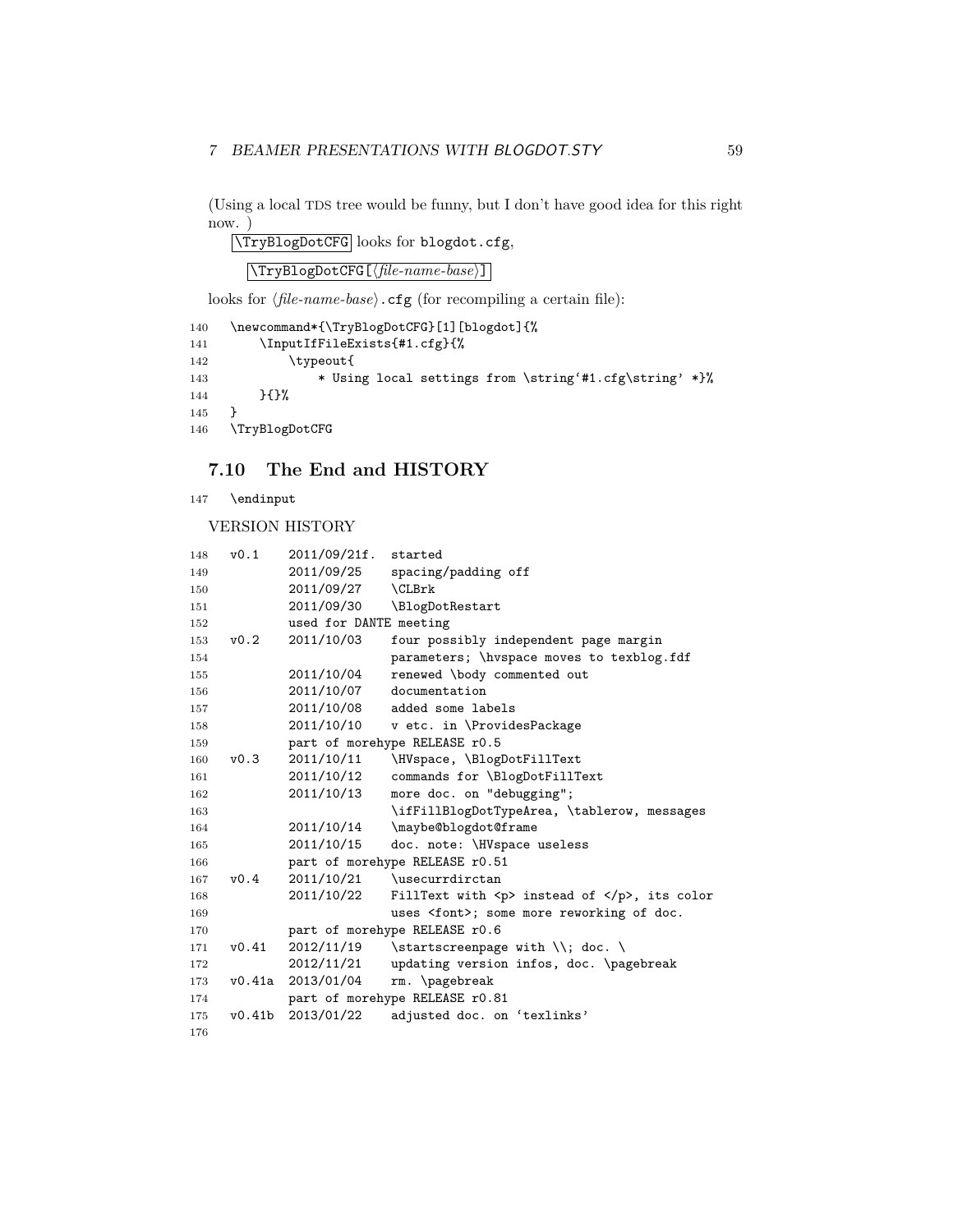(Using a local TDS tree would be funny, but I don't have good idea for this right now. )

\TryBlogDotCFG looks for `blogdot.cfg`,

\TryBlogDotCFG[⟨*file-name-base*⟩]

looks for ⟨*file-name-base*⟩`.cfg` (for recompiling a certain file):

```
140  \newcommand*{\TryBlogDotCFG}[1][blogdot]{%
141      \InputIfFileExists{#1.cfg}{%
142          \typeout{
143              * Using local settings from \string`#1.cfg\string' *}%
144      }{}%
145  }
146  \TryBlogDotCFG
```

### 7.10 The End and HISTORY

```
147  \endinput
```

VERSION HISTORY

```
148  v0.1    2011/09/21f.  started
149          2011/09/25    spacing/padding off
150          2011/09/27    \CLBrk
151          2011/09/30    \BlogDotRestart
152          used for DANTE meeting
153  v0.2    2011/10/03    four possibly independent page margin
154                        parameters; \hvspace moves to texblog.fdf
155          2011/10/04    renewed \body commented out
156          2011/10/07    documentation
157          2011/10/08    added some labels
158          2011/10/10    v etc. in \ProvidesPackage
159          part of morehype RELEASE r0.5
160  v0.3    2011/10/11    \HVspace, \BlogDotFillText
161          2011/10/12    commands for \BlogDotFillText
162          2011/10/13    more doc. on "debugging";
163                        \ifFillBlogDotTypeArea, \tablerow, messages
164          2011/10/14    \maybe@blogdot@frame
165          2011/10/15    doc. note: \HVspace useless
166          part of morehype RELEASE r0.51
167  v0.4    2011/10/21    \usecurrdirctan
168          2011/10/22    FillText with <p> instead of </p>, its color
169                        uses <font>; some more reworking of doc.
170          part of morehype RELEASE r0.6
171  v0.41   2012/11/19    \startscreenpage with \\; doc. \
172          2012/11/21    updating version infos, doc. \pagebreak
173  v0.41a  2013/01/04    rm. \pagebreak
174          part of morehype RELEASE r0.81
175  v0.41b  2013/01/22    adjusted doc. on `texlinks'
176
```